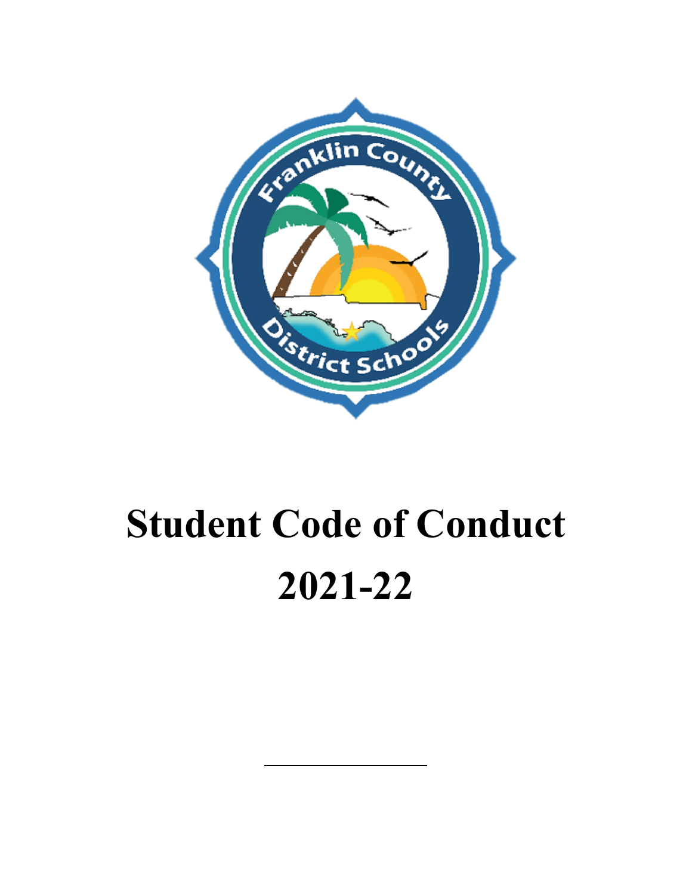# Student Code of Conduct

# 2021-22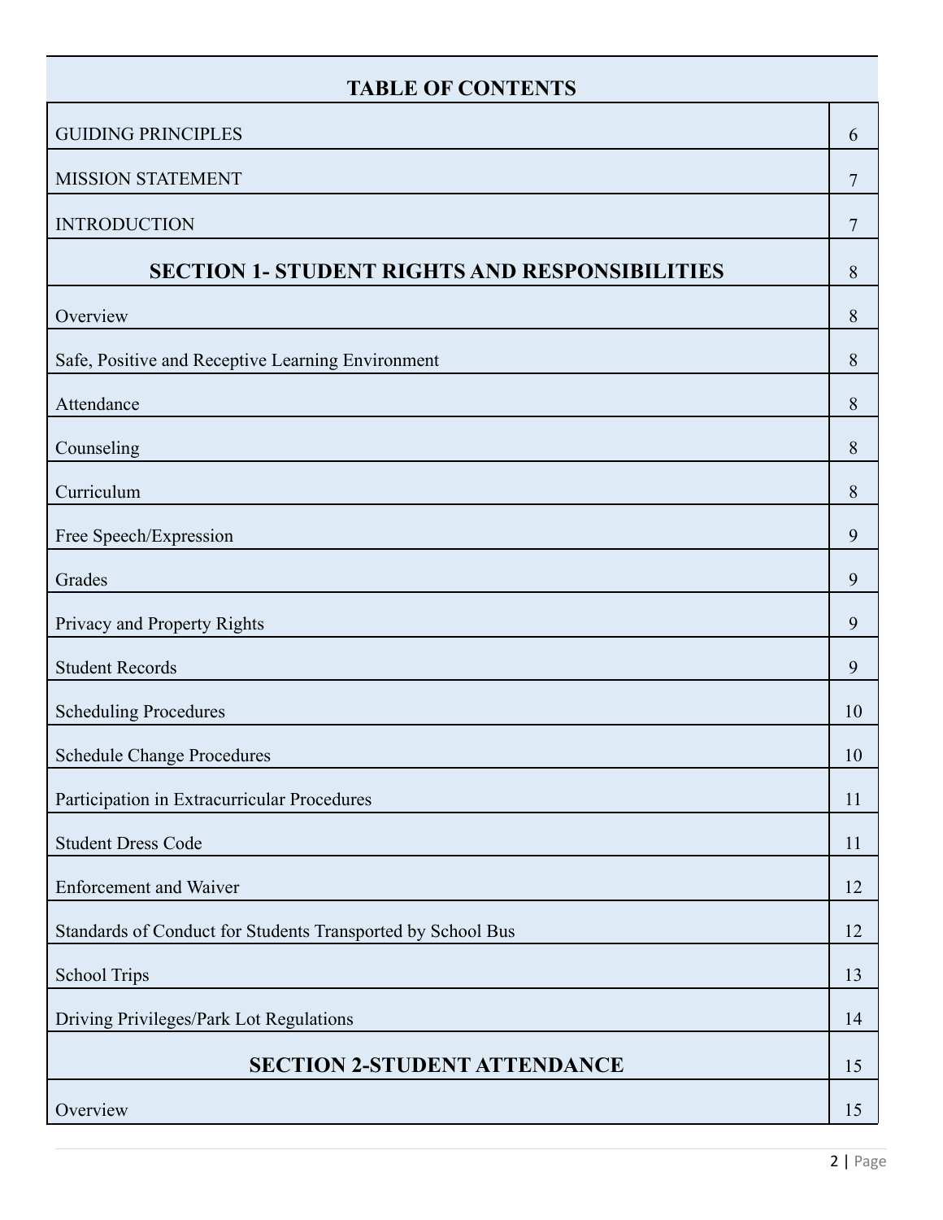| TABLE OF CONTENTS | |
|---|---|
| GUIDING PRINCIPLES | 6 |
| MISSION STATEMENT | 7 |
| INTRODUCTION | 7 |
| **SECTION 1- STUDENT RIGHTS AND RESPONSIBILITIES** | 8 |
| Overview | 8 |
| Safe, Positive and Receptive Learning Environment | 8 |
| Attendance | 8 |
| Counseling | 8 |
| Curriculum | 8 |
| Free Speech/Expression | 9 |
| Grades | 9 |
| Privacy and Property Rights | 9 |
| Student Records | 9 |
| Scheduling Procedures | 10 |
| Schedule Change Procedures | 10 |
| Participation in Extracurricular Procedures | 11 |
| Student Dress Code | 11 |
| Enforcement and Waiver | 12 |
| Standards of Conduct for Students Transported by School Bus | 12 |
| School Trips | 13 |
| Driving Privileges/Park Lot Regulations | 14 |
| **SECTION 2-STUDENT ATTENDANCE** | 15 |
| Overview | 15 |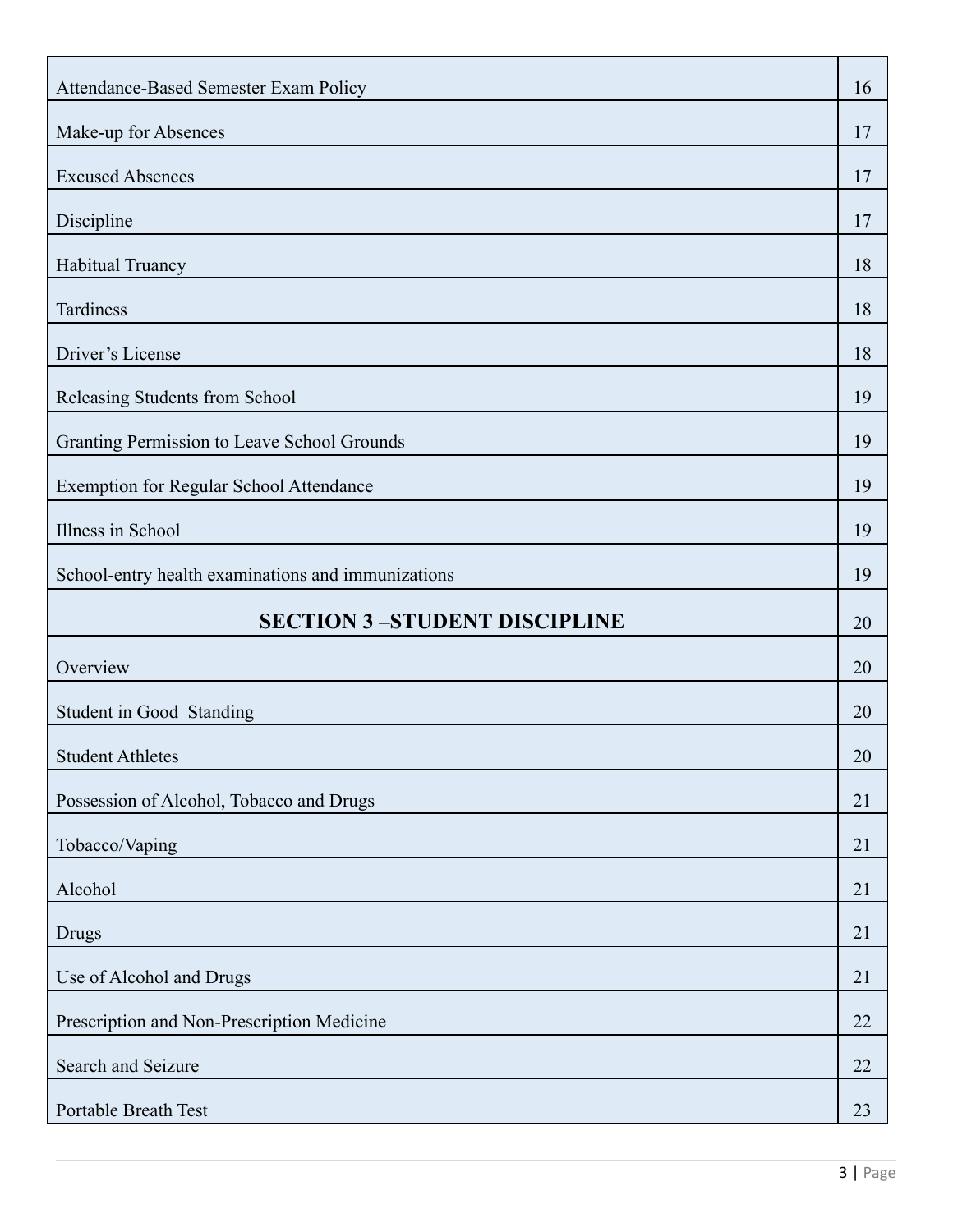| | |
|---|---|
| Attendance-Based Semester Exam Policy | 16 |
| Make-up for Absences | 17 |
| Excused Absences | 17 |
| Discipline | 17 |
| Habitual Truancy | 18 |
| Tardiness | 18 |
| Driver's License | 18 |
| Releasing Students from School | 19 |
| Granting Permission to Leave School Grounds | 19 |
| Exemption for Regular School Attendance | 19 |
| Illness in School | 19 |
| School-entry health examinations and immunizations | 19 |
| **SECTION 3 –STUDENT DISCIPLINE** | 20 |
| Overview | 20 |
| Student in Good Standing | 20 |
| Student Athletes | 20 |
| Possession of Alcohol, Tobacco and Drugs | 21 |
| Tobacco/Vaping | 21 |
| Alcohol | 21 |
| Drugs | 21 |
| Use of Alcohol and Drugs | 21 |
| Prescription and Non-Prescription Medicine | 22 |
| Search and Seizure | 22 |
| Portable Breath Test | 23 |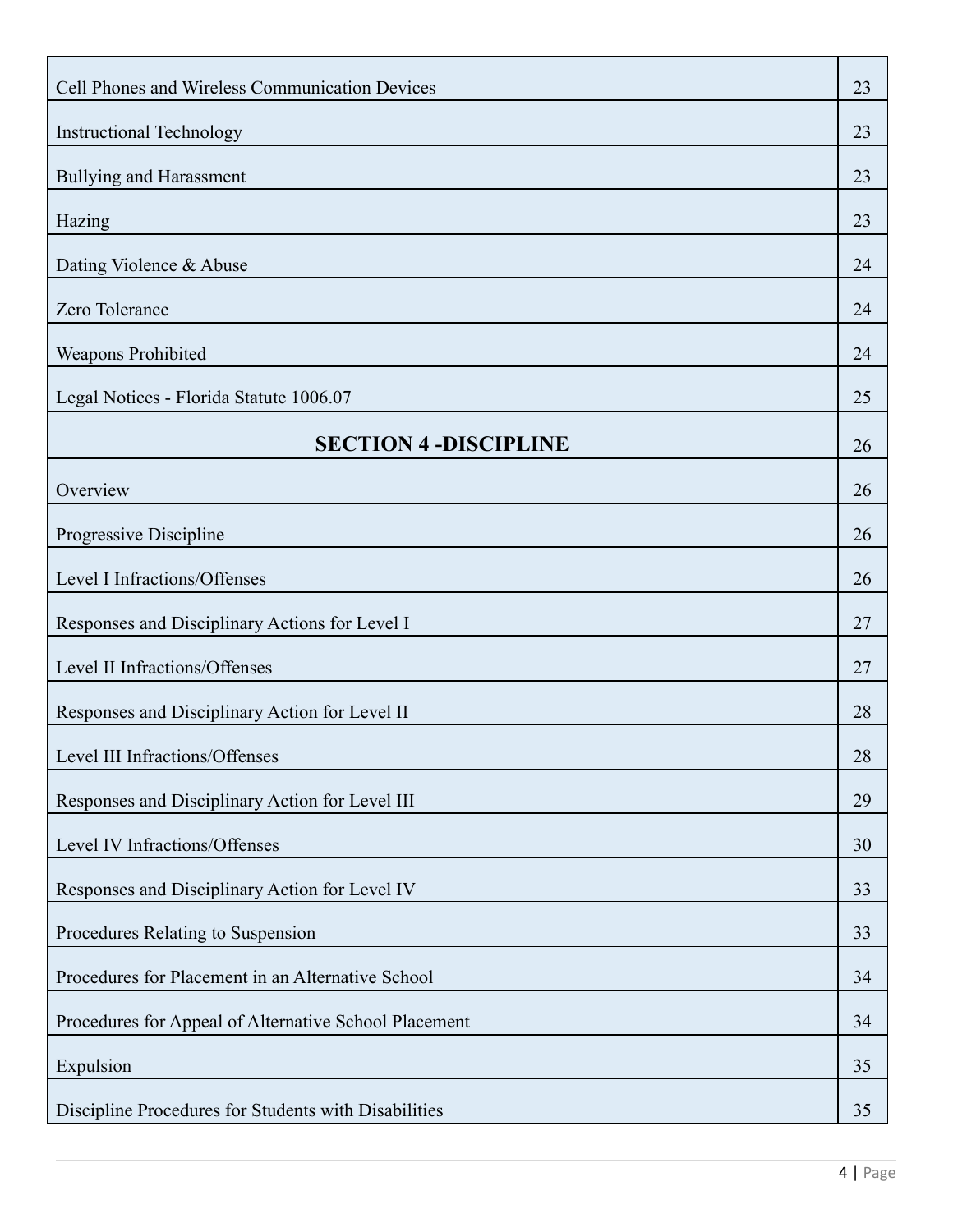| | |
|---|---|
| Cell Phones and Wireless Communication Devices | 23 |
| Instructional Technology | 23 |
| Bullying and Harassment | 23 |
| Hazing | 23 |
| Dating Violence & Abuse | 24 |
| Zero Tolerance | 24 |
| Weapons Prohibited | 24 |
| Legal Notices - Florida Statute 1006.07 | 25 |
| **SECTION 4 -DISCIPLINE** | 26 |
| Overview | 26 |
| Progressive Discipline | 26 |
| Level I Infractions/Offenses | 26 |
| Responses and Disciplinary Actions for Level I | 27 |
| Level II Infractions/Offenses | 27 |
| Responses and Disciplinary Action for Level II | 28 |
| Level III Infractions/Offenses | 28 |
| Responses and Disciplinary Action for Level III | 29 |
| Level IV Infractions/Offenses | 30 |
| Responses and Disciplinary Action for Level IV | 33 |
| Procedures Relating to Suspension | 33 |
| Procedures for Placement in an Alternative School | 34 |
| Procedures for Appeal of Alternative School Placement | 34 |
| Expulsion | 35 |
| Discipline Procedures for Students with Disabilities | 35 |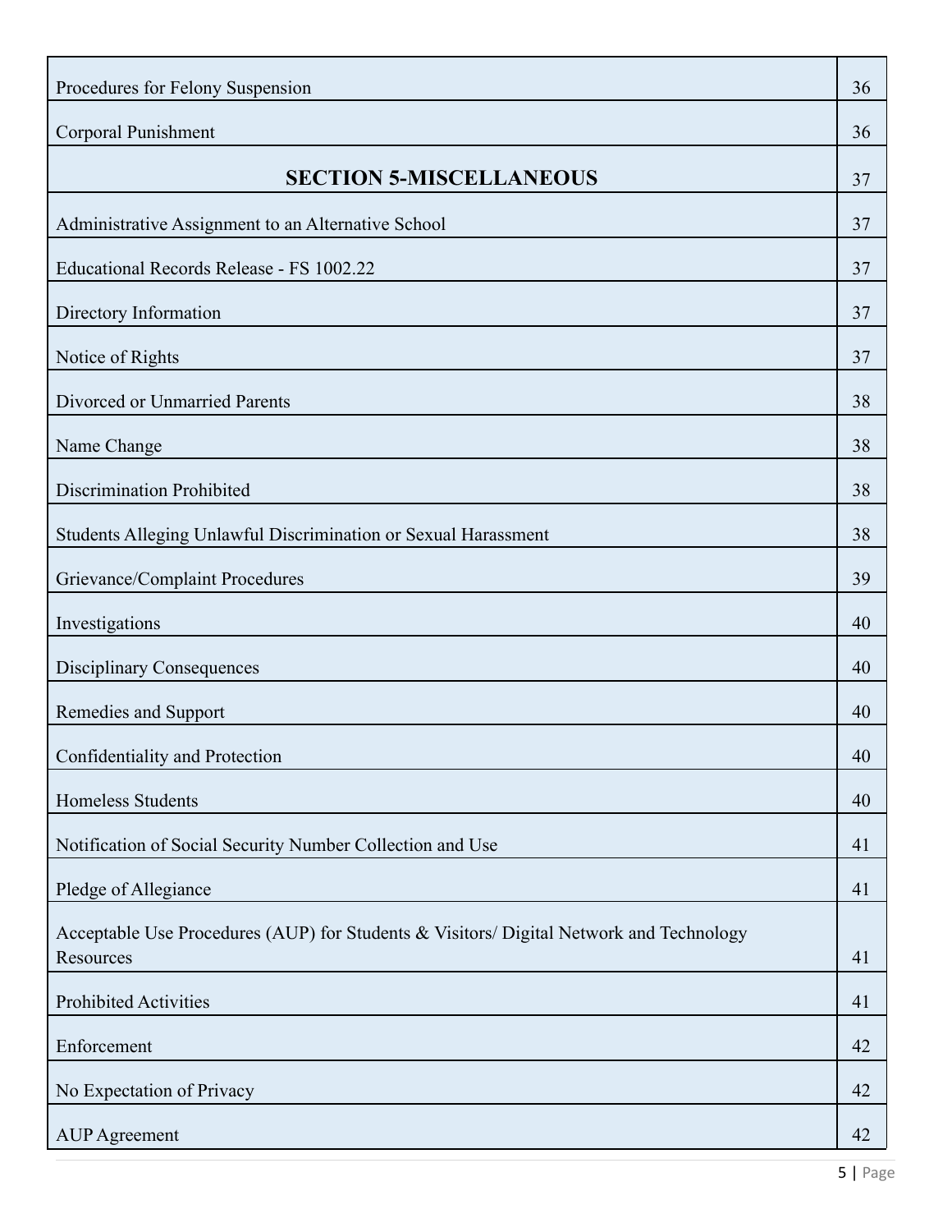| | |
|---|---|
| Procedures for Felony Suspension | 36 |
| Corporal Punishment | 36 |
| **SECTION 5-MISCELLANEOUS** | 37 |
| Administrative Assignment to an Alternative School | 37 |
| Educational Records Release - FS 1002.22 | 37 |
| Directory Information | 37 |
| Notice of Rights | 37 |
| Divorced or Unmarried Parents | 38 |
| Name Change | 38 |
| Discrimination Prohibited | 38 |
| Students Alleging Unlawful Discrimination or Sexual Harassment | 38 |
| Grievance/Complaint Procedures | 39 |
| Investigations | 40 |
| Disciplinary Consequences | 40 |
| Remedies and Support | 40 |
| Confidentiality and Protection | 40 |
| Homeless Students | 40 |
| Notification of Social Security Number Collection and Use | 41 |
| Pledge of Allegiance | 41 |
| Acceptable Use Procedures (AUP) for Students & Visitors/ Digital Network and Technology Resources | 41 |
| Prohibited Activities | 41 |
| Enforcement | 42 |
| No Expectation of Privacy | 42 |
| AUP Agreement | 42 |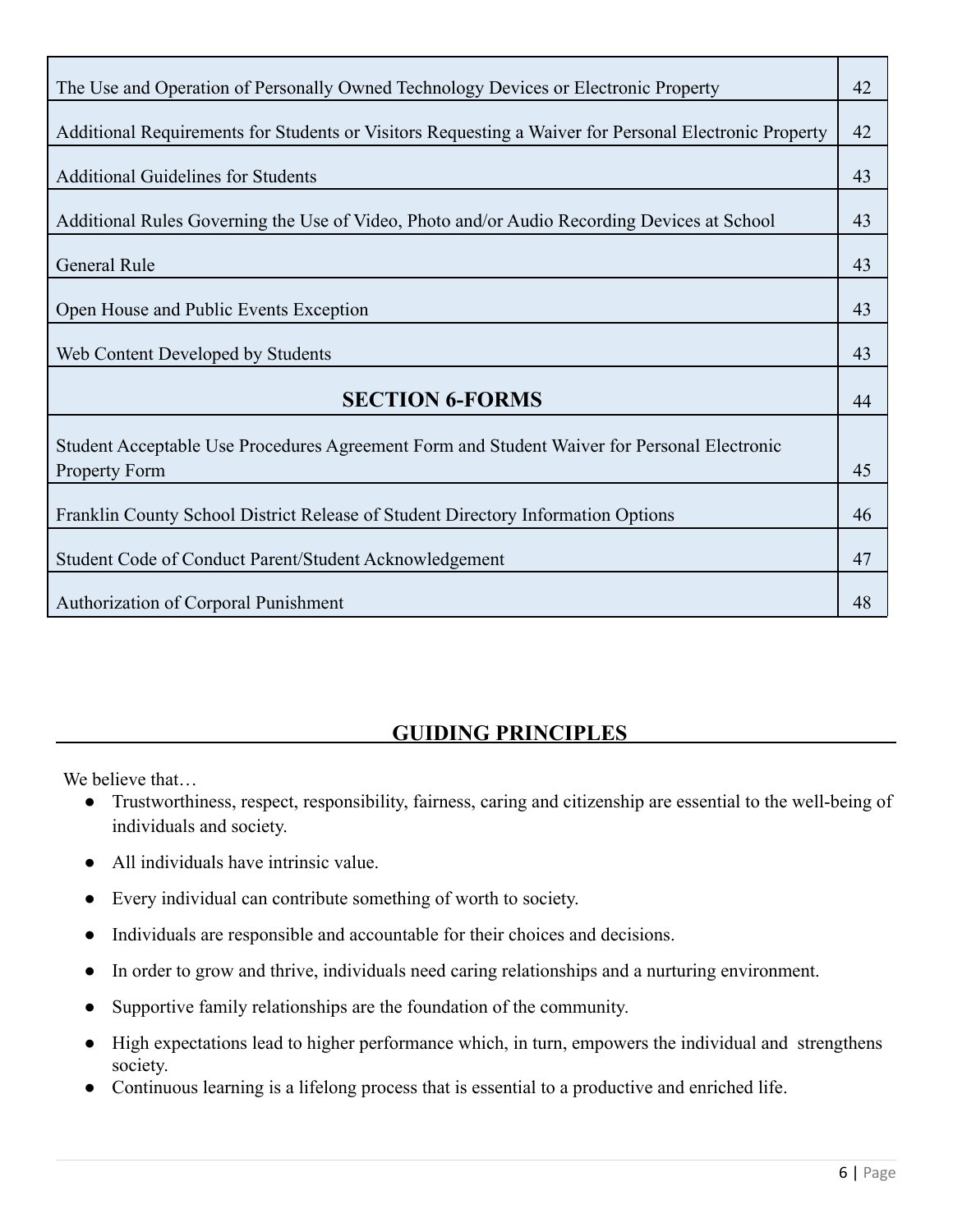| | |
|---|---|
| The Use and Operation of Personally Owned Technology Devices or Electronic Property | 42 |
| Additional Requirements for Students or Visitors Requesting a Waiver for Personal Electronic Property | 42 |
| Additional Guidelines for Students | 43 |
| Additional Rules Governing the Use of Video, Photo and/or Audio Recording Devices at School | 43 |
| General Rule | 43 |
| Open House and Public Events Exception | 43 |
| Web Content Developed by Students | 43 |
| **SECTION 6-FORMS** | 44 |
| Student Acceptable Use Procedures Agreement Form and Student Waiver for Personal Electronic Property Form | 45 |
| Franklin County School District Release of Student Directory Information Options | 46 |
| Student Code of Conduct Parent/Student Acknowledgement | 47 |
| Authorization of Corporal Punishment | 48 |

## GUIDING PRINCIPLES

We believe that…

- Trustworthiness, respect, responsibility, fairness, caring and citizenship are essential to the well-being of individuals and society.
- All individuals have intrinsic value.
- Every individual can contribute something of worth to society.
- Individuals are responsible and accountable for their choices and decisions.
- In order to grow and thrive, individuals need caring relationships and a nurturing environment.
- Supportive family relationships are the foundation of the community.
- High expectations lead to higher performance which, in turn, empowers the individual and strengthens society.
- Continuous learning is a lifelong process that is essential to a productive and enriched life.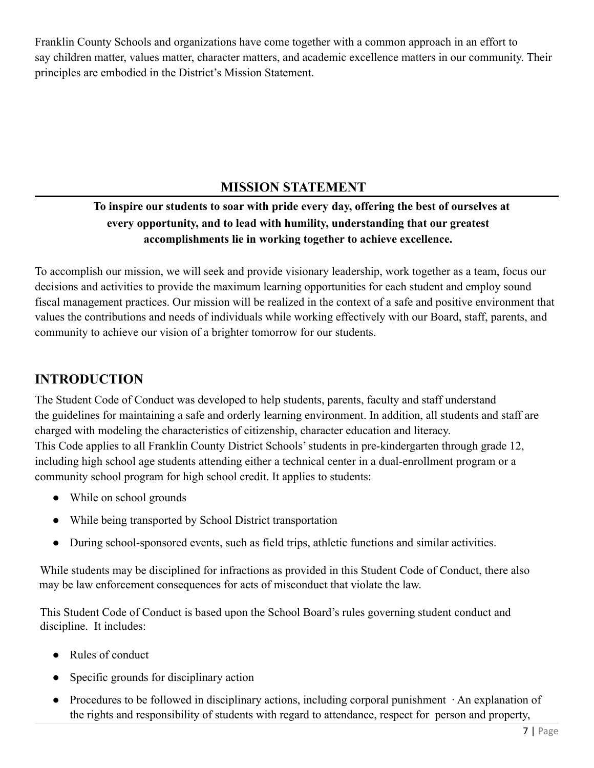Franklin County Schools and organizations have come together with a common approach in an effort to say children matter, values matter, character matters, and academic excellence matters in our community. Their principles are embodied in the District's Mission Statement.

## MISSION STATEMENT

**To inspire our students to soar with pride every day, offering the best of ourselves at every opportunity, and to lead with humility, understanding that our greatest accomplishments lie in working together to achieve excellence.**

To accomplish our mission, we will seek and provide visionary leadership, work together as a team, focus our decisions and activities to provide the maximum learning opportunities for each student and employ sound fiscal management practices. Our mission will be realized in the context of a safe and positive environment that values the contributions and needs of individuals while working effectively with our Board, staff, parents, and community to achieve our vision of a brighter tomorrow for our students.

## INTRODUCTION

The Student Code of Conduct was developed to help students, parents, faculty and staff understand the guidelines for maintaining a safe and orderly learning environment. In addition, all students and staff are charged with modeling the characteristics of citizenship, character education and literacy.
This Code applies to all Franklin County District Schools' students in pre-kindergarten through grade 12, including high school age students attending either a technical center in a dual-enrollment program or a community school program for high school credit. It applies to students:

- While on school grounds
- While being transported by School District transportation
- During school-sponsored events, such as field trips, athletic functions and similar activities.

While students may be disciplined for infractions as provided in this Student Code of Conduct, there also may be law enforcement consequences for acts of misconduct that violate the law.

This Student Code of Conduct is based upon the School Board's rules governing student conduct and discipline. It includes:

- Rules of conduct
- Specific grounds for disciplinary action
- Procedures to be followed in disciplinary actions, including corporal punishment · An explanation of the rights and responsibility of students with regard to attendance, respect for person and property,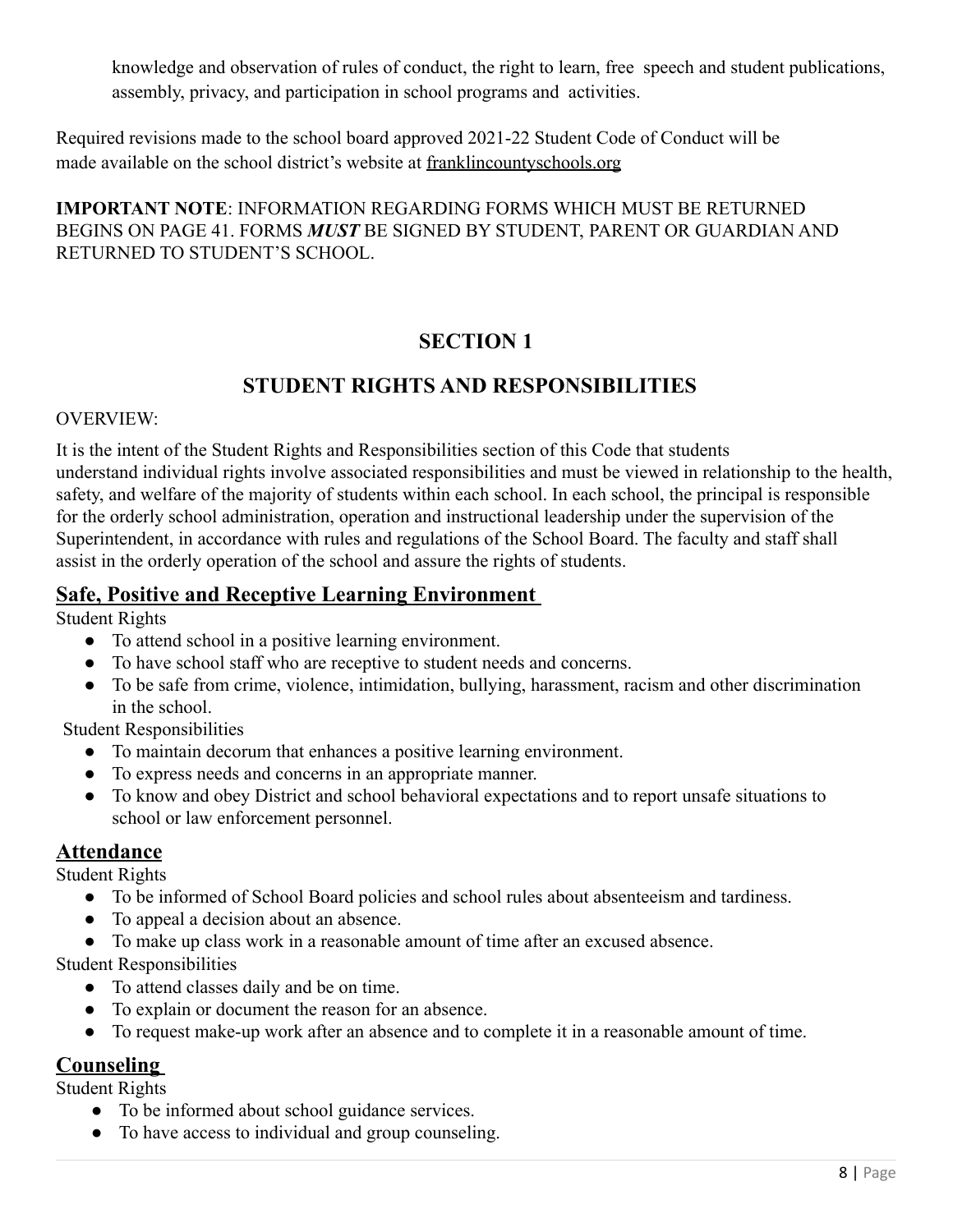knowledge and observation of rules of conduct, the right to learn, free speech and student publications, assembly, privacy, and participation in school programs and activities.

Required revisions made to the school board approved 2021-22 Student Code of Conduct will be made available on the school district's website at franklincountyschools.org

**IMPORTANT NOTE**: INFORMATION REGARDING FORMS WHICH MUST BE RETURNED BEGINS ON PAGE 41. FORMS ***MUST*** BE SIGNED BY STUDENT, PARENT OR GUARDIAN AND RETURNED TO STUDENT'S SCHOOL.

# SECTION 1

# STUDENT RIGHTS AND RESPONSIBILITIES

OVERVIEW:

It is the intent of the Student Rights and Responsibilities section of this Code that students understand individual rights involve associated responsibilities and must be viewed in relationship to the health, safety, and welfare of the majority of students within each school. In each school, the principal is responsible for the orderly school administration, operation and instructional leadership under the supervision of the Superintendent, in accordance with rules and regulations of the School Board. The faculty and staff shall assist in the orderly operation of the school and assure the rights of students.

## Safe, Positive and Receptive Learning Environment

Student Rights

- To attend school in a positive learning environment.
- To have school staff who are receptive to student needs and concerns.
- To be safe from crime, violence, intimidation, bullying, harassment, racism and other discrimination in the school.

Student Responsibilities

- To maintain decorum that enhances a positive learning environment.
- To express needs and concerns in an appropriate manner.
- To know and obey District and school behavioral expectations and to report unsafe situations to school or law enforcement personnel.

## Attendance

Student Rights

- To be informed of School Board policies and school rules about absenteeism and tardiness.
- To appeal a decision about an absence.
- To make up class work in a reasonable amount of time after an excused absence.

Student Responsibilities

- To attend classes daily and be on time.
- To explain or document the reason for an absence.
- To request make-up work after an absence and to complete it in a reasonable amount of time.

## Counseling

Student Rights

- To be informed about school guidance services.
- To have access to individual and group counseling.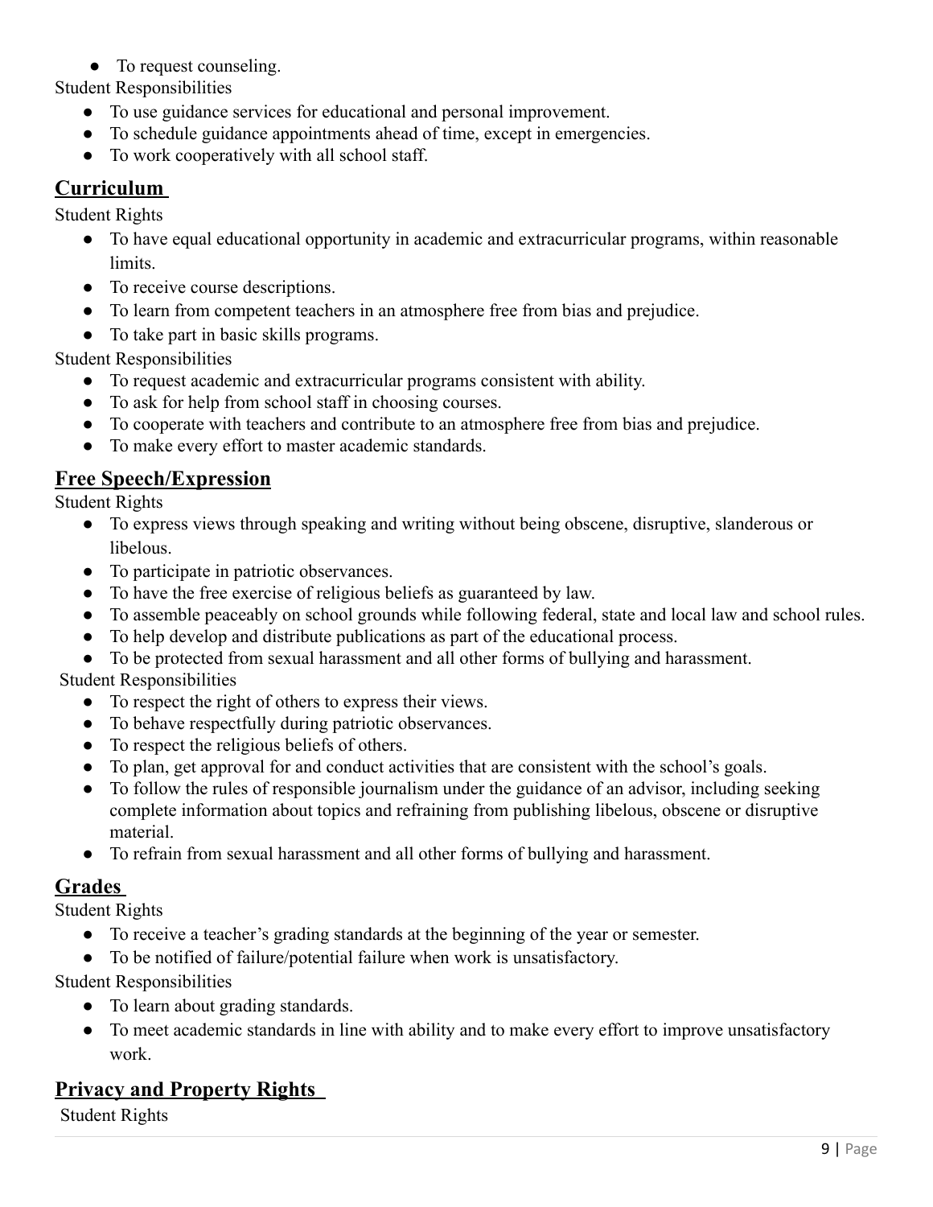- To request counseling.

Student Responsibilities

- To use guidance services for educational and personal improvement.
- To schedule guidance appointments ahead of time, except in emergencies.
- To work cooperatively with all school staff.

## Curriculum

Student Rights

- To have equal educational opportunity in academic and extracurricular programs, within reasonable limits.
- To receive course descriptions.
- To learn from competent teachers in an atmosphere free from bias and prejudice.
- To take part in basic skills programs.

Student Responsibilities

- To request academic and extracurricular programs consistent with ability.
- To ask for help from school staff in choosing courses.
- To cooperate with teachers and contribute to an atmosphere free from bias and prejudice.
- To make every effort to master academic standards.

## Free Speech/Expression

Student Rights

- To express views through speaking and writing without being obscene, disruptive, slanderous or libelous.
- To participate in patriotic observances.
- To have the free exercise of religious beliefs as guaranteed by law.
- To assemble peaceably on school grounds while following federal, state and local law and school rules.
- To help develop and distribute publications as part of the educational process.
- To be protected from sexual harassment and all other forms of bullying and harassment.

Student Responsibilities

- To respect the right of others to express their views.
- To behave respectfully during patriotic observances.
- To respect the religious beliefs of others.
- To plan, get approval for and conduct activities that are consistent with the school's goals.
- To follow the rules of responsible journalism under the guidance of an advisor, including seeking complete information about topics and refraining from publishing libelous, obscene or disruptive material.
- To refrain from sexual harassment and all other forms of bullying and harassment.

## Grades

Student Rights

- To receive a teacher's grading standards at the beginning of the year or semester.
- To be notified of failure/potential failure when work is unsatisfactory.

Student Responsibilities

- To learn about grading standards.
- To meet academic standards in line with ability and to make every effort to improve unsatisfactory work.

## Privacy and Property Rights

Student Rights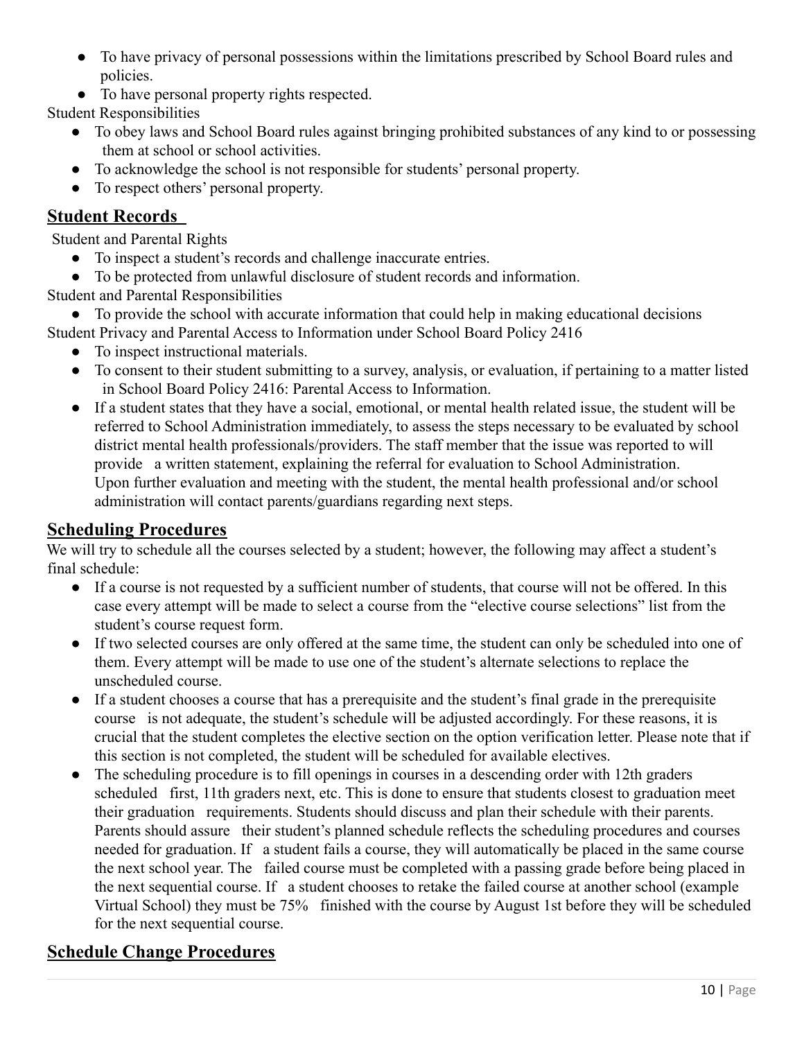- To have privacy of personal possessions within the limitations prescribed by School Board rules and policies.
- To have personal property rights respected.

Student Responsibilities

- To obey laws and School Board rules against bringing prohibited substances of any kind to or possessing them at school or school activities.
- To acknowledge the school is not responsible for students' personal property.
- To respect others' personal property.

## Student Records

Student and Parental Rights

- To inspect a student's records and challenge inaccurate entries.
- To be protected from unlawful disclosure of student records and information.

Student and Parental Responsibilities

- To provide the school with accurate information that could help in making educational decisions

Student Privacy and Parental Access to Information under School Board Policy 2416

- To inspect instructional materials.
- To consent to their student submitting to a survey, analysis, or evaluation, if pertaining to a matter listed in School Board Policy 2416: Parental Access to Information.
- If a student states that they have a social, emotional, or mental health related issue, the student will be referred to School Administration immediately, to assess the steps necessary to be evaluated by school district mental health professionals/providers. The staff member that the issue was reported to will provide a written statement, explaining the referral for evaluation to School Administration. Upon further evaluation and meeting with the student, the mental health professional and/or school administration will contact parents/guardians regarding next steps.

## Scheduling Procedures

We will try to schedule all the courses selected by a student; however, the following may affect a student's final schedule:

- If a course is not requested by a sufficient number of students, that course will not be offered. In this case every attempt will be made to select a course from the "elective course selections" list from the student's course request form.
- If two selected courses are only offered at the same time, the student can only be scheduled into one of them. Every attempt will be made to use one of the student's alternate selections to replace the unscheduled course.
- If a student chooses a course that has a prerequisite and the student's final grade in the prerequisite course is not adequate, the student's schedule will be adjusted accordingly. For these reasons, it is crucial that the student completes the elective section on the option verification letter. Please note that if this section is not completed, the student will be scheduled for available electives.
- The scheduling procedure is to fill openings in courses in a descending order with 12th graders scheduled first, 11th graders next, etc. This is done to ensure that students closest to graduation meet their graduation requirements. Students should discuss and plan their schedule with their parents. Parents should assure their student's planned schedule reflects the scheduling procedures and courses needed for graduation. If a student fails a course, they will automatically be placed in the same course the next school year. The failed course must be completed with a passing grade before being placed in the next sequential course. If a student chooses to retake the failed course at another school (example Virtual School) they must be 75% finished with the course by August 1st before they will be scheduled for the next sequential course.

## Schedule Change Procedures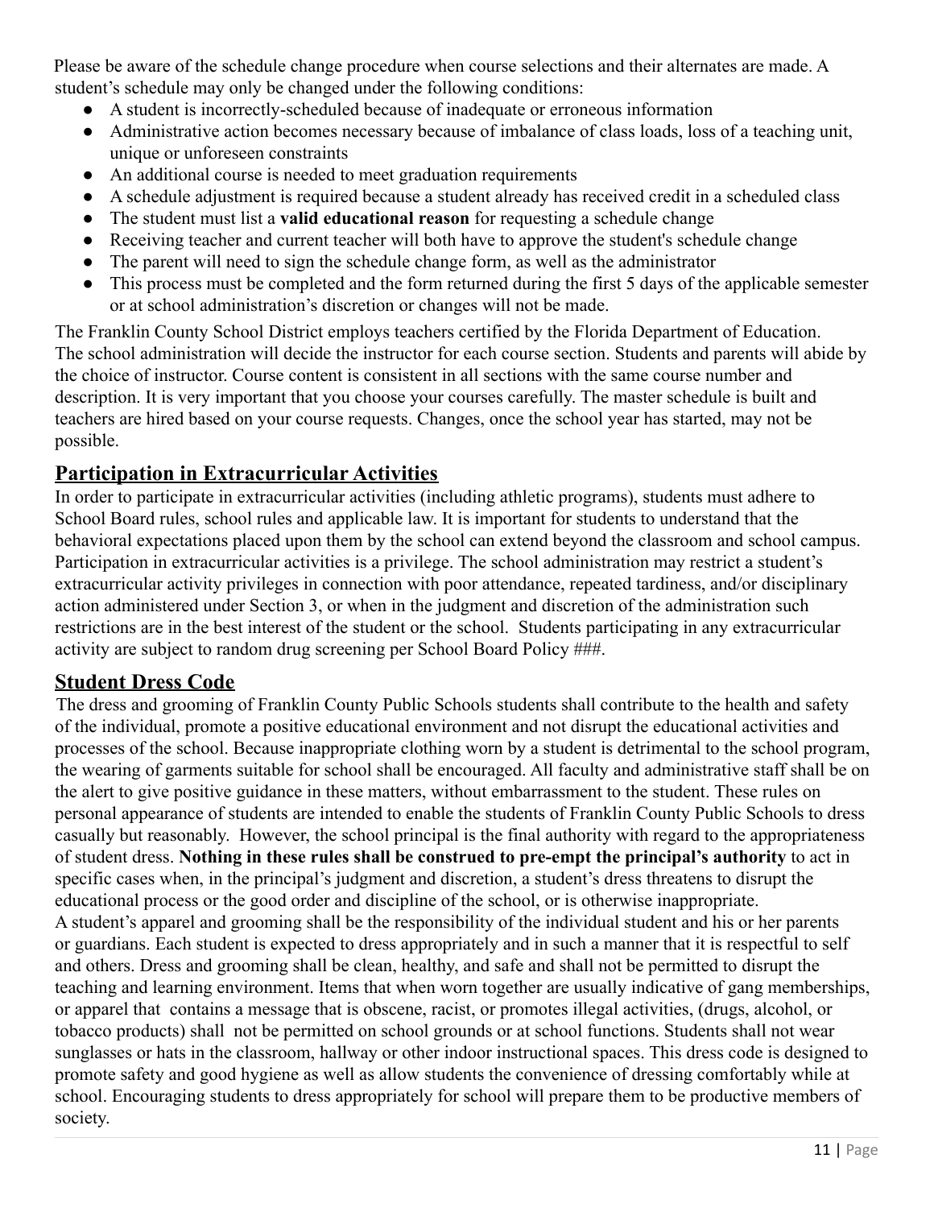Please be aware of the schedule change procedure when course selections and their alternates are made. A student's schedule may only be changed under the following conditions:

- A student is incorrectly-scheduled because of inadequate or erroneous information
- Administrative action becomes necessary because of imbalance of class loads, loss of a teaching unit, unique or unforeseen constraints
- An additional course is needed to meet graduation requirements
- A schedule adjustment is required because a student already has received credit in a scheduled class
- The student must list a **valid educational reason** for requesting a schedule change
- Receiving teacher and current teacher will both have to approve the student's schedule change
- The parent will need to sign the schedule change form, as well as the administrator
- This process must be completed and the form returned during the first 5 days of the applicable semester or at school administration's discretion or changes will not be made.

The Franklin County School District employs teachers certified by the Florida Department of Education. The school administration will decide the instructor for each course section. Students and parents will abide by the choice of instructor. Course content is consistent in all sections with the same course number and description. It is very important that you choose your courses carefully. The master schedule is built and teachers are hired based on your course requests. Changes, once the school year has started, may not be possible.

## Participation in Extracurricular Activities

In order to participate in extracurricular activities (including athletic programs), students must adhere to School Board rules, school rules and applicable law. It is important for students to understand that the behavioral expectations placed upon them by the school can extend beyond the classroom and school campus. Participation in extracurricular activities is a privilege. The school administration may restrict a student's extracurricular activity privileges in connection with poor attendance, repeated tardiness, and/or disciplinary action administered under Section 3, or when in the judgment and discretion of the administration such restrictions are in the best interest of the student or the school. Students participating in any extracurricular activity are subject to random drug screening per School Board Policy ###.

## Student Dress Code

The dress and grooming of Franklin County Public Schools students shall contribute to the health and safety of the individual, promote a positive educational environment and not disrupt the educational activities and processes of the school. Because inappropriate clothing worn by a student is detrimental to the school program, the wearing of garments suitable for school shall be encouraged. All faculty and administrative staff shall be on the alert to give positive guidance in these matters, without embarrassment to the student. These rules on personal appearance of students are intended to enable the students of Franklin County Public Schools to dress casually but reasonably. However, the school principal is the final authority with regard to the appropriateness of student dress. **Nothing in these rules shall be construed to pre-empt the principal's authority** to act in specific cases when, in the principal's judgment and discretion, a student's dress threatens to disrupt the educational process or the good order and discipline of the school, or is otherwise inappropriate.

A student's apparel and grooming shall be the responsibility of the individual student and his or her parents or guardians. Each student is expected to dress appropriately and in such a manner that it is respectful to self and others. Dress and grooming shall be clean, healthy, and safe and shall not be permitted to disrupt the teaching and learning environment. Items that when worn together are usually indicative of gang memberships, or apparel that contains a message that is obscene, racist, or promotes illegal activities, (drugs, alcohol, or tobacco products) shall not be permitted on school grounds or at school functions. Students shall not wear sunglasses or hats in the classroom, hallway or other indoor instructional spaces. This dress code is designed to promote safety and good hygiene as well as allow students the convenience of dressing comfortably while at school. Encouraging students to dress appropriately for school will prepare them to be productive members of society.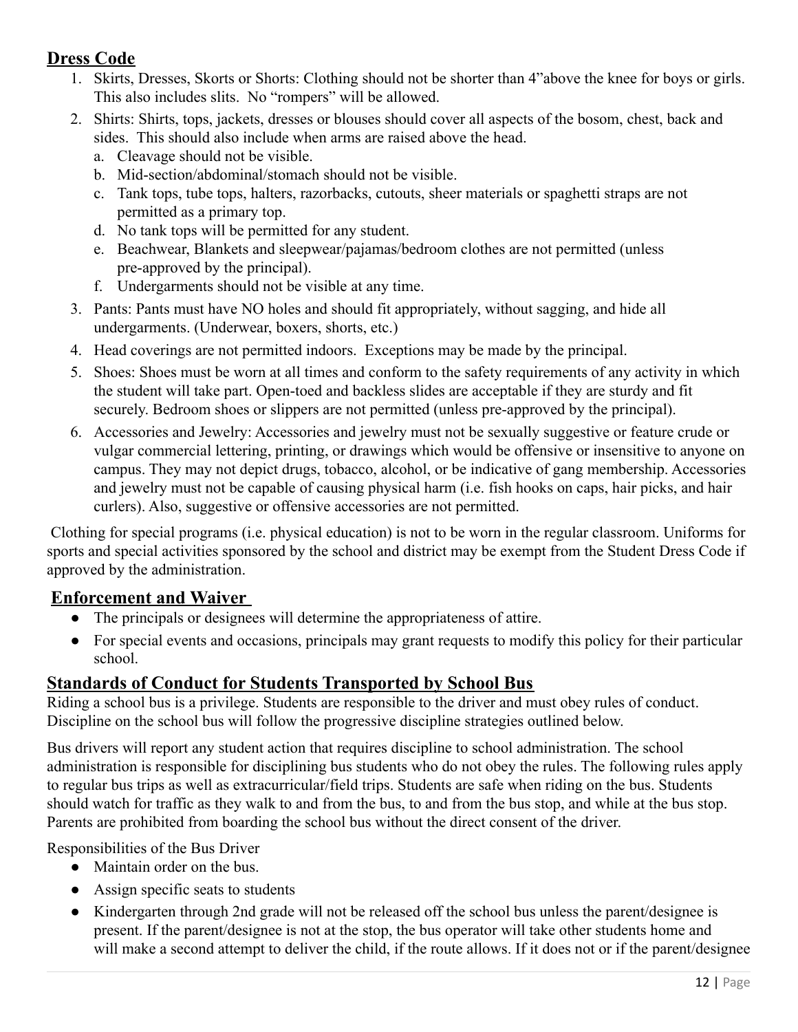## Dress Code

1. Skirts, Dresses, Skorts or Shorts: Clothing should not be shorter than 4”above the knee for boys or girls. This also includes slits. No “rompers” will be allowed.
2. Shirts: Shirts, tops, jackets, dresses or blouses should cover all aspects of the bosom, chest, back and sides. This should also include when arms are raised above the head.
   a. Cleavage should not be visible.
   b. Mid-section/abdominal/stomach should not be visible.
   c. Tank tops, tube tops, halters, razorbacks, cutouts, sheer materials or spaghetti straps are not permitted as a primary top.
   d. No tank tops will be permitted for any student.
   e. Beachwear, Blankets and sleepwear/pajamas/bedroom clothes are not permitted (unless pre-approved by the principal).
   f. Undergarments should not be visible at any time.
3. Pants: Pants must have NO holes and should fit appropriately, without sagging, and hide all undergarments. (Underwear, boxers, shorts, etc.)
4. Head coverings are not permitted indoors. Exceptions may be made by the principal.
5. Shoes: Shoes must be worn at all times and conform to the safety requirements of any activity in which the student will take part. Open-toed and backless slides are acceptable if they are sturdy and fit securely. Bedroom shoes or slippers are not permitted (unless pre-approved by the principal).
6. Accessories and Jewelry: Accessories and jewelry must not be sexually suggestive or feature crude or vulgar commercial lettering, printing, or drawings which would be offensive or insensitive to anyone on campus. They may not depict drugs, tobacco, alcohol, or be indicative of gang membership. Accessories and jewelry must not be capable of causing physical harm (i.e. fish hooks on caps, hair picks, and hair curlers). Also, suggestive or offensive accessories are not permitted.

Clothing for special programs (i.e. physical education) is not to be worn in the regular classroom. Uniforms for sports and special activities sponsored by the school and district may be exempt from the Student Dress Code if approved by the administration.

## Enforcement and Waiver

- The principals or designees will determine the appropriateness of attire.
- For special events and occasions, principals may grant requests to modify this policy for their particular school.

## Standards of Conduct for Students Transported by School Bus

Riding a school bus is a privilege. Students are responsible to the driver and must obey rules of conduct. Discipline on the school bus will follow the progressive discipline strategies outlined below.

Bus drivers will report any student action that requires discipline to school administration. The school administration is responsible for disciplining bus students who do not obey the rules. The following rules apply to regular bus trips as well as extracurricular/field trips. Students are safe when riding on the bus. Students should watch for traffic as they walk to and from the bus, to and from the bus stop, and while at the bus stop. Parents are prohibited from boarding the school bus without the direct consent of the driver.

Responsibilities of the Bus Driver

- Maintain order on the bus.
- Assign specific seats to students
- Kindergarten through 2nd grade will not be released off the school bus unless the parent/designee is present. If the parent/designee is not at the stop, the bus operator will take other students home and will make a second attempt to deliver the child, if the route allows. If it does not or if the parent/designee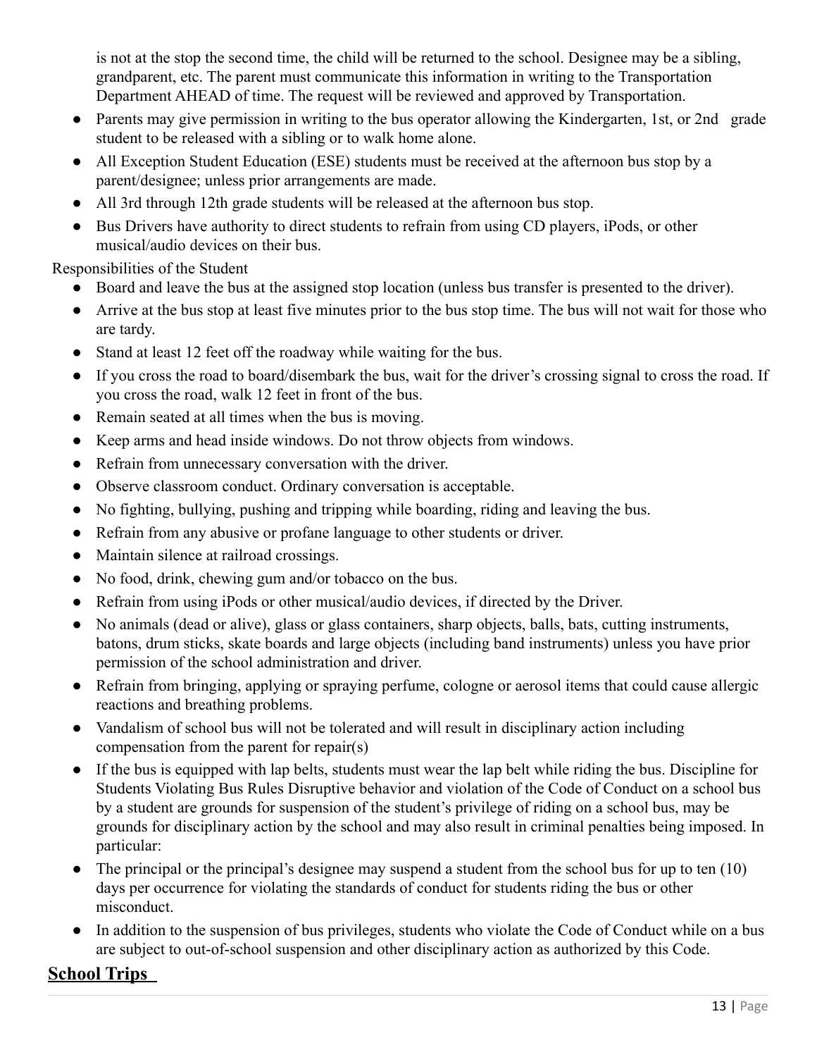is not at the stop the second time, the child will be returned to the school. Designee may be a sibling, grandparent, etc. The parent must communicate this information in writing to the Transportation Department AHEAD of time. The request will be reviewed and approved by Transportation.

- Parents may give permission in writing to the bus operator allowing the Kindergarten, 1st, or 2nd grade student to be released with a sibling or to walk home alone.
- All Exception Student Education (ESE) students must be received at the afternoon bus stop by a parent/designee; unless prior arrangements are made.
- All 3rd through 12th grade students will be released at the afternoon bus stop.
- Bus Drivers have authority to direct students to refrain from using CD players, iPods, or other musical/audio devices on their bus.

Responsibilities of the Student

- Board and leave the bus at the assigned stop location (unless bus transfer is presented to the driver).
- Arrive at the bus stop at least five minutes prior to the bus stop time. The bus will not wait for those who are tardy.
- Stand at least 12 feet off the roadway while waiting for the bus.
- If you cross the road to board/disembark the bus, wait for the driver's crossing signal to cross the road. If you cross the road, walk 12 feet in front of the bus.
- Remain seated at all times when the bus is moving.
- Keep arms and head inside windows. Do not throw objects from windows.
- Refrain from unnecessary conversation with the driver.
- Observe classroom conduct. Ordinary conversation is acceptable.
- No fighting, bullying, pushing and tripping while boarding, riding and leaving the bus.
- Refrain from any abusive or profane language to other students or driver.
- Maintain silence at railroad crossings.
- No food, drink, chewing gum and/or tobacco on the bus.
- Refrain from using iPods or other musical/audio devices, if directed by the Driver.
- No animals (dead or alive), glass or glass containers, sharp objects, balls, bats, cutting instruments, batons, drum sticks, skate boards and large objects (including band instruments) unless you have prior permission of the school administration and driver.
- Refrain from bringing, applying or spraying perfume, cologne or aerosol items that could cause allergic reactions and breathing problems.
- Vandalism of school bus will not be tolerated and will result in disciplinary action including compensation from the parent for repair(s)
- If the bus is equipped with lap belts, students must wear the lap belt while riding the bus. Discipline for Students Violating Bus Rules Disruptive behavior and violation of the Code of Conduct on a school bus by a student are grounds for suspension of the student's privilege of riding on a school bus, may be grounds for disciplinary action by the school and may also result in criminal penalties being imposed. In particular:
- The principal or the principal's designee may suspend a student from the school bus for up to ten (10) days per occurrence for violating the standards of conduct for students riding the bus or other misconduct.
- In addition to the suspension of bus privileges, students who violate the Code of Conduct while on a bus are subject to out-of-school suspension and other disciplinary action as authorized by this Code.

## School Trips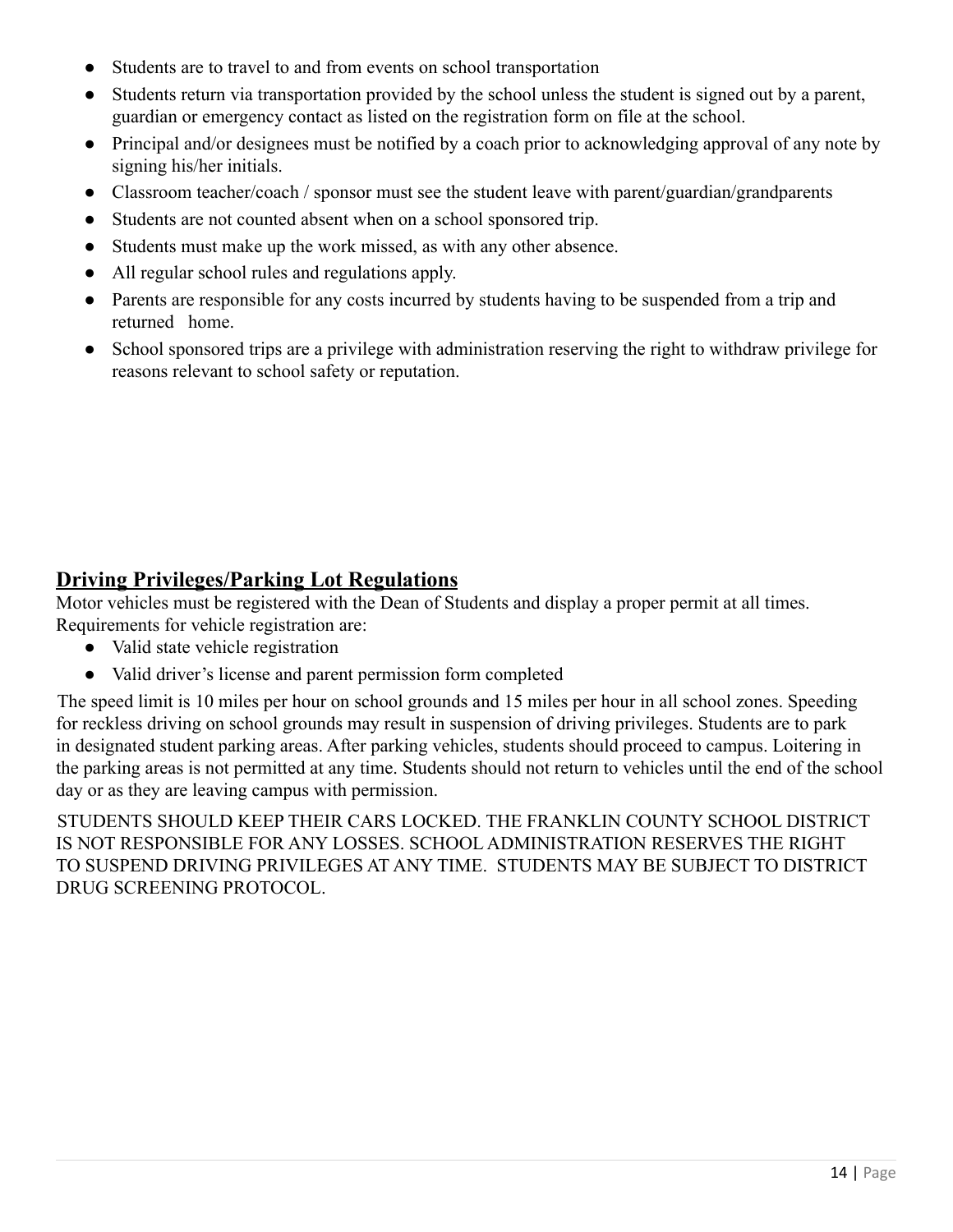- Students are to travel to and from events on school transportation
- Students return via transportation provided by the school unless the student is signed out by a parent, guardian or emergency contact as listed on the registration form on file at the school.
- Principal and/or designees must be notified by a coach prior to acknowledging approval of any note by signing his/her initials.
- Classroom teacher/coach / sponsor must see the student leave with parent/guardian/grandparents
- Students are not counted absent when on a school sponsored trip.
- Students must make up the work missed, as with any other absence.
- All regular school rules and regulations apply.
- Parents are responsible for any costs incurred by students having to be suspended from a trip and returned home.
- School sponsored trips are a privilege with administration reserving the right to withdraw privilege for reasons relevant to school safety or reputation.

## Driving Privileges/Parking Lot Regulations

Motor vehicles must be registered with the Dean of Students and display a proper permit at all times. Requirements for vehicle registration are:

- Valid state vehicle registration
- Valid driver's license and parent permission form completed

The speed limit is 10 miles per hour on school grounds and 15 miles per hour in all school zones. Speeding for reckless driving on school grounds may result in suspension of driving privileges. Students are to park in designated student parking areas. After parking vehicles, students should proceed to campus. Loitering in the parking areas is not permitted at any time. Students should not return to vehicles until the end of the school day or as they are leaving campus with permission.

STUDENTS SHOULD KEEP THEIR CARS LOCKED. THE FRANKLIN COUNTY SCHOOL DISTRICT IS NOT RESPONSIBLE FOR ANY LOSSES. SCHOOL ADMINISTRATION RESERVES THE RIGHT TO SUSPEND DRIVING PRIVILEGES AT ANY TIME. STUDENTS MAY BE SUBJECT TO DISTRICT DRUG SCREENING PROTOCOL.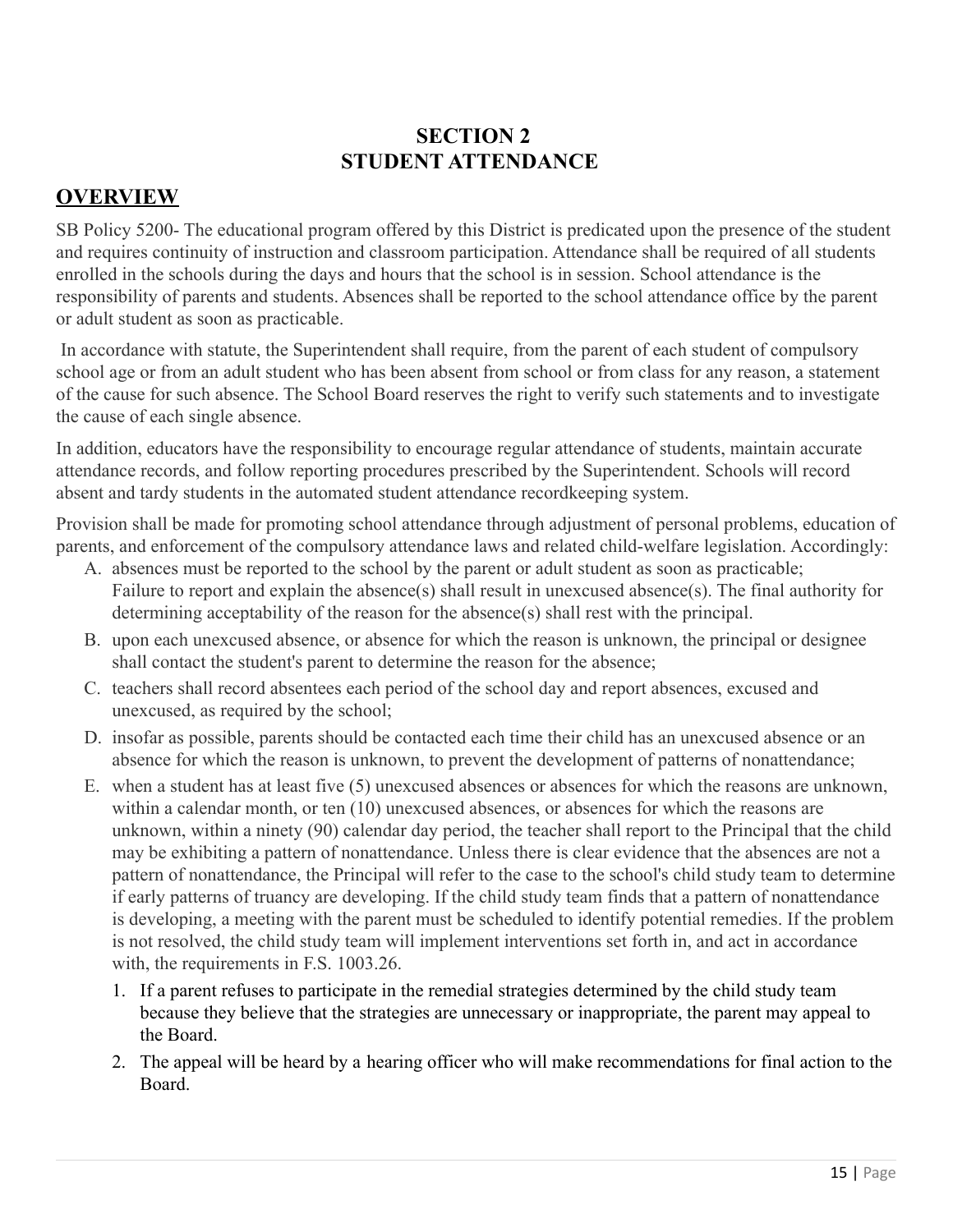# SECTION 2
# STUDENT ATTENDANCE

## OVERVIEW

SB Policy 5200- The educational program offered by this District is predicated upon the presence of the student and requires continuity of instruction and classroom participation. Attendance shall be required of all students enrolled in the schools during the days and hours that the school is in session. School attendance is the responsibility of parents and students. Absences shall be reported to the school attendance office by the parent or adult student as soon as practicable.

In accordance with statute, the Superintendent shall require, from the parent of each student of compulsory school age or from an adult student who has been absent from school or from class for any reason, a statement of the cause for such absence. The School Board reserves the right to verify such statements and to investigate the cause of each single absence.

In addition, educators have the responsibility to encourage regular attendance of students, maintain accurate attendance records, and follow reporting procedures prescribed by the Superintendent. Schools will record absent and tardy students in the automated student attendance recordkeeping system.

Provision shall be made for promoting school attendance through adjustment of personal problems, education of parents, and enforcement of the compulsory attendance laws and related child-welfare legislation. Accordingly:

A. absences must be reported to the school by the parent or adult student as soon as practicable; Failure to report and explain the absence(s) shall result in unexcused absence(s). The final authority for determining acceptability of the reason for the absence(s) shall rest with the principal.

B. upon each unexcused absence, or absence for which the reason is unknown, the principal or designee shall contact the student's parent to determine the reason for the absence;

C. teachers shall record absentees each period of the school day and report absences, excused and unexcused, as required by the school;

D. insofar as possible, parents should be contacted each time their child has an unexcused absence or an absence for which the reason is unknown, to prevent the development of patterns of nonattendance;

E. when a student has at least five (5) unexcused absences or absences for which the reasons are unknown, within a calendar month, or ten (10) unexcused absences, or absences for which the reasons are unknown, within a ninety (90) calendar day period, the teacher shall report to the Principal that the child may be exhibiting a pattern of nonattendance. Unless there is clear evidence that the absences are not a pattern of nonattendance, the Principal will refer to the case to the school's child study team to determine if early patterns of truancy are developing. If the child study team finds that a pattern of nonattendance is developing, a meeting with the parent must be scheduled to identify potential remedies. If the problem is not resolved, the child study team will implement interventions set forth in, and act in accordance with, the requirements in F.S. 1003.26.

   1. If a parent refuses to participate in the remedial strategies determined by the child study team because they believe that the strategies are unnecessary or inappropriate, the parent may appeal to the Board.

   2. The appeal will be heard by a hearing officer who will make recommendations for final action to the Board.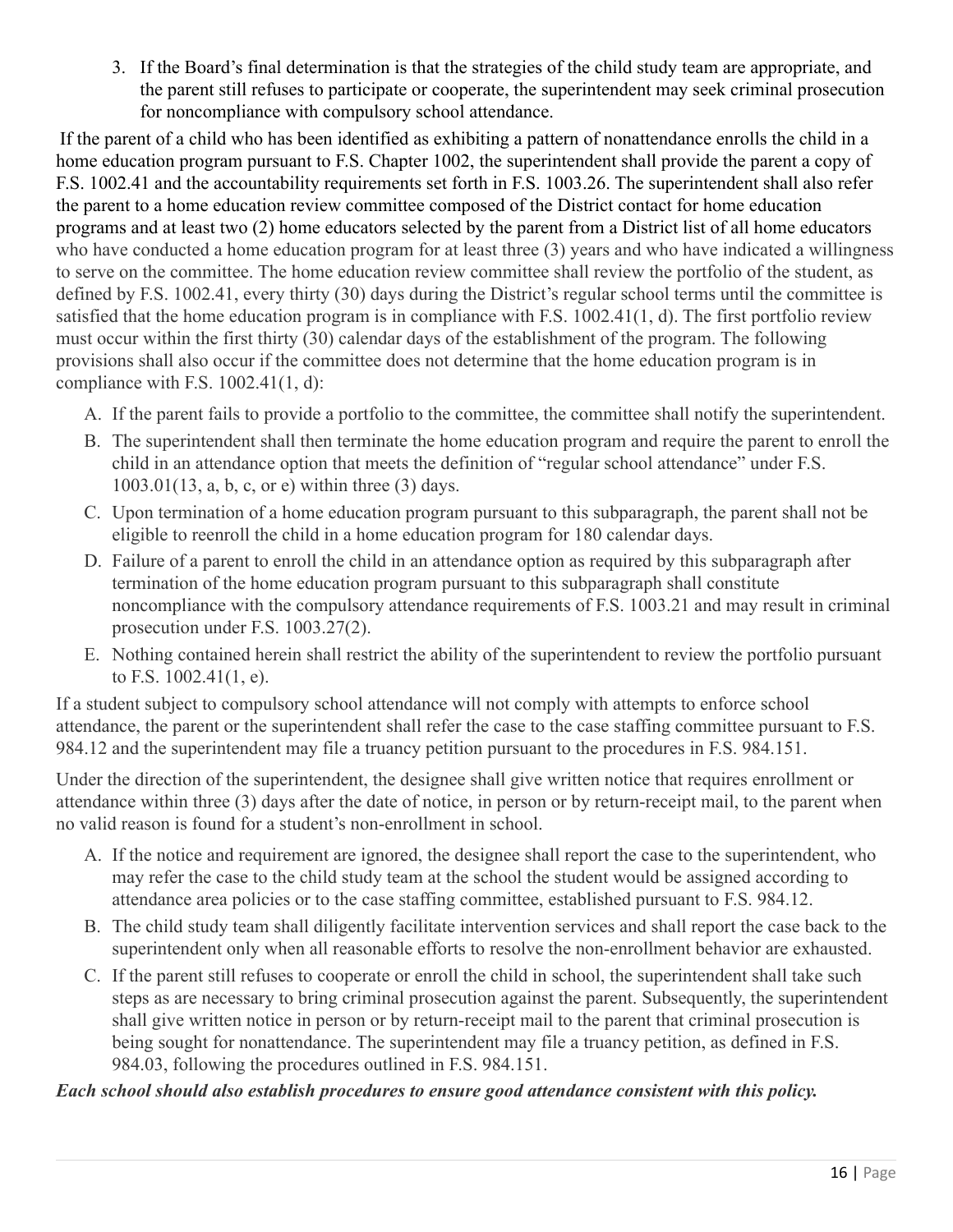3. If the Board's final determination is that the strategies of the child study team are appropriate, and the parent still refuses to participate or cooperate, the superintendent may seek criminal prosecution for noncompliance with compulsory school attendance.

If the parent of a child who has been identified as exhibiting a pattern of nonattendance enrolls the child in a home education program pursuant to F.S. Chapter 1002, the superintendent shall provide the parent a copy of F.S. 1002.41 and the accountability requirements set forth in F.S. 1003.26. The superintendent shall also refer the parent to a home education review committee composed of the District contact for home education programs and at least two (2) home educators selected by the parent from a District list of all home educators who have conducted a home education program for at least three (3) years and who have indicated a willingness to serve on the committee. The home education review committee shall review the portfolio of the student, as defined by F.S. 1002.41, every thirty (30) days during the District's regular school terms until the committee is satisfied that the home education program is in compliance with F.S. 1002.41(1, d). The first portfolio review must occur within the first thirty (30) calendar days of the establishment of the program. The following provisions shall also occur if the committee does not determine that the home education program is in compliance with F.S. 1002.41(1, d):

A. If the parent fails to provide a portfolio to the committee, the committee shall notify the superintendent.
B. The superintendent shall then terminate the home education program and require the parent to enroll the child in an attendance option that meets the definition of "regular school attendance" under F.S. 1003.01(13, a, b, c, or e) within three (3) days.
C. Upon termination of a home education program pursuant to this subparagraph, the parent shall not be eligible to reenroll the child in a home education program for 180 calendar days.
D. Failure of a parent to enroll the child in an attendance option as required by this subparagraph after termination of the home education program pursuant to this subparagraph shall constitute noncompliance with the compulsory attendance requirements of F.S. 1003.21 and may result in criminal prosecution under F.S. 1003.27(2).
E. Nothing contained herein shall restrict the ability of the superintendent to review the portfolio pursuant to F.S. 1002.41(1, e).

If a student subject to compulsory school attendance will not comply with attempts to enforce school attendance, the parent or the superintendent shall refer the case to the case staffing committee pursuant to F.S. 984.12 and the superintendent may file a truancy petition pursuant to the procedures in F.S. 984.151.

Under the direction of the superintendent, the designee shall give written notice that requires enrollment or attendance within three (3) days after the date of notice, in person or by return-receipt mail, to the parent when no valid reason is found for a student's non-enrollment in school.

A. If the notice and requirement are ignored, the designee shall report the case to the superintendent, who may refer the case to the child study team at the school the student would be assigned according to attendance area policies or to the case staffing committee, established pursuant to F.S. 984.12.
B. The child study team shall diligently facilitate intervention services and shall report the case back to the superintendent only when all reasonable efforts to resolve the non-enrollment behavior are exhausted.
C. If the parent still refuses to cooperate or enroll the child in school, the superintendent shall take such steps as are necessary to bring criminal prosecution against the parent. Subsequently, the superintendent shall give written notice in person or by return-receipt mail to the parent that criminal prosecution is being sought for nonattendance. The superintendent may file a truancy petition, as defined in F.S. 984.03, following the procedures outlined in F.S. 984.151.

***Each school should also establish procedures to ensure good attendance consistent with this policy.***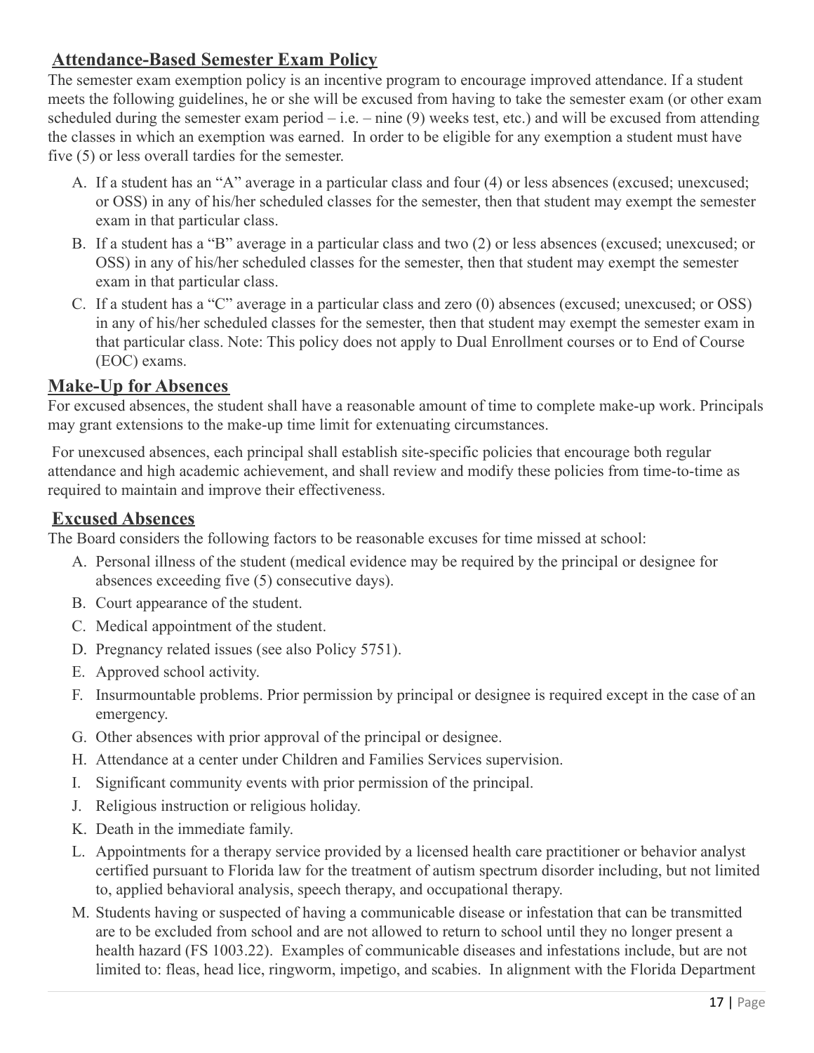## Attendance-Based Semester Exam Policy

The semester exam exemption policy is an incentive program to encourage improved attendance. If a student meets the following guidelines, he or she will be excused from having to take the semester exam (or other exam scheduled during the semester exam period – i.e. – nine (9) weeks test, etc.) and will be excused from attending the classes in which an exemption was earned. In order to be eligible for any exemption a student must have five (5) or less overall tardies for the semester.

A. If a student has an "A" average in a particular class and four (4) or less absences (excused; unexcused; or OSS) in any of his/her scheduled classes for the semester, then that student may exempt the semester exam in that particular class.

B. If a student has a "B" average in a particular class and two (2) or less absences (excused; unexcused; or OSS) in any of his/her scheduled classes for the semester, then that student may exempt the semester exam in that particular class.

C. If a student has a "C" average in a particular class and zero (0) absences (excused; unexcused; or OSS) in any of his/her scheduled classes for the semester, then that student may exempt the semester exam in that particular class. Note: This policy does not apply to Dual Enrollment courses or to End of Course (EOC) exams.

## Make-Up for Absences

For excused absences, the student shall have a reasonable amount of time to complete make-up work. Principals may grant extensions to the make-up time limit for extenuating circumstances.

For unexcused absences, each principal shall establish site-specific policies that encourage both regular attendance and high academic achievement, and shall review and modify these policies from time-to-time as required to maintain and improve their effectiveness.

## Excused Absences

The Board considers the following factors to be reasonable excuses for time missed at school:

A. Personal illness of the student (medical evidence may be required by the principal or designee for absences exceeding five (5) consecutive days).

B. Court appearance of the student.

C. Medical appointment of the student.

D. Pregnancy related issues (see also Policy 5751).

E. Approved school activity.

F. Insurmountable problems. Prior permission by principal or designee is required except in the case of an emergency.

G. Other absences with prior approval of the principal or designee.

H. Attendance at a center under Children and Families Services supervision.

I. Significant community events with prior permission of the principal.

J. Religious instruction or religious holiday.

K. Death in the immediate family.

L. Appointments for a therapy service provided by a licensed health care practitioner or behavior analyst certified pursuant to Florida law for the treatment of autism spectrum disorder including, but not limited to, applied behavioral analysis, speech therapy, and occupational therapy.

M. Students having or suspected of having a communicable disease or infestation that can be transmitted are to be excluded from school and are not allowed to return to school until they no longer present a health hazard (FS 1003.22). Examples of communicable diseases and infestations include, but are not limited to: fleas, head lice, ringworm, impetigo, and scabies. In alignment with the Florida Department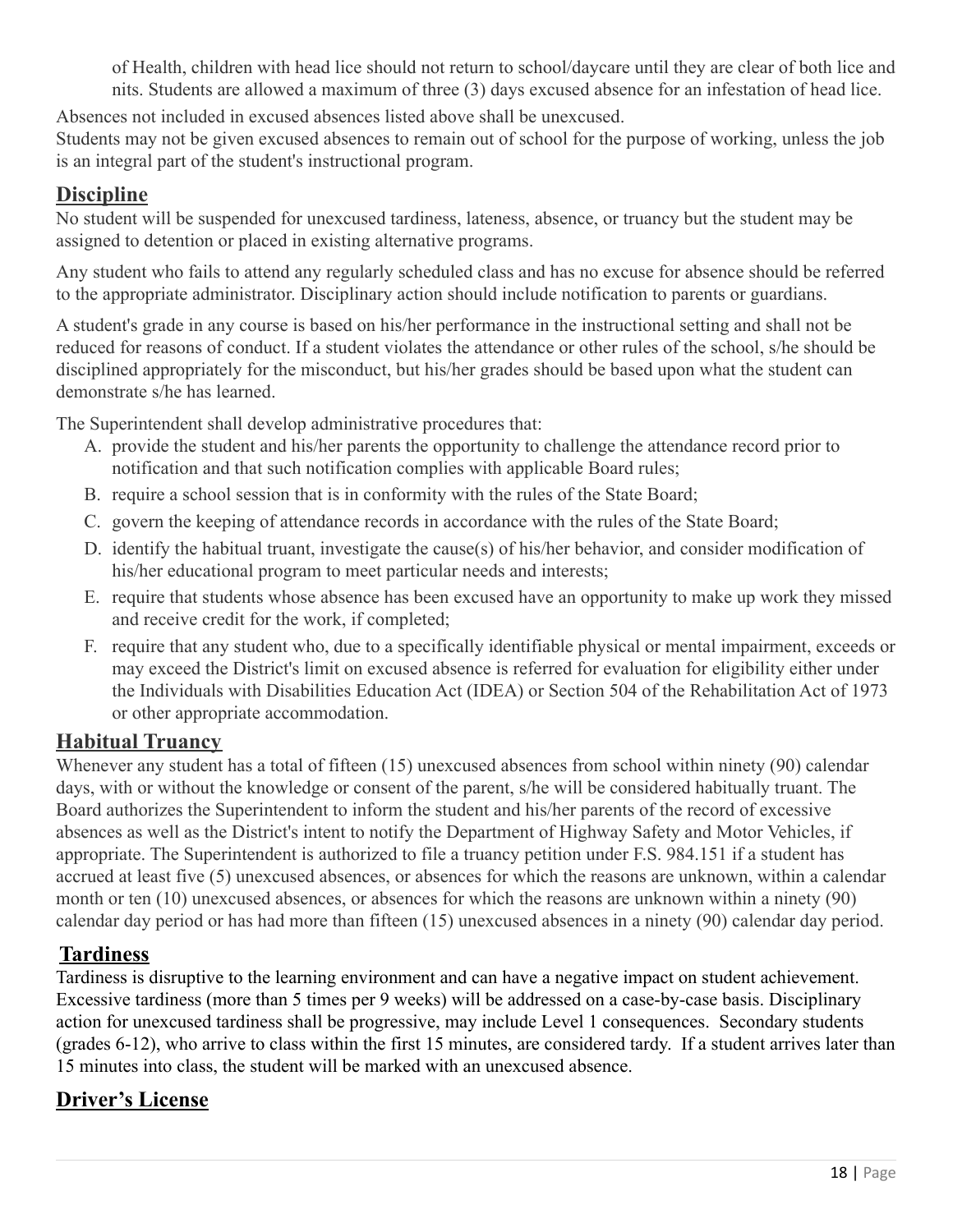of Health, children with head lice should not return to school/daycare until they are clear of both lice and nits. Students are allowed a maximum of three (3) days excused absence for an infestation of head lice.

Absences not included in excused absences listed above shall be unexcused.

Students may not be given excused absences to remain out of school for the purpose of working, unless the job is an integral part of the student's instructional program.

## Discipline

No student will be suspended for unexcused tardiness, lateness, absence, or truancy but the student may be assigned to detention or placed in existing alternative programs.

Any student who fails to attend any regularly scheduled class and has no excuse for absence should be referred to the appropriate administrator. Disciplinary action should include notification to parents or guardians.

A student's grade in any course is based on his/her performance in the instructional setting and shall not be reduced for reasons of conduct. If a student violates the attendance or other rules of the school, s/he should be disciplined appropriately for the misconduct, but his/her grades should be based upon what the student can demonstrate s/he has learned.

The Superintendent shall develop administrative procedures that:

A. provide the student and his/her parents the opportunity to challenge the attendance record prior to notification and that such notification complies with applicable Board rules;
B. require a school session that is in conformity with the rules of the State Board;
C. govern the keeping of attendance records in accordance with the rules of the State Board;
D. identify the habitual truant, investigate the cause(s) of his/her behavior, and consider modification of his/her educational program to meet particular needs and interests;
E. require that students whose absence has been excused have an opportunity to make up work they missed and receive credit for the work, if completed;
F. require that any student who, due to a specifically identifiable physical or mental impairment, exceeds or may exceed the District's limit on excused absence is referred for evaluation for eligibility either under the Individuals with Disabilities Education Act (IDEA) or Section 504 of the Rehabilitation Act of 1973 or other appropriate accommodation.

## Habitual Truancy

Whenever any student has a total of fifteen (15) unexcused absences from school within ninety (90) calendar days, with or without the knowledge or consent of the parent, s/he will be considered habitually truant. The Board authorizes the Superintendent to inform the student and his/her parents of the record of excessive absences as well as the District's intent to notify the Department of Highway Safety and Motor Vehicles, if appropriate. The Superintendent is authorized to file a truancy petition under F.S. 984.151 if a student has accrued at least five (5) unexcused absences, or absences for which the reasons are unknown, within a calendar month or ten (10) unexcused absences, or absences for which the reasons are unknown within a ninety (90) calendar day period or has had more than fifteen (15) unexcused absences in a ninety (90) calendar day period.

## Tardiness

Tardiness is disruptive to the learning environment and can have a negative impact on student achievement. Excessive tardiness (more than 5 times per 9 weeks) will be addressed on a case-by-case basis. Disciplinary action for unexcused tardiness shall be progressive, may include Level 1 consequences. Secondary students (grades 6-12), who arrive to class within the first 15 minutes, are considered tardy. If a student arrives later than 15 minutes into class, the student will be marked with an unexcused absence.

## Driver's License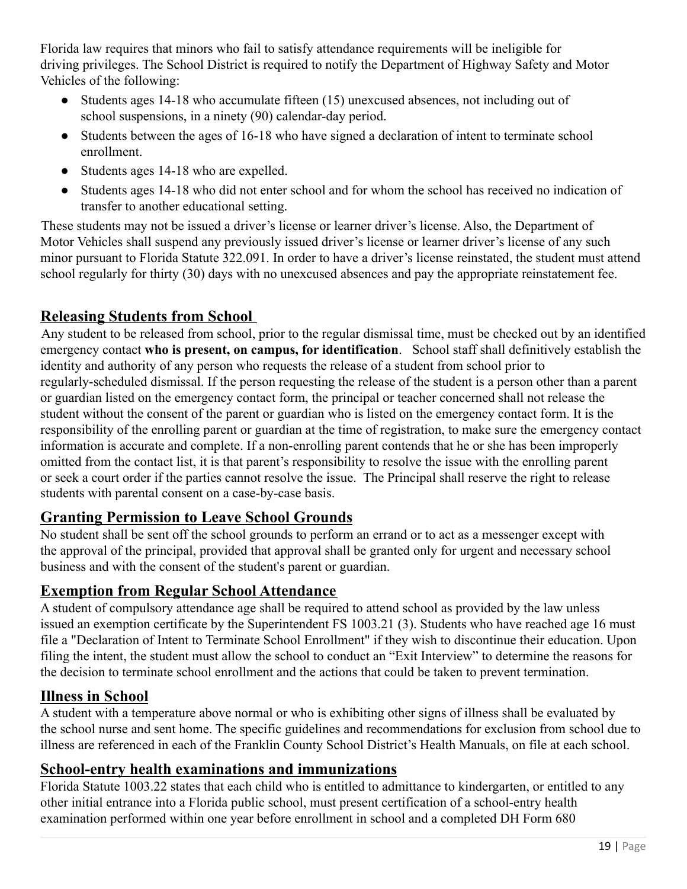Florida law requires that minors who fail to satisfy attendance requirements will be ineligible for driving privileges. The School District is required to notify the Department of Highway Safety and Motor Vehicles of the following:

- Students ages 14-18 who accumulate fifteen (15) unexcused absences, not including out of school suspensions, in a ninety (90) calendar-day period.
- Students between the ages of 16-18 who have signed a declaration of intent to terminate school enrollment.
- Students ages 14-18 who are expelled.
- Students ages 14-18 who did not enter school and for whom the school has received no indication of transfer to another educational setting.

These students may not be issued a driver's license or learner driver's license. Also, the Department of Motor Vehicles shall suspend any previously issued driver's license or learner driver's license of any such minor pursuant to Florida Statute 322.091. In order to have a driver's license reinstated, the student must attend school regularly for thirty (30) days with no unexcused absences and pay the appropriate reinstatement fee.

## Releasing Students from School

Any student to be released from school, prior to the regular dismissal time, must be checked out by an identified emergency contact **who is present, on campus, for identification**. School staff shall definitively establish the identity and authority of any person who requests the release of a student from school prior to regularly-scheduled dismissal. If the person requesting the release of the student is a person other than a parent or guardian listed on the emergency contact form, the principal or teacher concerned shall not release the student without the consent of the parent or guardian who is listed on the emergency contact form. It is the responsibility of the enrolling parent or guardian at the time of registration, to make sure the emergency contact information is accurate and complete. If a non-enrolling parent contends that he or she has been improperly omitted from the contact list, it is that parent's responsibility to resolve the issue with the enrolling parent or seek a court order if the parties cannot resolve the issue. The Principal shall reserve the right to release students with parental consent on a case-by-case basis.

## Granting Permission to Leave School Grounds

No student shall be sent off the school grounds to perform an errand or to act as a messenger except with the approval of the principal, provided that approval shall be granted only for urgent and necessary school business and with the consent of the student's parent or guardian.

## Exemption from Regular School Attendance

A student of compulsory attendance age shall be required to attend school as provided by the law unless issued an exemption certificate by the Superintendent FS 1003.21 (3). Students who have reached age 16 must file a "Declaration of Intent to Terminate School Enrollment" if they wish to discontinue their education. Upon filing the intent, the student must allow the school to conduct an "Exit Interview" to determine the reasons for the decision to terminate school enrollment and the actions that could be taken to prevent termination.

## Illness in School

A student with a temperature above normal or who is exhibiting other signs of illness shall be evaluated by the school nurse and sent home. The specific guidelines and recommendations for exclusion from school due to illness are referenced in each of the Franklin County School District's Health Manuals, on file at each school.

## School-entry health examinations and immunizations

Florida Statute 1003.22 states that each child who is entitled to admittance to kindergarten, or entitled to any other initial entrance into a Florida public school, must present certification of a school-entry health examination performed within one year before enrollment in school and a completed DH Form 680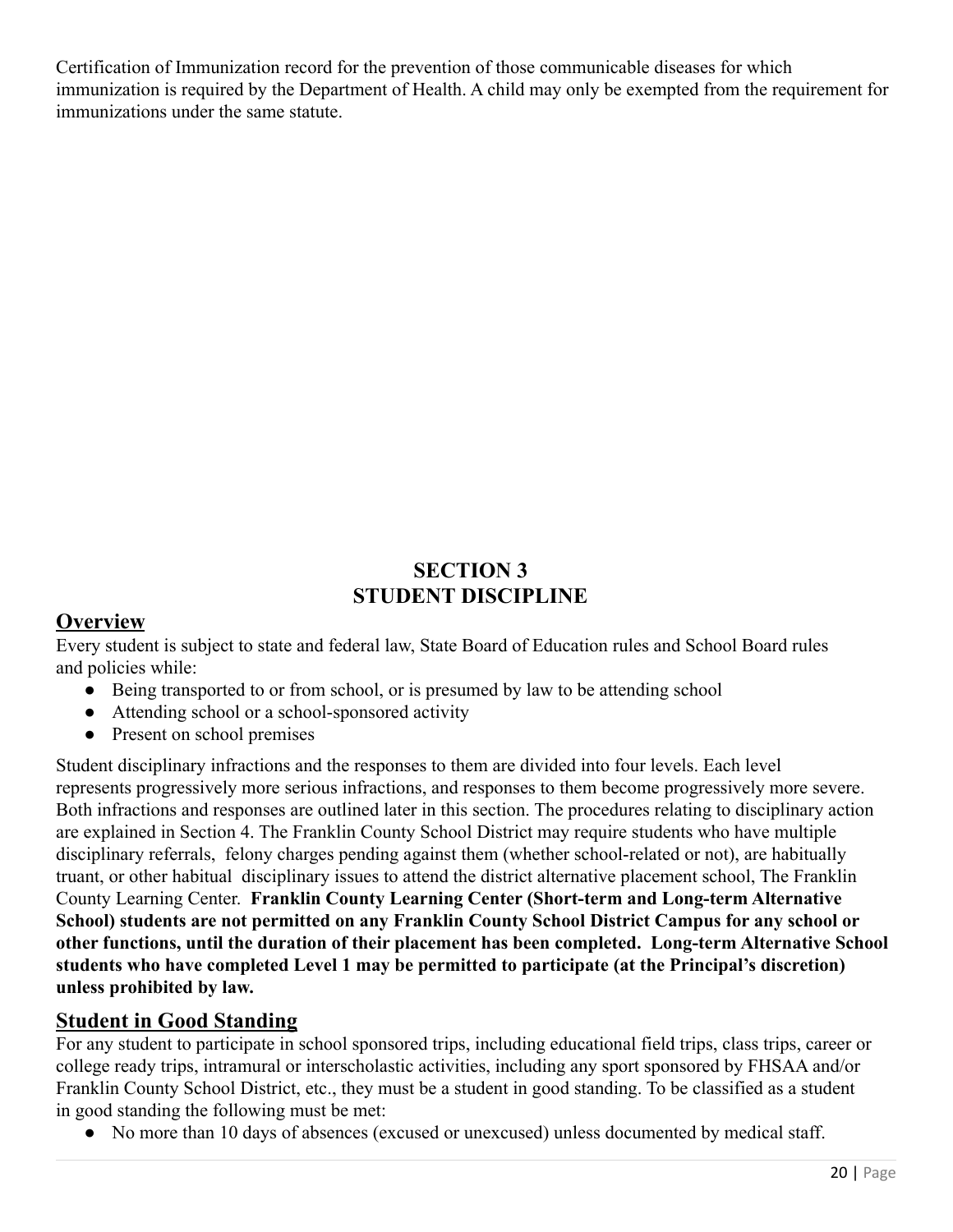Certification of Immunization record for the prevention of those communicable diseases for which immunization is required by the Department of Health. A child may only be exempted from the requirement for immunizations under the same statute.

# SECTION 3
# STUDENT DISCIPLINE

## Overview

Every student is subject to state and federal law, State Board of Education rules and School Board rules and policies while:

- Being transported to or from school, or is presumed by law to be attending school
- Attending school or a school-sponsored activity
- Present on school premises

Student disciplinary infractions and the responses to them are divided into four levels. Each level represents progressively more serious infractions, and responses to them become progressively more severe. Both infractions and responses are outlined later in this section. The procedures relating to disciplinary action are explained in Section 4. The Franklin County School District may require students who have multiple disciplinary referrals, felony charges pending against them (whether school-related or not), are habitually truant, or other habitual disciplinary issues to attend the district alternative placement school, The Franklin County Learning Center. **Franklin County Learning Center (Short-term and Long-term Alternative School) students are not permitted on any Franklin County School District Campus for any school or other functions, until the duration of their placement has been completed. Long-term Alternative School students who have completed Level 1 may be permitted to participate (at the Principal's discretion) unless prohibited by law.**

## Student in Good Standing

For any student to participate in school sponsored trips, including educational field trips, class trips, career or college ready trips, intramural or interscholastic activities, including any sport sponsored by FHSAA and/or Franklin County School District, etc., they must be a student in good standing. To be classified as a student in good standing the following must be met:

- No more than 10 days of absences (excused or unexcused) unless documented by medical staff.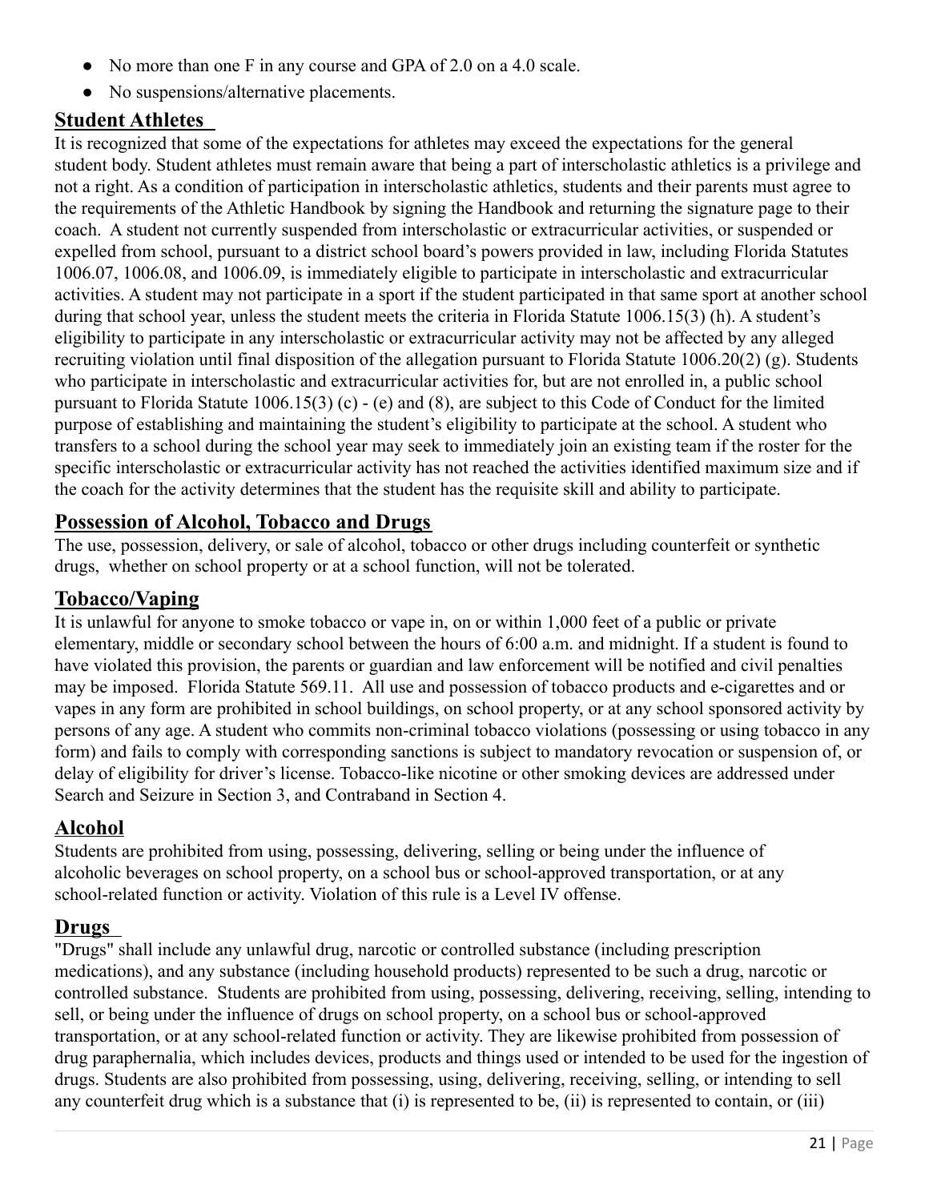- No more than one F in any course and GPA of 2.0 on a 4.0 scale.
- No suspensions/alternative placements.

## Student Athletes

It is recognized that some of the expectations for athletes may exceed the expectations for the general student body. Student athletes must remain aware that being a part of interscholastic athletics is a privilege and not a right. As a condition of participation in interscholastic athletics, students and their parents must agree to the requirements of the Athletic Handbook by signing the Handbook and returning the signature page to their coach. A student not currently suspended from interscholastic or extracurricular activities, or suspended or expelled from school, pursuant to a district school board's powers provided in law, including Florida Statutes 1006.07, 1006.08, and 1006.09, is immediately eligible to participate in interscholastic and extracurricular activities. A student may not participate in a sport if the student participated in that same sport at another school during that school year, unless the student meets the criteria in Florida Statute 1006.15(3) (h). A student's eligibility to participate in any interscholastic or extracurricular activity may not be affected by any alleged recruiting violation until final disposition of the allegation pursuant to Florida Statute 1006.20(2) (g). Students who participate in interscholastic and extracurricular activities for, but are not enrolled in, a public school pursuant to Florida Statute 1006.15(3) (c) - (e) and (8), are subject to this Code of Conduct for the limited purpose of establishing and maintaining the student's eligibility to participate at the school. A student who transfers to a school during the school year may seek to immediately join an existing team if the roster for the specific interscholastic or extracurricular activity has not reached the activities identified maximum size and if the coach for the activity determines that the student has the requisite skill and ability to participate.

## Possession of Alcohol, Tobacco and Drugs

The use, possession, delivery, or sale of alcohol, tobacco or other drugs including counterfeit or synthetic drugs, whether on school property or at a school function, will not be tolerated.

## Tobacco/Vaping

It is unlawful for anyone to smoke tobacco or vape in, on or within 1,000 feet of a public or private elementary, middle or secondary school between the hours of 6:00 a.m. and midnight. If a student is found to have violated this provision, the parents or guardian and law enforcement will be notified and civil penalties may be imposed. Florida Statute 569.11. All use and possession of tobacco products and e-cigarettes and or vapes in any form are prohibited in school buildings, on school property, or at any school sponsored activity by persons of any age. A student who commits non-criminal tobacco violations (possessing or using tobacco in any form) and fails to comply with corresponding sanctions is subject to mandatory revocation or suspension of, or delay of eligibility for driver's license. Tobacco-like nicotine or other smoking devices are addressed under Search and Seizure in Section 3, and Contraband in Section 4.

## Alcohol

Students are prohibited from using, possessing, delivering, selling or being under the influence of alcoholic beverages on school property, on a school bus or school-approved transportation, or at any school-related function or activity. Violation of this rule is a Level IV offense.

## Drugs

"Drugs" shall include any unlawful drug, narcotic or controlled substance (including prescription medications), and any substance (including household products) represented to be such a drug, narcotic or controlled substance. Students are prohibited from using, possessing, delivering, receiving, selling, intending to sell, or being under the influence of drugs on school property, on a school bus or school-approved transportation, or at any school-related function or activity. They are likewise prohibited from possession of drug paraphernalia, which includes devices, products and things used or intended to be used for the ingestion of drugs. Students are also prohibited from possessing, using, delivering, receiving, selling, or intending to sell any counterfeit drug which is a substance that (i) is represented to be, (ii) is represented to contain, or (iii)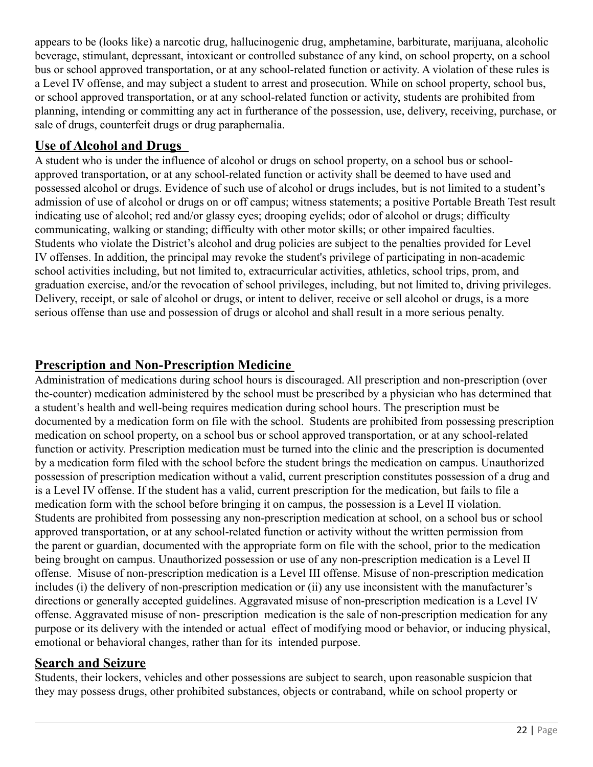appears to be (looks like) a narcotic drug, hallucinogenic drug, amphetamine, barbiturate, marijuana, alcoholic beverage, stimulant, depressant, intoxicant or controlled substance of any kind, on school property, on a school bus or school approved transportation, or at any school-related function or activity. A violation of these rules is a Level IV offense, and may subject a student to arrest and prosecution. While on school property, school bus, or school approved transportation, or at any school-related function or activity, students are prohibited from planning, intending or committing any act in furtherance of the possession, use, delivery, receiving, purchase, or sale of drugs, counterfeit drugs or drug paraphernalia.

## Use of Alcohol and Drugs

A student who is under the influence of alcohol or drugs on school property, on a school bus or school-approved transportation, or at any school-related function or activity shall be deemed to have used and possessed alcohol or drugs. Evidence of such use of alcohol or drugs includes, but is not limited to a student's admission of use of alcohol or drugs on or off campus; witness statements; a positive Portable Breath Test result indicating use of alcohol; red and/or glassy eyes; drooping eyelids; odor of alcohol or drugs; difficulty communicating, walking or standing; difficulty with other motor skills; or other impaired faculties. Students who violate the District's alcohol and drug policies are subject to the penalties provided for Level IV offenses. In addition, the principal may revoke the student's privilege of participating in non-academic school activities including, but not limited to, extracurricular activities, athletics, school trips, prom, and graduation exercise, and/or the revocation of school privileges, including, but not limited to, driving privileges. Delivery, receipt, or sale of alcohol or drugs, or intent to deliver, receive or sell alcohol or drugs, is a more serious offense than use and possession of drugs or alcohol and shall result in a more serious penalty.

## Prescription and Non-Prescription Medicine

Administration of medications during school hours is discouraged. All prescription and non-prescription (over the-counter) medication administered by the school must be prescribed by a physician who has determined that a student's health and well-being requires medication during school hours. The prescription must be documented by a medication form on file with the school. Students are prohibited from possessing prescription medication on school property, on a school bus or school approved transportation, or at any school-related function or activity. Prescription medication must be turned into the clinic and the prescription is documented by a medication form filed with the school before the student brings the medication on campus. Unauthorized possession of prescription medication without a valid, current prescription constitutes possession of a drug and is a Level IV offense. If the student has a valid, current prescription for the medication, but fails to file a medication form with the school before bringing it on campus, the possession is a Level II violation. Students are prohibited from possessing any non-prescription medication at school, on a school bus or school approved transportation, or at any school-related function or activity without the written permission from the parent or guardian, documented with the appropriate form on file with the school, prior to the medication being brought on campus. Unauthorized possession or use of any non-prescription medication is a Level II offense. Misuse of non-prescription medication is a Level III offense. Misuse of non-prescription medication includes (i) the delivery of non-prescription medication or (ii) any use inconsistent with the manufacturer's directions or generally accepted guidelines. Aggravated misuse of non-prescription medication is a Level IV offense. Aggravated misuse of non- prescription medication is the sale of non-prescription medication for any purpose or its delivery with the intended or actual effect of modifying mood or behavior, or inducing physical, emotional or behavioral changes, rather than for its intended purpose.

## Search and Seizure

Students, their lockers, vehicles and other possessions are subject to search, upon reasonable suspicion that they may possess drugs, other prohibited substances, objects or contraband, while on school property or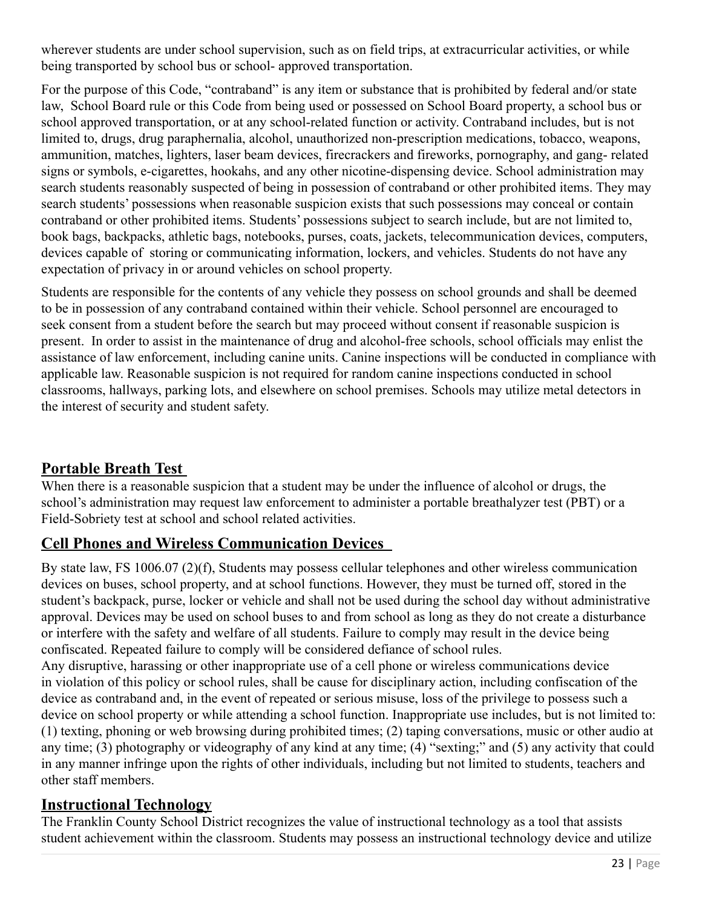wherever students are under school supervision, such as on field trips, at extracurricular activities, or while being transported by school bus or school- approved transportation.

For the purpose of this Code, "contraband" is any item or substance that is prohibited by federal and/or state law, School Board rule or this Code from being used or possessed on School Board property, a school bus or school approved transportation, or at any school-related function or activity. Contraband includes, but is not limited to, drugs, drug paraphernalia, alcohol, unauthorized non-prescription medications, tobacco, weapons, ammunition, matches, lighters, laser beam devices, firecrackers and fireworks, pornography, and gang- related signs or symbols, e-cigarettes, hookahs, and any other nicotine-dispensing device. School administration may search students reasonably suspected of being in possession of contraband or other prohibited items. They may search students' possessions when reasonable suspicion exists that such possessions may conceal or contain contraband or other prohibited items. Students' possessions subject to search include, but are not limited to, book bags, backpacks, athletic bags, notebooks, purses, coats, jackets, telecommunication devices, computers, devices capable of storing or communicating information, lockers, and vehicles. Students do not have any expectation of privacy in or around vehicles on school property.

Students are responsible for the contents of any vehicle they possess on school grounds and shall be deemed to be in possession of any contraband contained within their vehicle. School personnel are encouraged to seek consent from a student before the search but may proceed without consent if reasonable suspicion is present. In order to assist in the maintenance of drug and alcohol-free schools, school officials may enlist the assistance of law enforcement, including canine units. Canine inspections will be conducted in compliance with applicable law. Reasonable suspicion is not required for random canine inspections conducted in school classrooms, hallways, parking lots, and elsewhere on school premises. Schools may utilize metal detectors in the interest of security and student safety.

## Portable Breath Test

When there is a reasonable suspicion that a student may be under the influence of alcohol or drugs, the school's administration may request law enforcement to administer a portable breathalyzer test (PBT) or a Field-Sobriety test at school and school related activities.

## Cell Phones and Wireless Communication Devices

By state law, FS 1006.07 (2)(f), Students may possess cellular telephones and other wireless communication devices on buses, school property, and at school functions. However, they must be turned off, stored in the student's backpack, purse, locker or vehicle and shall not be used during the school day without administrative approval. Devices may be used on school buses to and from school as long as they do not create a disturbance or interfere with the safety and welfare of all students. Failure to comply may result in the device being confiscated. Repeated failure to comply will be considered defiance of school rules.
Any disruptive, harassing or other inappropriate use of a cell phone or wireless communications device in violation of this policy or school rules, shall be cause for disciplinary action, including confiscation of the device as contraband and, in the event of repeated or serious misuse, loss of the privilege to possess such a device on school property or while attending a school function. Inappropriate use includes, but is not limited to: (1) texting, phoning or web browsing during prohibited times; (2) taping conversations, music or other audio at any time; (3) photography or videography of any kind at any time; (4) "sexting;" and (5) any activity that could in any manner infringe upon the rights of other individuals, including but not limited to students, teachers and other staff members.

## Instructional Technology

The Franklin County School District recognizes the value of instructional technology as a tool that assists student achievement within the classroom. Students may possess an instructional technology device and utilize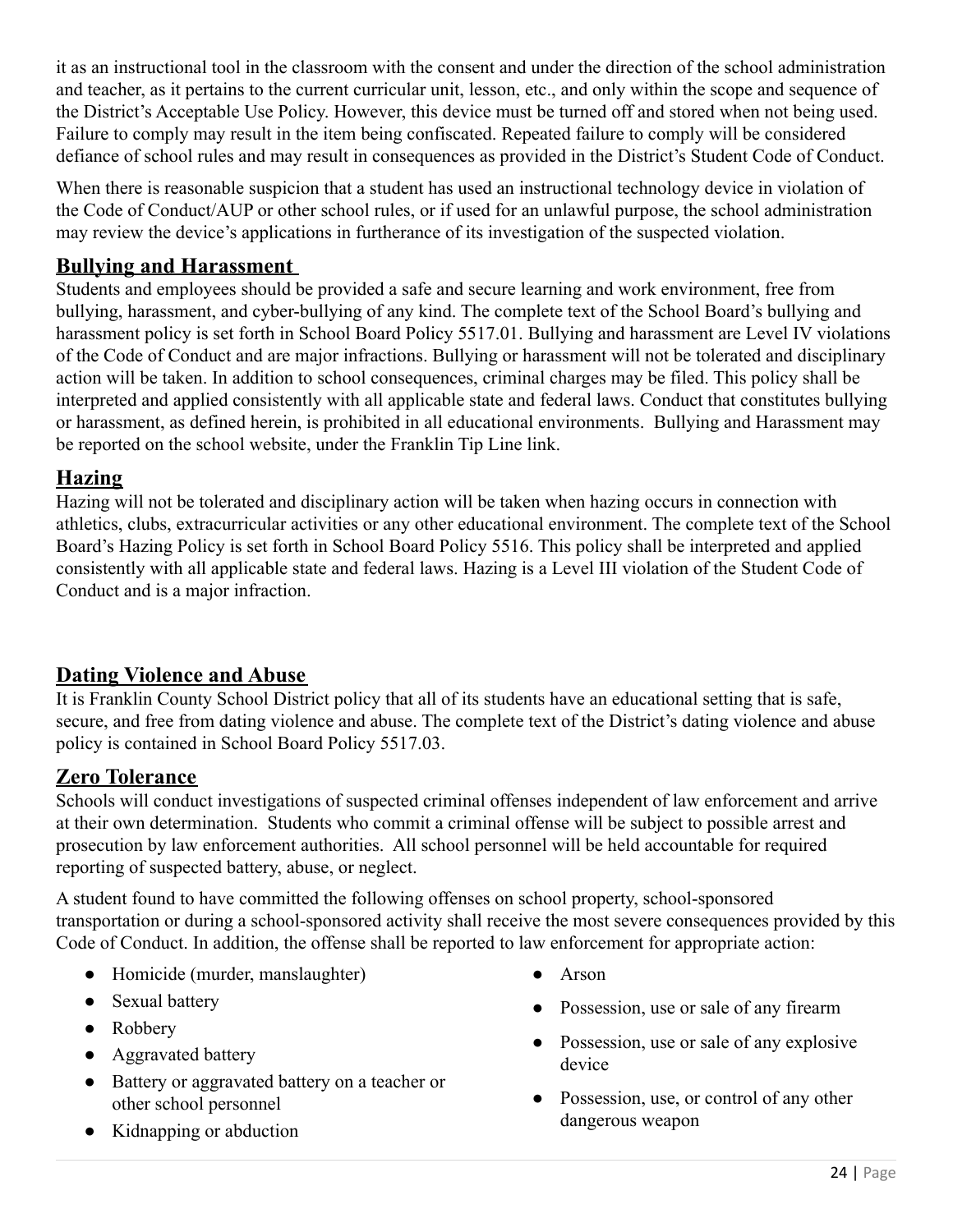it as an instructional tool in the classroom with the consent and under the direction of the school administration and teacher, as it pertains to the current curricular unit, lesson, etc., and only within the scope and sequence of the District's Acceptable Use Policy. However, this device must be turned off and stored when not being used. Failure to comply may result in the item being confiscated. Repeated failure to comply will be considered defiance of school rules and may result in consequences as provided in the District's Student Code of Conduct.

When there is reasonable suspicion that a student has used an instructional technology device in violation of the Code of Conduct/AUP or other school rules, or if used for an unlawful purpose, the school administration may review the device's applications in furtherance of its investigation of the suspected violation.

## Bullying and Harassment

Students and employees should be provided a safe and secure learning and work environment, free from bullying, harassment, and cyber-bullying of any kind. The complete text of the School Board's bullying and harassment policy is set forth in School Board Policy 5517.01. Bullying and harassment are Level IV violations of the Code of Conduct and are major infractions. Bullying or harassment will not be tolerated and disciplinary action will be taken. In addition to school consequences, criminal charges may be filed. This policy shall be interpreted and applied consistently with all applicable state and federal laws. Conduct that constitutes bullying or harassment, as defined herein, is prohibited in all educational environments. Bullying and Harassment may be reported on the school website, under the Franklin Tip Line link.

## Hazing

Hazing will not be tolerated and disciplinary action will be taken when hazing occurs in connection with athletics, clubs, extracurricular activities or any other educational environment. The complete text of the School Board's Hazing Policy is set forth in School Board Policy 5516. This policy shall be interpreted and applied consistently with all applicable state and federal laws. Hazing is a Level III violation of the Student Code of Conduct and is a major infraction.

## Dating Violence and Abuse

It is Franklin County School District policy that all of its students have an educational setting that is safe, secure, and free from dating violence and abuse. The complete text of the District's dating violence and abuse policy is contained in School Board Policy 5517.03.

## Zero Tolerance

Schools will conduct investigations of suspected criminal offenses independent of law enforcement and arrive at their own determination. Students who commit a criminal offense will be subject to possible arrest and prosecution by law enforcement authorities. All school personnel will be held accountable for required reporting of suspected battery, abuse, or neglect.

A student found to have committed the following offenses on school property, school-sponsored transportation or during a school-sponsored activity shall receive the most severe consequences provided by this Code of Conduct. In addition, the offense shall be reported to law enforcement for appropriate action:

- Homicide (murder, manslaughter)
- Sexual battery
- Robbery
- Aggravated battery
- Battery or aggravated battery on a teacher or other school personnel
- Kidnapping or abduction
- Arson
- Possession, use or sale of any firearm
- Possession, use or sale of any explosive device
- Possession, use, or control of any other dangerous weapon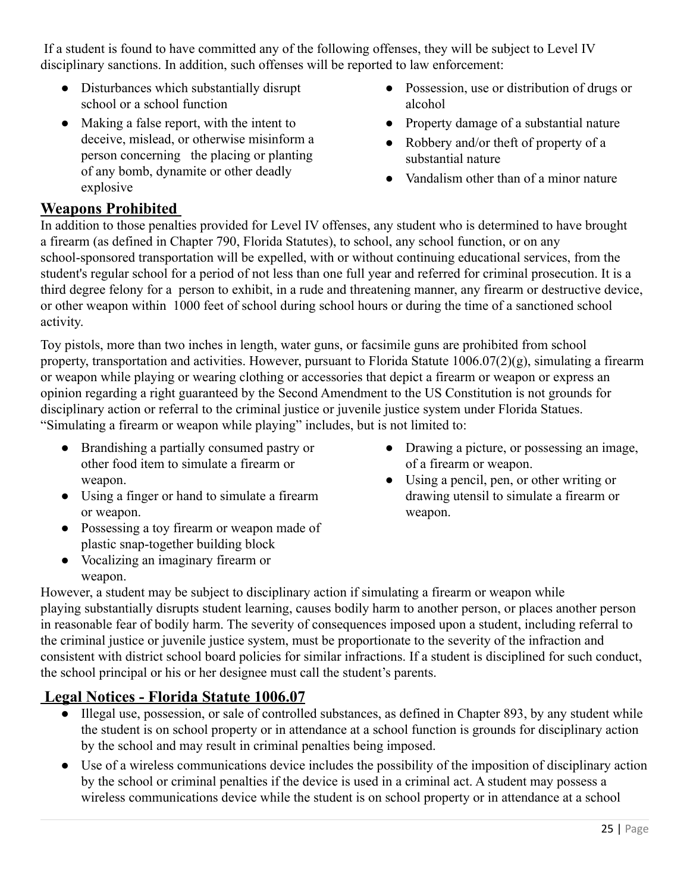If a student is found to have committed any of the following offenses, they will be subject to Level IV disciplinary sanctions. In addition, such offenses will be reported to law enforcement:

- Disturbances which substantially disrupt school or a school function
- Making a false report, with the intent to deceive, mislead, or otherwise misinform a person concerning the placing or planting of any bomb, dynamite or other deadly explosive
- Possession, use or distribution of drugs or alcohol
- Property damage of a substantial nature
- Robbery and/or theft of property of a substantial nature
- Vandalism other than of a minor nature

## Weapons Prohibited

In addition to those penalties provided for Level IV offenses, any student who is determined to have brought a firearm (as defined in Chapter 790, Florida Statutes), to school, any school function, or on any school-sponsored transportation will be expelled, with or without continuing educational services, from the student's regular school for a period of not less than one full year and referred for criminal prosecution. It is a third degree felony for a person to exhibit, in a rude and threatening manner, any firearm or destructive device, or other weapon within 1000 feet of school during school hours or during the time of a sanctioned school activity.

Toy pistols, more than two inches in length, water guns, or facsimile guns are prohibited from school property, transportation and activities. However, pursuant to Florida Statute 1006.07(2)(g), simulating a firearm or weapon while playing or wearing clothing or accessories that depict a firearm or weapon or express an opinion regarding a right guaranteed by the Second Amendment to the US Constitution is not grounds for disciplinary action or referral to the criminal justice or juvenile justice system under Florida Statues. "Simulating a firearm or weapon while playing" includes, but is not limited to:

- Brandishing a partially consumed pastry or other food item to simulate a firearm or weapon.
- Using a finger or hand to simulate a firearm or weapon.
- Possessing a toy firearm or weapon made of plastic snap-together building block
- Vocalizing an imaginary firearm or weapon.
- Drawing a picture, or possessing an image, of a firearm or weapon.
- Using a pencil, pen, or other writing or drawing utensil to simulate a firearm or weapon.

However, a student may be subject to disciplinary action if simulating a firearm or weapon while playing substantially disrupts student learning, causes bodily harm to another person, or places another person in reasonable fear of bodily harm. The severity of consequences imposed upon a student, including referral to the criminal justice or juvenile justice system, must be proportionate to the severity of the infraction and consistent with district school board policies for similar infractions. If a student is disciplined for such conduct, the school principal or his or her designee must call the student's parents.

## Legal Notices - Florida Statute 1006.07

- Illegal use, possession, or sale of controlled substances, as defined in Chapter 893, by any student while the student is on school property or in attendance at a school function is grounds for disciplinary action by the school and may result in criminal penalties being imposed.
- Use of a wireless communications device includes the possibility of the imposition of disciplinary action by the school or criminal penalties if the device is used in a criminal act. A student may possess a wireless communications device while the student is on school property or in attendance at a school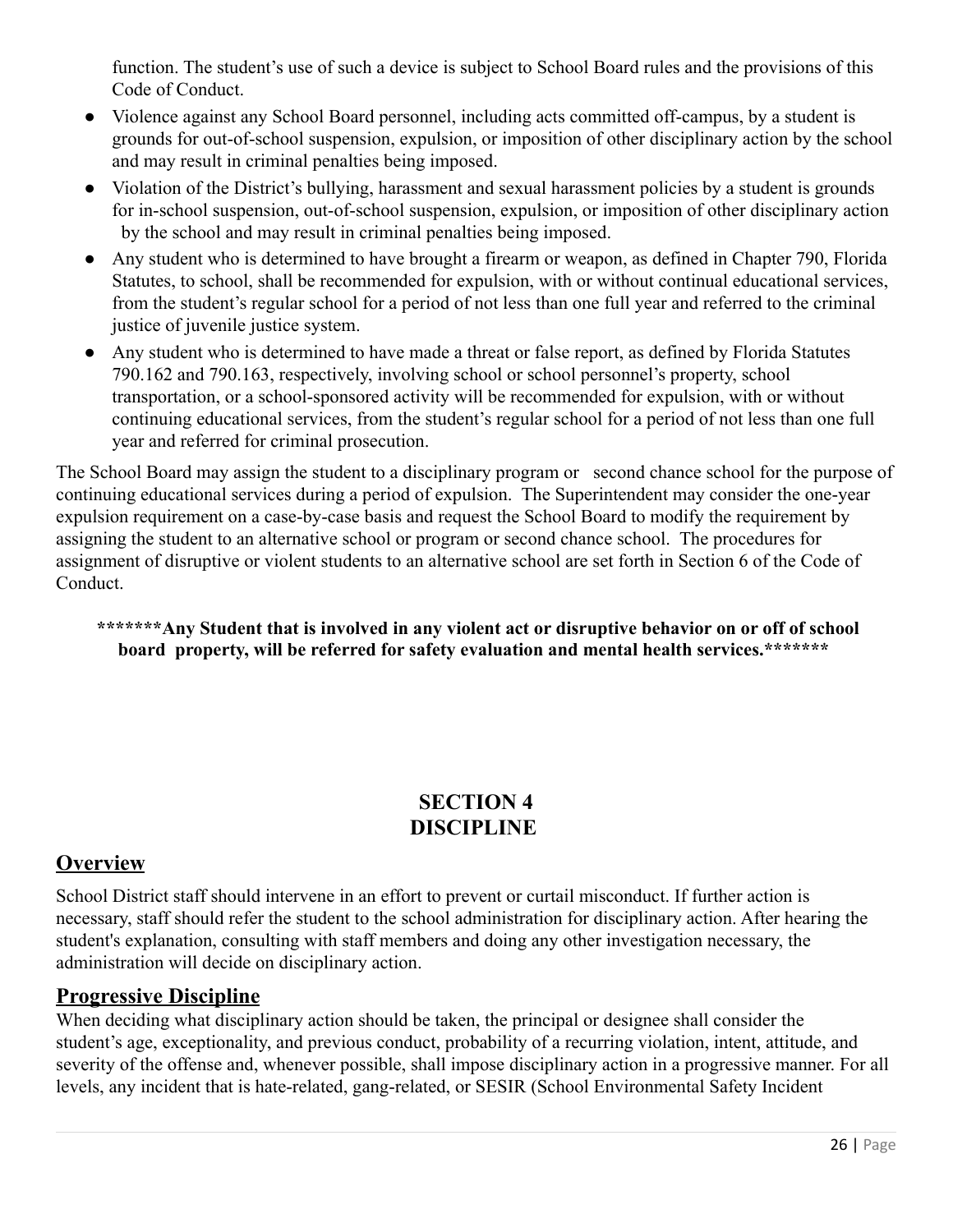function. The student's use of such a device is subject to School Board rules and the provisions of this Code of Conduct.

- Violence against any School Board personnel, including acts committed off-campus, by a student is grounds for out-of-school suspension, expulsion, or imposition of other disciplinary action by the school and may result in criminal penalties being imposed.
- Violation of the District's bullying, harassment and sexual harassment policies by a student is grounds for in-school suspension, out-of-school suspension, expulsion, or imposition of other disciplinary action by the school and may result in criminal penalties being imposed.
- Any student who is determined to have brought a firearm or weapon, as defined in Chapter 790, Florida Statutes, to school, shall be recommended for expulsion, with or without continual educational services, from the student's regular school for a period of not less than one full year and referred to the criminal justice of juvenile justice system.
- Any student who is determined to have made a threat or false report, as defined by Florida Statutes 790.162 and 790.163, respectively, involving school or school personnel's property, school transportation, or a school-sponsored activity will be recommended for expulsion, with or without continuing educational services, from the student's regular school for a period of not less than one full year and referred for criminal prosecution.

The School Board may assign the student to a disciplinary program or second chance school for the purpose of continuing educational services during a period of expulsion. The Superintendent may consider the one-year expulsion requirement on a case-by-case basis and request the School Board to modify the requirement by assigning the student to an alternative school or program or second chance school. The procedures for assignment of disruptive or violent students to an alternative school are set forth in Section 6 of the Code of Conduct.

**\*\*\*\*\*\*\*Any Student that is involved in any violent act or disruptive behavior on or off of school board property, will be referred for safety evaluation and mental health services.\*\*\*\*\*\*\***

# SECTION 4
# DISCIPLINE

## Overview

School District staff should intervene in an effort to prevent or curtail misconduct. If further action is necessary, staff should refer the student to the school administration for disciplinary action. After hearing the student's explanation, consulting with staff members and doing any other investigation necessary, the administration will decide on disciplinary action.

## Progressive Discipline

When deciding what disciplinary action should be taken, the principal or designee shall consider the student's age, exceptionality, and previous conduct, probability of a recurring violation, intent, attitude, and severity of the offense and, whenever possible, shall impose disciplinary action in a progressive manner. For all levels, any incident that is hate-related, gang-related, or SESIR (School Environmental Safety Incident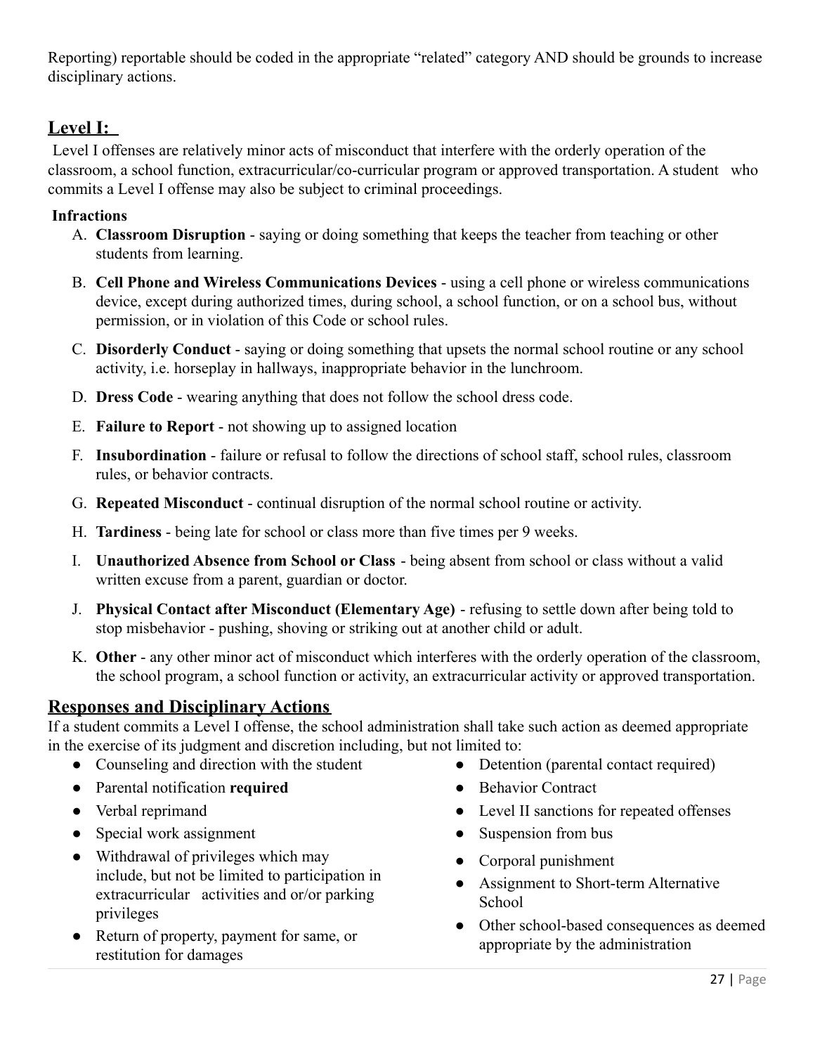Reporting) reportable should be coded in the appropriate "related" category AND should be grounds to increase disciplinary actions.

## Level I:

Level I offenses are relatively minor acts of misconduct that interfere with the orderly operation of the classroom, a school function, extracurricular/co-curricular program or approved transportation. A student who commits a Level I offense may also be subject to criminal proceedings.

**Infractions**

A. **Classroom Disruption** - saying or doing something that keeps the teacher from teaching or other students from learning.
B. **Cell Phone and Wireless Communications Devices** - using a cell phone or wireless communications device, except during authorized times, during school, a school function, or on a school bus, without permission, or in violation of this Code or school rules.
C. **Disorderly Conduct** - saying or doing something that upsets the normal school routine or any school activity, i.e. horseplay in hallways, inappropriate behavior in the lunchroom.
D. **Dress Code** - wearing anything that does not follow the school dress code.
E. **Failure to Report** - not showing up to assigned location
F. **Insubordination** - failure or refusal to follow the directions of school staff, school rules, classroom rules, or behavior contracts.
G. **Repeated Misconduct** - continual disruption of the normal school routine or activity.
H. **Tardiness** - being late for school or class more than five times per 9 weeks.
I. **Unauthorized Absence from School or Class** - being absent from school or class without a valid written excuse from a parent, guardian or doctor.
J. **Physical Contact after Misconduct (Elementary Age)** - refusing to settle down after being told to stop misbehavior - pushing, shoving or striking out at another child or adult.
K. **Other** - any other minor act of misconduct which interferes with the orderly operation of the classroom, the school program, a school function or activity, an extracurricular activity or approved transportation.

## Responses and Disciplinary Actions

If a student commits a Level I offense, the school administration shall take such action as deemed appropriate in the exercise of its judgment and discretion including, but not limited to:

- Counseling and direction with the student
- Parental notification **required**
- Verbal reprimand
- Special work assignment
- Withdrawal of privileges which may include, but not be limited to participation in extracurricular activities and or/or parking privileges
- Return of property, payment for same, or restitution for damages
- Detention (parental contact required)
- Behavior Contract
- Level II sanctions for repeated offenses
- Suspension from bus
- Corporal punishment
- Assignment to Short-term Alternative School
- Other school-based consequences as deemed appropriate by the administration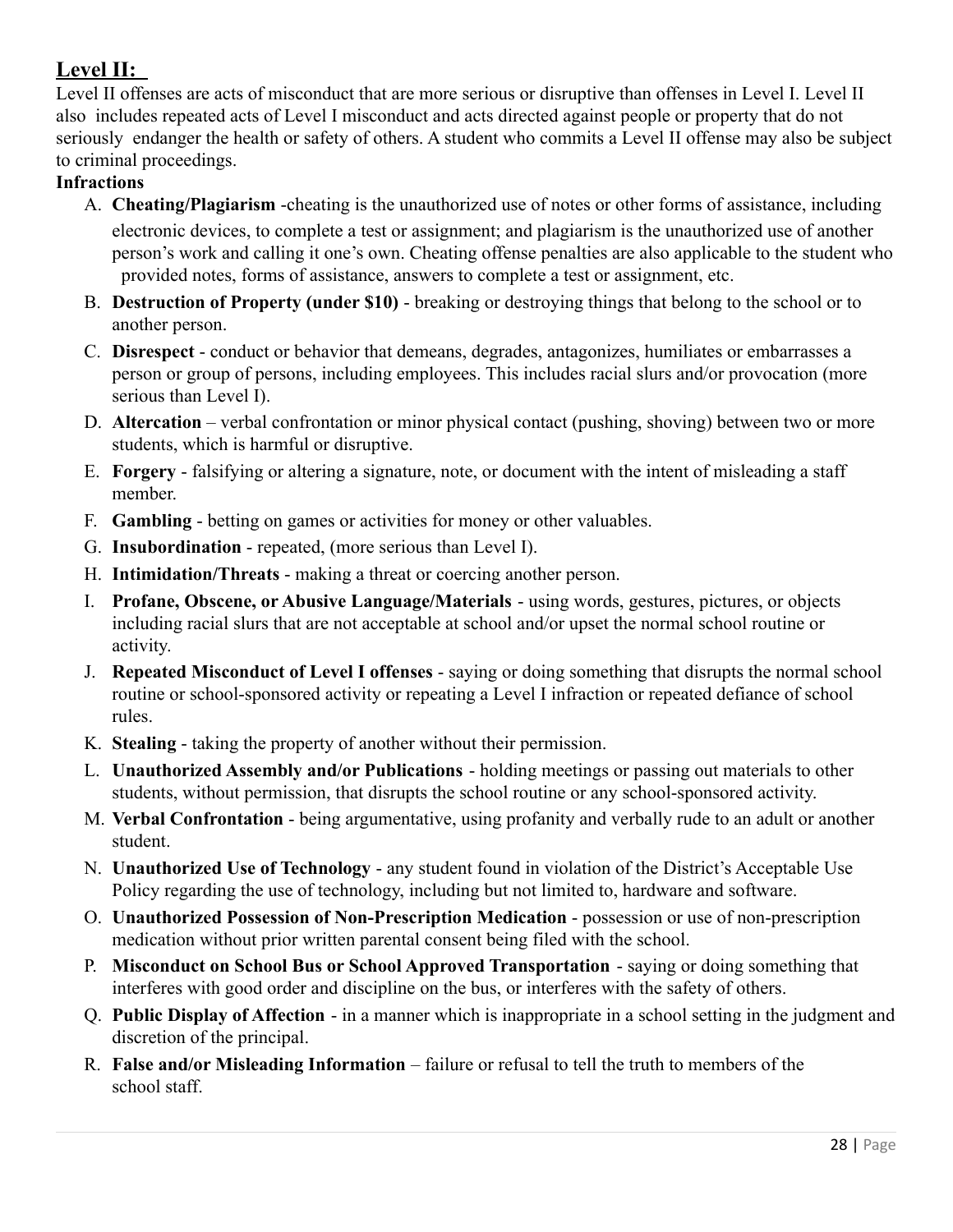## Level II:

Level II offenses are acts of misconduct that are more serious or disruptive than offenses in Level I. Level II also includes repeated acts of Level I misconduct and acts directed against people or property that do not seriously endanger the health or safety of others. A student who commits a Level II offense may also be subject to criminal proceedings.

**Infractions**

A. **Cheating/Plagiarism** -cheating is the unauthorized use of notes or other forms of assistance, including electronic devices, to complete a test or assignment; and plagiarism is the unauthorized use of another person's work and calling it one's own. Cheating offense penalties are also applicable to the student who provided notes, forms of assistance, answers to complete a test or assignment, etc.
B. **Destruction of Property (under $10)** - breaking or destroying things that belong to the school or to another person.
C. **Disrespect** - conduct or behavior that demeans, degrades, antagonizes, humiliates or embarrasses a person or group of persons, including employees. This includes racial slurs and/or provocation (more serious than Level I).
D. **Altercation** – verbal confrontation or minor physical contact (pushing, shoving) between two or more students, which is harmful or disruptive.
E. **Forgery** - falsifying or altering a signature, note, or document with the intent of misleading a staff member.
F. **Gambling** - betting on games or activities for money or other valuables.
G. **Insubordination** - repeated, (more serious than Level I).
H. **Intimidation/Threats** - making a threat or coercing another person.
I. **Profane, Obscene, or Abusive Language/Materials** - using words, gestures, pictures, or objects including racial slurs that are not acceptable at school and/or upset the normal school routine or activity.
J. **Repeated Misconduct of Level I offenses** - saying or doing something that disrupts the normal school routine or school-sponsored activity or repeating a Level I infraction or repeated defiance of school rules.
K. **Stealing** - taking the property of another without their permission.
L. **Unauthorized Assembly and/or Publications** - holding meetings or passing out materials to other students, without permission, that disrupts the school routine or any school-sponsored activity.
M. **Verbal Confrontation** - being argumentative, using profanity and verbally rude to an adult or another student.
N. **Unauthorized Use of Technology** - any student found in violation of the District's Acceptable Use Policy regarding the use of technology, including but not limited to, hardware and software.
O. **Unauthorized Possession of Non-Prescription Medication** - possession or use of non-prescription medication without prior written parental consent being filed with the school.
P. **Misconduct on School Bus or School Approved Transportation** - saying or doing something that interferes with good order and discipline on the bus, or interferes with the safety of others.
Q. **Public Display of Affection** - in a manner which is inappropriate in a school setting in the judgment and discretion of the principal.
R. **False and/or Misleading Information** – failure or refusal to tell the truth to members of the school staff.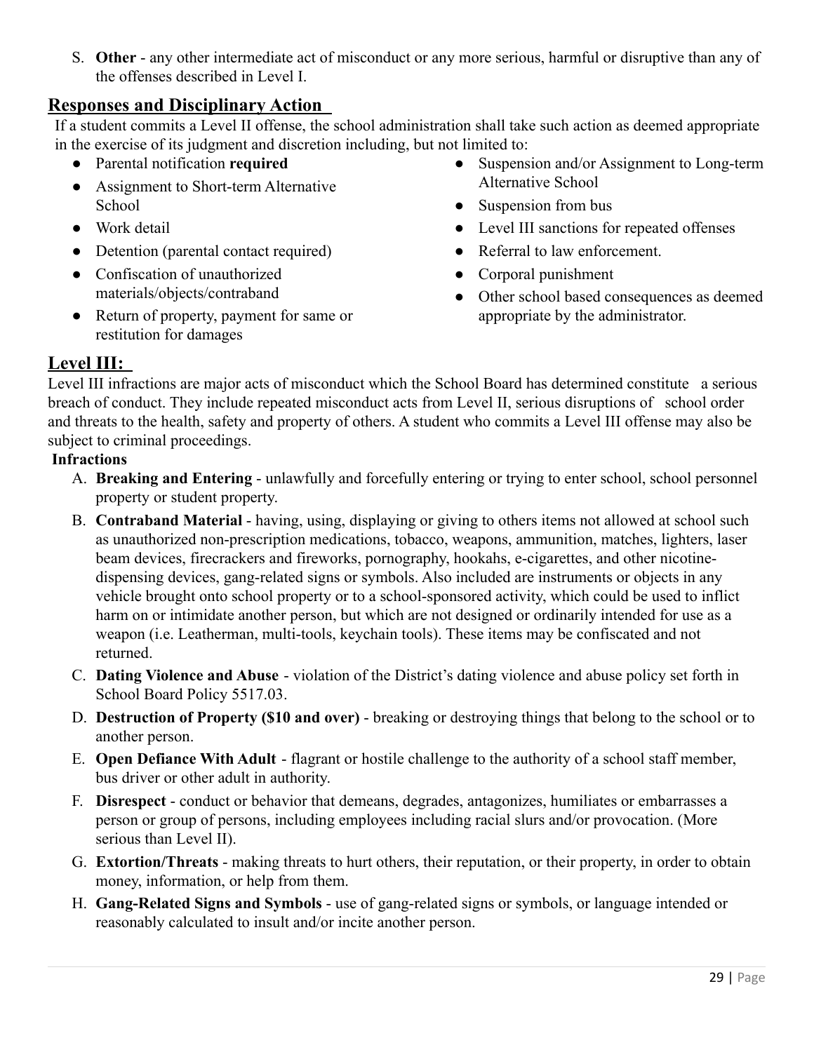S. **Other** - any other intermediate act of misconduct or any more serious, harmful or disruptive than any of the offenses described in Level I.

## Responses and Disciplinary Action

If a student commits a Level II offense, the school administration shall take such action as deemed appropriate in the exercise of its judgment and discretion including, but not limited to:

- Parental notification **required**
- Assignment to Short-term Alternative School
- Work detail
- Detention (parental contact required)
- Confiscation of unauthorized materials/objects/contraband
- Return of property, payment for same or restitution for damages
- Suspension and/or Assignment to Long-term Alternative School
- Suspension from bus
- Level III sanctions for repeated offenses
- Referral to law enforcement.
- Corporal punishment
- Other school based consequences as deemed appropriate by the administrator.

## Level III:

Level III infractions are major acts of misconduct which the School Board has determined constitute a serious breach of conduct. They include repeated misconduct acts from Level II, serious disruptions of school order and threats to the health, safety and property of others. A student who commits a Level III offense may also be subject to criminal proceedings.

**Infractions**

A. **Breaking and Entering** - unlawfully and forcefully entering or trying to enter school, school personnel property or student property.

B. **Contraband Material** - having, using, displaying or giving to others items not allowed at school such as unauthorized non-prescription medications, tobacco, weapons, ammunition, matches, lighters, laser beam devices, firecrackers and fireworks, pornography, hookahs, e-cigarettes, and other nicotine-dispensing devices, gang-related signs or symbols. Also included are instruments or objects in any vehicle brought onto school property or to a school-sponsored activity, which could be used to inflict harm on or intimidate another person, but which are not designed or ordinarily intended for use as a weapon (i.e. Leatherman, multi-tools, keychain tools). These items may be confiscated and not returned.

C. **Dating Violence and Abuse** - violation of the District's dating violence and abuse policy set forth in School Board Policy 5517.03.

D. **Destruction of Property ($10 and over)** - breaking or destroying things that belong to the school or to another person.

E. **Open Defiance With Adult** - flagrant or hostile challenge to the authority of a school staff member, bus driver or other adult in authority.

F. **Disrespect** - conduct or behavior that demeans, degrades, antagonizes, humiliates or embarrasses a person or group of persons, including employees including racial slurs and/or provocation. (More serious than Level II).

G. **Extortion/Threats** - making threats to hurt others, their reputation, or their property, in order to obtain money, information, or help from them.

H. **Gang-Related Signs and Symbols** - use of gang-related signs or symbols, or language intended or reasonably calculated to insult and/or incite another person.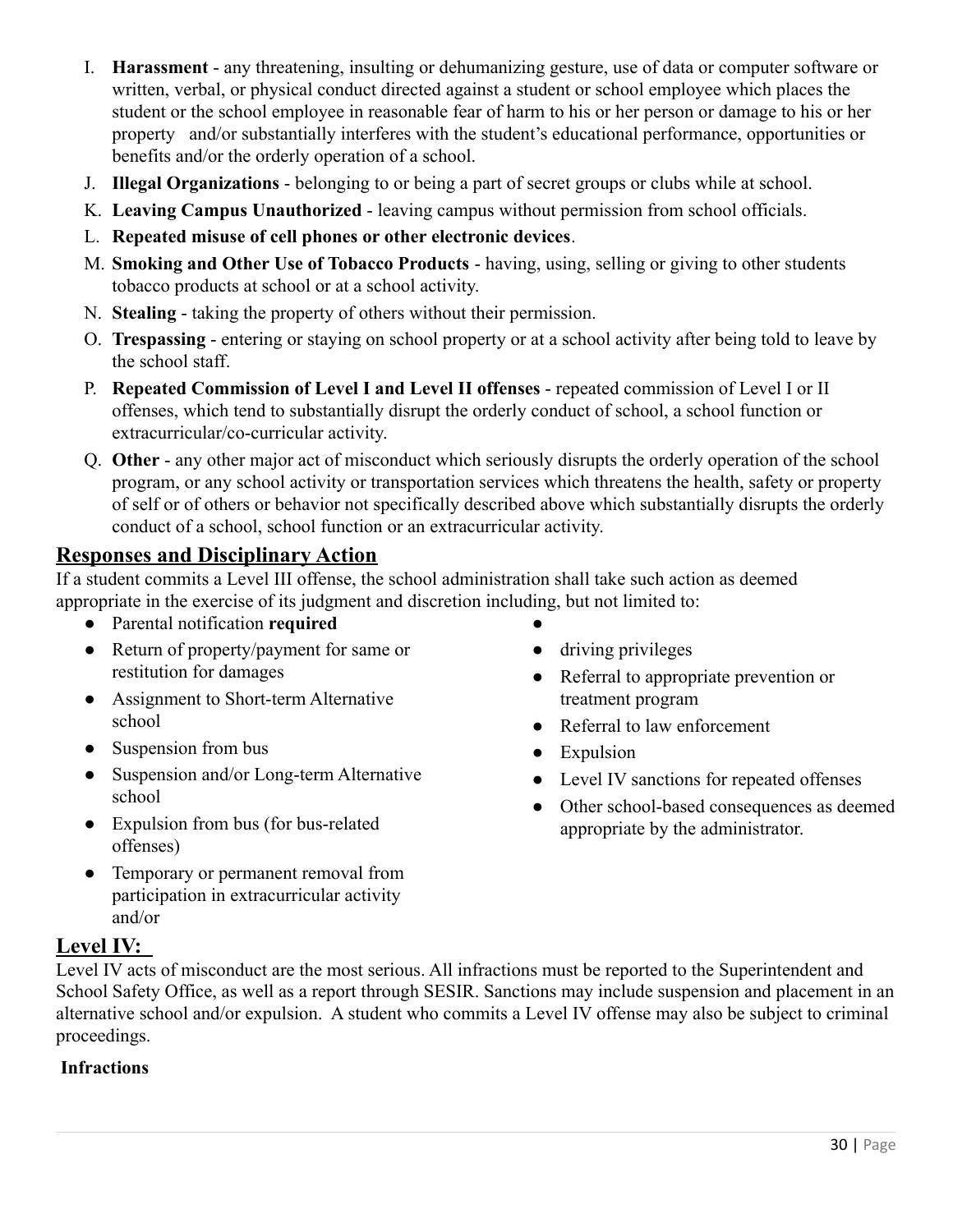I. **Harassment** - any threatening, insulting or dehumanizing gesture, use of data or computer software or written, verbal, or physical conduct directed against a student or school employee which places the student or the school employee in reasonable fear of harm to his or her person or damage to his or her property and/or substantially interferes with the student's educational performance, opportunities or benefits and/or the orderly operation of a school.

J. **Illegal Organizations** - belonging to or being a part of secret groups or clubs while at school.

K. **Leaving Campus Unauthorized** - leaving campus without permission from school officials.

L. **Repeated misuse of cell phones or other electronic devices**.

M. **Smoking and Other Use of Tobacco Products** - having, using, selling or giving to other students tobacco products at school or at a school activity.

N. **Stealing** - taking the property of others without their permission.

O. **Trespassing** - entering or staying on school property or at a school activity after being told to leave by the school staff.

P. **Repeated Commission of Level I and Level II offenses** - repeated commission of Level I or II offenses, which tend to substantially disrupt the orderly conduct of school, a school function or extracurricular/co-curricular activity.

Q. **Other** - any other major act of misconduct which seriously disrupts the orderly operation of the school program, or any school activity or transportation services which threatens the health, safety or property of self or of others or behavior not specifically described above which substantially disrupts the orderly conduct of a school, school function or an extracurricular activity.

## Responses and Disciplinary Action

If a student commits a Level III offense, the school administration shall take such action as deemed appropriate in the exercise of its judgment and discretion including, but not limited to:

- Parental notification **required**
- Return of property/payment for same or restitution for damages
- Assignment to Short-term Alternative school
- Suspension from bus
- Suspension and/or Long-term Alternative school
- Expulsion from bus (for bus-related offenses)
- Temporary or permanent removal from participation in extracurricular activity and/or
- 
- driving privileges
- Referral to appropriate prevention or treatment program
- Referral to law enforcement
- Expulsion
- Level IV sanctions for repeated offenses
- Other school-based consequences as deemed appropriate by the administrator.

## Level IV:

Level IV acts of misconduct are the most serious. All infractions must be reported to the Superintendent and School Safety Office, as well as a report through SESIR. Sanctions may include suspension and placement in an alternative school and/or expulsion. A student who commits a Level IV offense may also be subject to criminal proceedings.

**Infractions**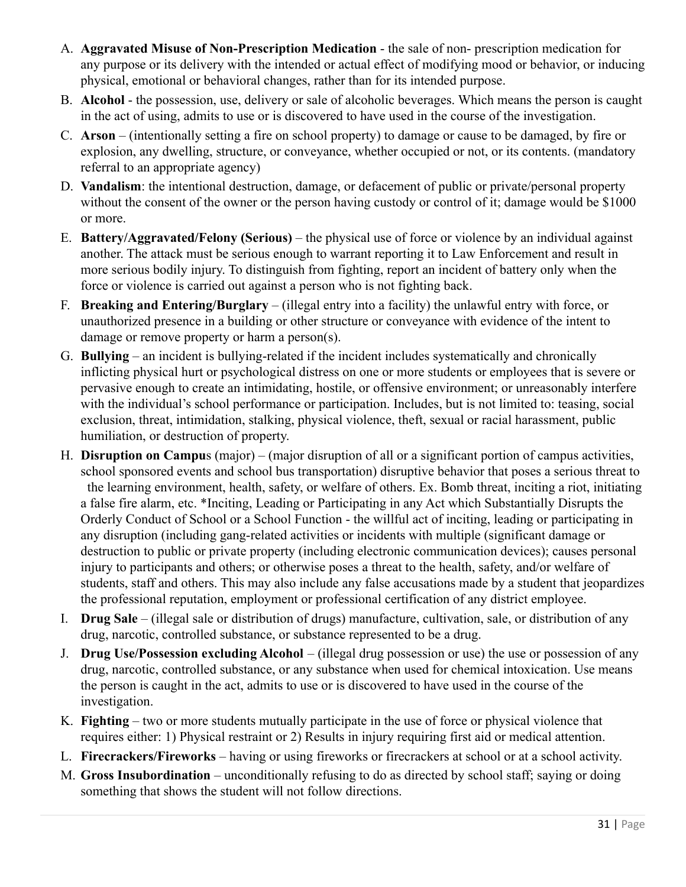A. **Aggravated Misuse of Non-Prescription Medication** - the sale of non- prescription medication for any purpose or its delivery with the intended or actual effect of modifying mood or behavior, or inducing physical, emotional or behavioral changes, rather than for its intended purpose.
B. **Alcohol** - the possession, use, delivery or sale of alcoholic beverages. Which means the person is caught in the act of using, admits to use or is discovered to have used in the course of the investigation.
C. **Arson** – (intentionally setting a fire on school property) to damage or cause to be damaged, by fire or explosion, any dwelling, structure, or conveyance, whether occupied or not, or its contents. (mandatory referral to an appropriate agency)
D. **Vandalism**: the intentional destruction, damage, or defacement of public or private/personal property without the consent of the owner or the person having custody or control of it; damage would be $1000 or more.
E. **Battery/Aggravated/Felony (Serious)** – the physical use of force or violence by an individual against another. The attack must be serious enough to warrant reporting it to Law Enforcement and result in more serious bodily injury. To distinguish from fighting, report an incident of battery only when the force or violence is carried out against a person who is not fighting back.
F. **Breaking and Entering/Burglary** – (illegal entry into a facility) the unlawful entry with force, or unauthorized presence in a building or other structure or conveyance with evidence of the intent to damage or remove property or harm a person(s).
G. **Bullying** – an incident is bullying-related if the incident includes systematically and chronically inflicting physical hurt or psychological distress on one or more students or employees that is severe or pervasive enough to create an intimidating, hostile, or offensive environment; or unreasonably interfere with the individual's school performance or participation. Includes, but is not limited to: teasing, social exclusion, threat, intimidation, stalking, physical violence, theft, sexual or racial harassment, public humiliation, or destruction of property.
H. **Disruption on Campu**s (major) – (major disruption of all or a significant portion of campus activities, school sponsored events and school bus transportation) disruptive behavior that poses a serious threat to the learning environment, health, safety, or welfare of others. Ex. Bomb threat, inciting a riot, initiating a false fire alarm, etc. *Inciting, Leading or Participating in any Act which Substantially Disrupts the Orderly Conduct of School or a School Function - the willful act of inciting, leading or participating in any disruption (including gang-related activities or incidents with multiple (significant damage or destruction to public or private property (including electronic communication devices); causes personal injury to participants and others; or otherwise poses a threat to the health, safety, and/or welfare of students, staff and others. This may also include any false accusations made by a student that jeopardizes the professional reputation, employment or professional certification of any district employee.
I. **Drug Sale** – (illegal sale or distribution of drugs) manufacture, cultivation, sale, or distribution of any drug, narcotic, controlled substance, or substance represented to be a drug.
J. **Drug Use/Possession excluding Alcohol** – (illegal drug possession or use) the use or possession of any drug, narcotic, controlled substance, or any substance when used for chemical intoxication. Use means the person is caught in the act, admits to use or is discovered to have used in the course of the investigation.
K. **Fighting** – two or more students mutually participate in the use of force or physical violence that requires either: 1) Physical restraint or 2) Results in injury requiring first aid or medical attention.
L. **Firecrackers/Fireworks** – having or using fireworks or firecrackers at school or at a school activity.
M. **Gross Insubordination** – unconditionally refusing to do as directed by school staff; saying or doing something that shows the student will not follow directions.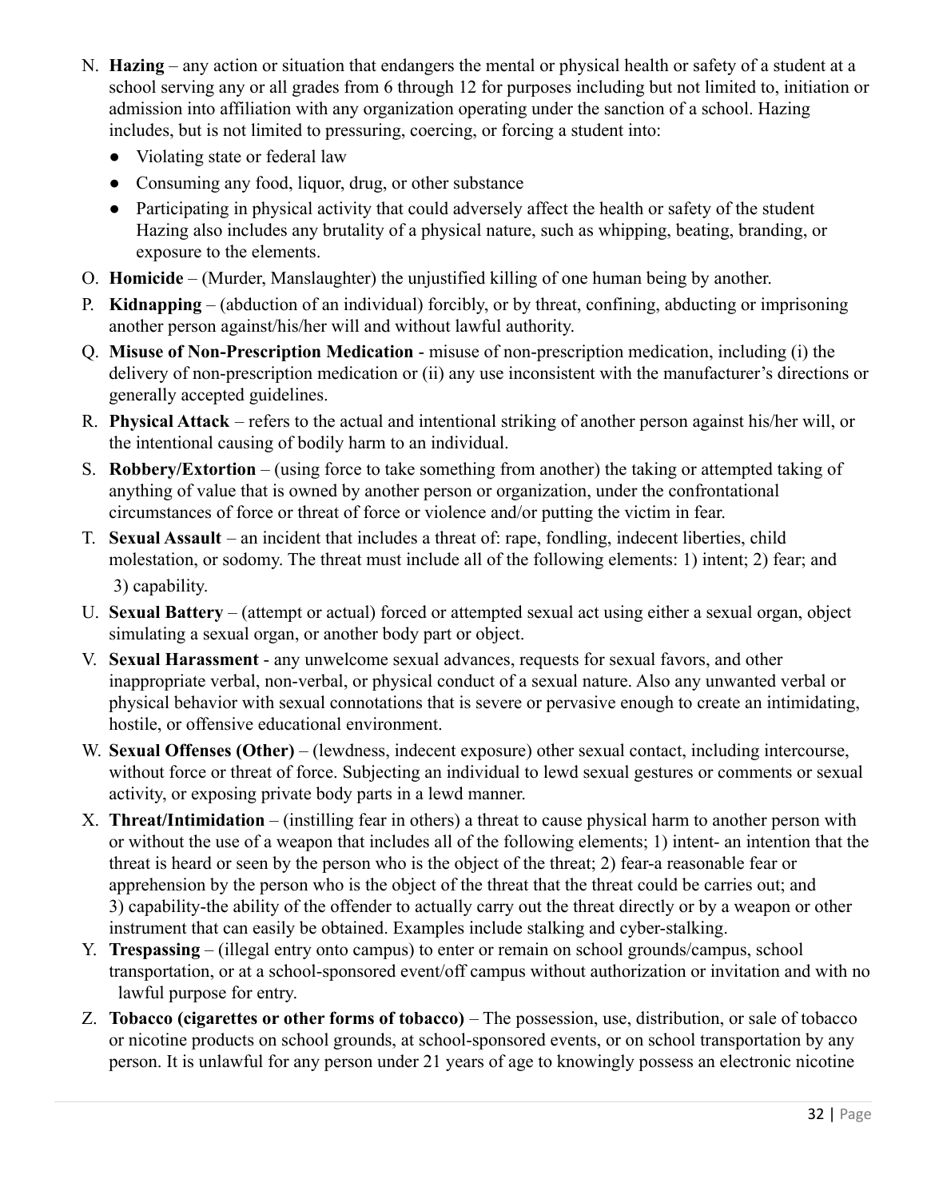N. **Hazing** – any action or situation that endangers the mental or physical health or safety of a student at a school serving any or all grades from 6 through 12 for purposes including but not limited to, initiation or admission into affiliation with any organization operating under the sanction of a school. Hazing includes, but is not limited to pressuring, coercing, or forcing a student into:

- Violating state or federal law
- Consuming any food, liquor, drug, or other substance
- Participating in physical activity that could adversely affect the health or safety of the student Hazing also includes any brutality of a physical nature, such as whipping, beating, branding, or exposure to the elements.

O. **Homicide** – (Murder, Manslaughter) the unjustified killing of one human being by another.

P. **Kidnapping** – (abduction of an individual) forcibly, or by threat, confining, abducting or imprisoning another person against/his/her will and without lawful authority.

Q. **Misuse of Non-Prescription Medication** - misuse of non-prescription medication, including (i) the delivery of non-prescription medication or (ii) any use inconsistent with the manufacturer's directions or generally accepted guidelines.

R. **Physical Attack** – refers to the actual and intentional striking of another person against his/her will, or the intentional causing of bodily harm to an individual.

S. **Robbery/Extortion** – (using force to take something from another) the taking or attempted taking of anything of value that is owned by another person or organization, under the confrontational circumstances of force or threat of force or violence and/or putting the victim in fear.

T. **Sexual Assault** – an incident that includes a threat of: rape, fondling, indecent liberties, child molestation, or sodomy. The threat must include all of the following elements: 1) intent; 2) fear; and 3) capability.

U. **Sexual Battery** – (attempt or actual) forced or attempted sexual act using either a sexual organ, object simulating a sexual organ, or another body part or object.

V. **Sexual Harassment** - any unwelcome sexual advances, requests for sexual favors, and other inappropriate verbal, non-verbal, or physical conduct of a sexual nature. Also any unwanted verbal or physical behavior with sexual connotations that is severe or pervasive enough to create an intimidating, hostile, or offensive educational environment.

W. **Sexual Offenses (Other)** – (lewdness, indecent exposure) other sexual contact, including intercourse, without force or threat of force. Subjecting an individual to lewd sexual gestures or comments or sexual activity, or exposing private body parts in a lewd manner.

X. **Threat/Intimidation** – (instilling fear in others) a threat to cause physical harm to another person with or without the use of a weapon that includes all of the following elements; 1) intent- an intention that the threat is heard or seen by the person who is the object of the threat; 2) fear-a reasonable fear or apprehension by the person who is the object of the threat that the threat could be carries out; and 3) capability-the ability of the offender to actually carry out the threat directly or by a weapon or other instrument that can easily be obtained. Examples include stalking and cyber-stalking.

Y. **Trespassing** – (illegal entry onto campus) to enter or remain on school grounds/campus, school transportation, or at a school-sponsored event/off campus without authorization or invitation and with no lawful purpose for entry.

Z. **Tobacco (cigarettes or other forms of tobacco)** – The possession, use, distribution, or sale of tobacco or nicotine products on school grounds, at school-sponsored events, or on school transportation by any person. It is unlawful for any person under 21 years of age to knowingly possess an electronic nicotine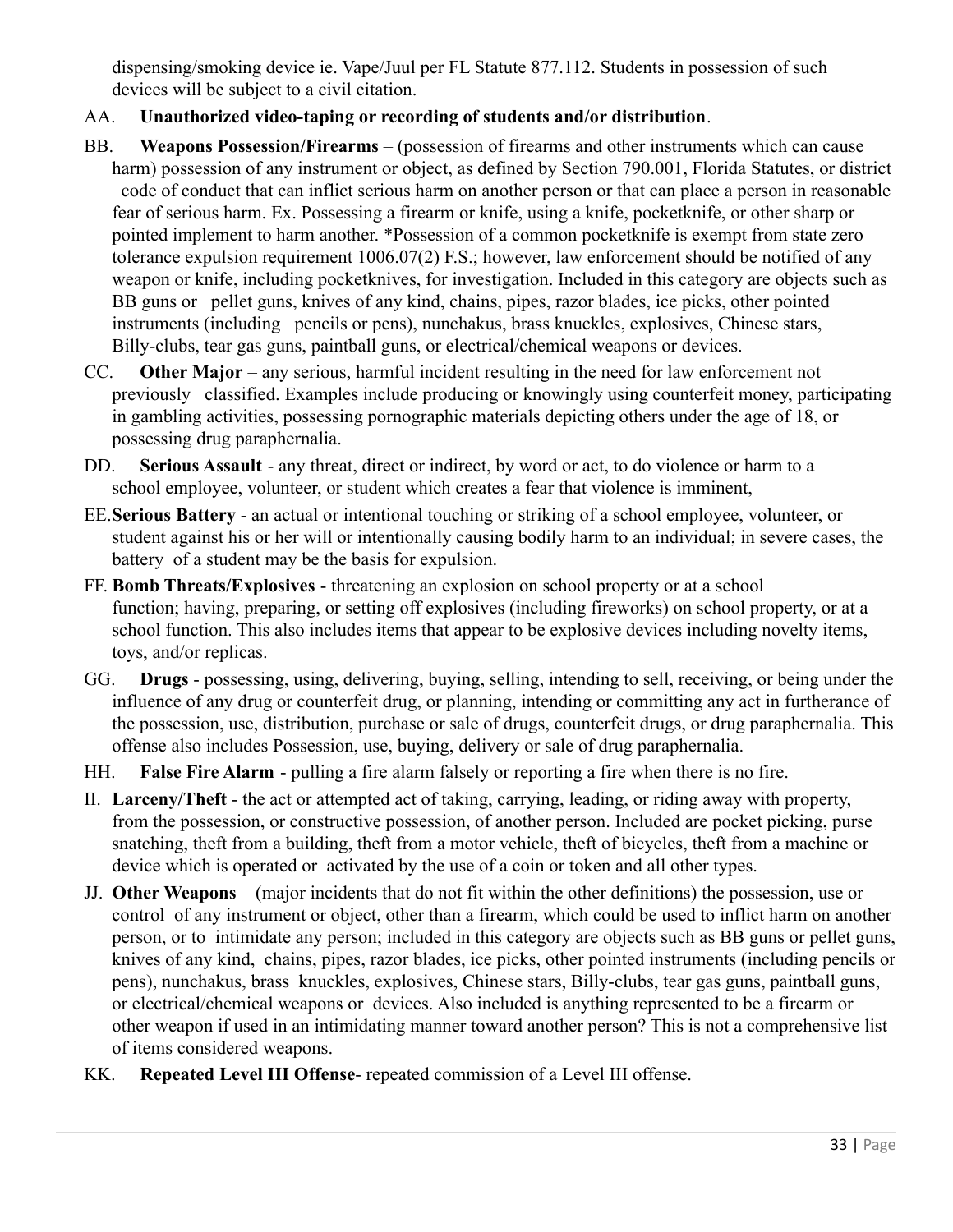dispensing/smoking device ie. Vape/Juul per FL Statute 877.112. Students in possession of such devices will be subject to a civil citation.

AA. **Unauthorized video-taping or recording of students and/or distribution**.

BB. **Weapons Possession/Firearms** – (possession of firearms and other instruments which can cause harm) possession of any instrument or object, as defined by Section 790.001, Florida Statutes, or district code of conduct that can inflict serious harm on another person or that can place a person in reasonable fear of serious harm. Ex. Possessing a firearm or knife, using a knife, pocketknife, or other sharp or pointed implement to harm another. *Possession of a common pocketknife is exempt from state zero tolerance expulsion requirement 1006.07(2) F.S.; however, law enforcement should be notified of any weapon or knife, including pocketknives, for investigation. Included in this category are objects such as BB guns or pellet guns, knives of any kind, chains, pipes, razor blades, ice picks, other pointed instruments (including pencils or pens), nunchakus, brass knuckles, explosives, Chinese stars, Billy-clubs, tear gas guns, paintball guns, or electrical/chemical weapons or devices.

CC. **Other Major** – any serious, harmful incident resulting in the need for law enforcement not previously classified. Examples include producing or knowingly using counterfeit money, participating in gambling activities, possessing pornographic materials depicting others under the age of 18, or possessing drug paraphernalia.

DD. **Serious Assault** - any threat, direct or indirect, by word or act, to do violence or harm to a school employee, volunteer, or student which creates a fear that violence is imminent,

EE. **Serious Battery** - an actual or intentional touching or striking of a school employee, volunteer, or student against his or her will or intentionally causing bodily harm to an individual; in severe cases, the battery of a student may be the basis for expulsion.

FF. **Bomb Threats/Explosives** - threatening an explosion on school property or at a school function; having, preparing, or setting off explosives (including fireworks) on school property, or at a school function. This also includes items that appear to be explosive devices including novelty items, toys, and/or replicas.

GG. **Drugs** - possessing, using, delivering, buying, selling, intending to sell, receiving, or being under the influence of any drug or counterfeit drug, or planning, intending or committing any act in furtherance of the possession, use, distribution, purchase or sale of drugs, counterfeit drugs, or drug paraphernalia. This offense also includes Possession, use, buying, delivery or sale of drug paraphernalia.

HH. **False Fire Alarm** - pulling a fire alarm falsely or reporting a fire when there is no fire.

II. **Larceny/Theft** - the act or attempted act of taking, carrying, leading, or riding away with property, from the possession, or constructive possession, of another person. Included are pocket picking, purse snatching, theft from a building, theft from a motor vehicle, theft of bicycles, theft from a machine or device which is operated or activated by the use of a coin or token and all other types.

JJ. **Other Weapons** – (major incidents that do not fit within the other definitions) the possession, use or control of any instrument or object, other than a firearm, which could be used to inflict harm on another person, or to intimidate any person; included in this category are objects such as BB guns or pellet guns, knives of any kind, chains, pipes, razor blades, ice picks, other pointed instruments (including pencils or pens), nunchakus, brass knuckles, explosives, Chinese stars, Billy-clubs, tear gas guns, paintball guns, or electrical/chemical weapons or devices. Also included is anything represented to be a firearm or other weapon if used in an intimidating manner toward another person? This is not a comprehensive list of items considered weapons.

KK. **Repeated Level III Offense**- repeated commission of a Level III offense.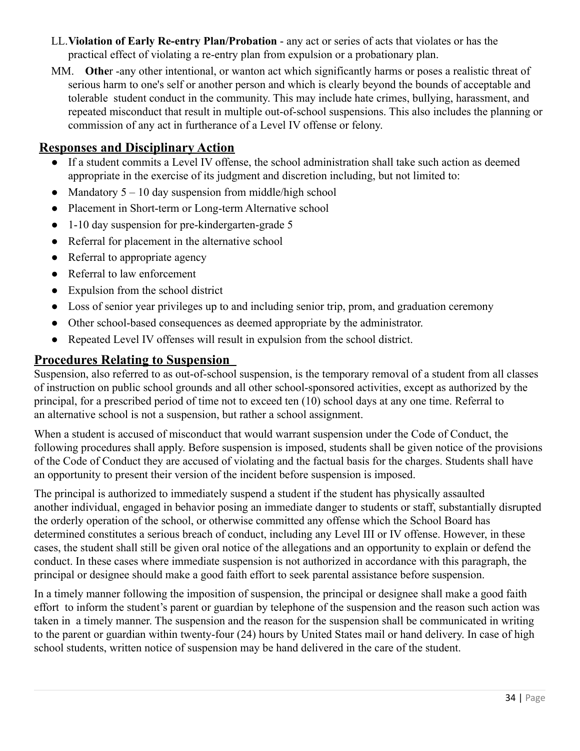LL. **Violation of Early Re-entry Plan/Probation** - any act or series of acts that violates or has the practical effect of violating a re-entry plan from expulsion or a probationary plan.

MM. **Othe**r -any other intentional, or wanton act which significantly harms or poses a realistic threat of serious harm to one's self or another person and which is clearly beyond the bounds of acceptable and tolerable student conduct in the community. This may include hate crimes, bullying, harassment, and repeated misconduct that result in multiple out-of-school suspensions. This also includes the planning or commission of any act in furtherance of a Level IV offense or felony.

## Responses and Disciplinary Action

- If a student commits a Level IV offense, the school administration shall take such action as deemed appropriate in the exercise of its judgment and discretion including, but not limited to:
- Mandatory 5 – 10 day suspension from middle/high school
- Placement in Short-term or Long-term Alternative school
- 1-10 day suspension for pre-kindergarten-grade 5
- Referral for placement in the alternative school
- Referral to appropriate agency
- Referral to law enforcement
- Expulsion from the school district
- Loss of senior year privileges up to and including senior trip, prom, and graduation ceremony
- Other school-based consequences as deemed appropriate by the administrator.
- Repeated Level IV offenses will result in expulsion from the school district.

## Procedures Relating to Suspension

Suspension, also referred to as out-of-school suspension, is the temporary removal of a student from all classes of instruction on public school grounds and all other school-sponsored activities, except as authorized by the principal, for a prescribed period of time not to exceed ten (10) school days at any one time. Referral to an alternative school is not a suspension, but rather a school assignment.

When a student is accused of misconduct that would warrant suspension under the Code of Conduct, the following procedures shall apply. Before suspension is imposed, students shall be given notice of the provisions of the Code of Conduct they are accused of violating and the factual basis for the charges. Students shall have an opportunity to present their version of the incident before suspension is imposed.

The principal is authorized to immediately suspend a student if the student has physically assaulted another individual, engaged in behavior posing an immediate danger to students or staff, substantially disrupted the orderly operation of the school, or otherwise committed any offense which the School Board has determined constitutes a serious breach of conduct, including any Level III or IV offense. However, in these cases, the student shall still be given oral notice of the allegations and an opportunity to explain or defend the conduct. In these cases where immediate suspension is not authorized in accordance with this paragraph, the principal or designee should make a good faith effort to seek parental assistance before suspension.

In a timely manner following the imposition of suspension, the principal or designee shall make a good faith effort to inform the student's parent or guardian by telephone of the suspension and the reason such action was taken in a timely manner. The suspension and the reason for the suspension shall be communicated in writing to the parent or guardian within twenty-four (24) hours by United States mail or hand delivery. In case of high school students, written notice of suspension may be hand delivered in the care of the student.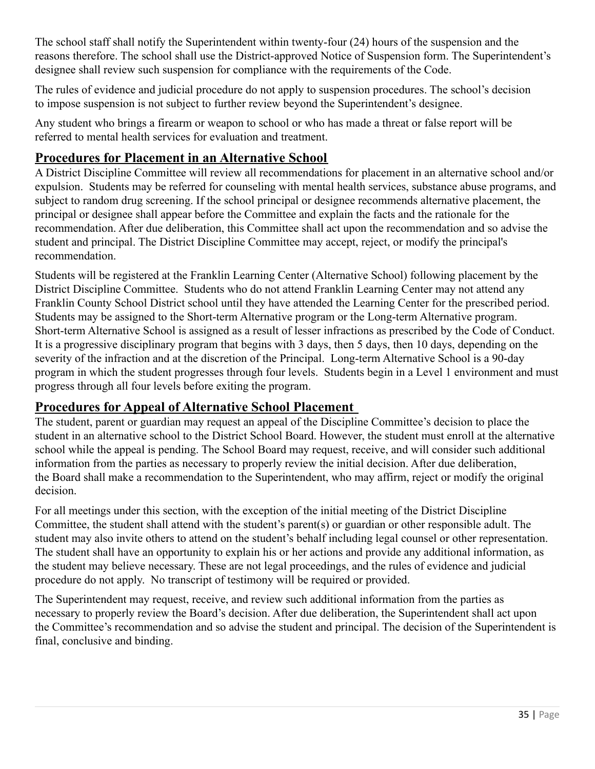The school staff shall notify the Superintendent within twenty-four (24) hours of the suspension and the reasons therefore. The school shall use the District-approved Notice of Suspension form. The Superintendent's designee shall review such suspension for compliance with the requirements of the Code.

The rules of evidence and judicial procedure do not apply to suspension procedures. The school's decision to impose suspension is not subject to further review beyond the Superintendent's designee.

Any student who brings a firearm or weapon to school or who has made a threat or false report will be referred to mental health services for evaluation and treatment.

## Procedures for Placement in an Alternative School

A District Discipline Committee will review all recommendations for placement in an alternative school and/or expulsion. Students may be referred for counseling with mental health services, substance abuse programs, and subject to random drug screening. If the school principal or designee recommends alternative placement, the principal or designee shall appear before the Committee and explain the facts and the rationale for the recommendation. After due deliberation, this Committee shall act upon the recommendation and so advise the student and principal. The District Discipline Committee may accept, reject, or modify the principal's recommendation.

Students will be registered at the Franklin Learning Center (Alternative School) following placement by the District Discipline Committee. Students who do not attend Franklin Learning Center may not attend any Franklin County School District school until they have attended the Learning Center for the prescribed period. Students may be assigned to the Short-term Alternative program or the Long-term Alternative program. Short-term Alternative School is assigned as a result of lesser infractions as prescribed by the Code of Conduct. It is a progressive disciplinary program that begins with 3 days, then 5 days, then 10 days, depending on the severity of the infraction and at the discretion of the Principal. Long-term Alternative School is a 90-day program in which the student progresses through four levels. Students begin in a Level 1 environment and must progress through all four levels before exiting the program.

## Procedures for Appeal of Alternative School Placement

The student, parent or guardian may request an appeal of the Discipline Committee's decision to place the student in an alternative school to the District School Board. However, the student must enroll at the alternative school while the appeal is pending. The School Board may request, receive, and will consider such additional information from the parties as necessary to properly review the initial decision. After due deliberation, the Board shall make a recommendation to the Superintendent, who may affirm, reject or modify the original decision.

For all meetings under this section, with the exception of the initial meeting of the District Discipline Committee, the student shall attend with the student's parent(s) or guardian or other responsible adult. The student may also invite others to attend on the student's behalf including legal counsel or other representation. The student shall have an opportunity to explain his or her actions and provide any additional information, as the student may believe necessary. These are not legal proceedings, and the rules of evidence and judicial procedure do not apply. No transcript of testimony will be required or provided.

The Superintendent may request, receive, and review such additional information from the parties as necessary to properly review the Board's decision. After due deliberation, the Superintendent shall act upon the Committee's recommendation and so advise the student and principal. The decision of the Superintendent is final, conclusive and binding.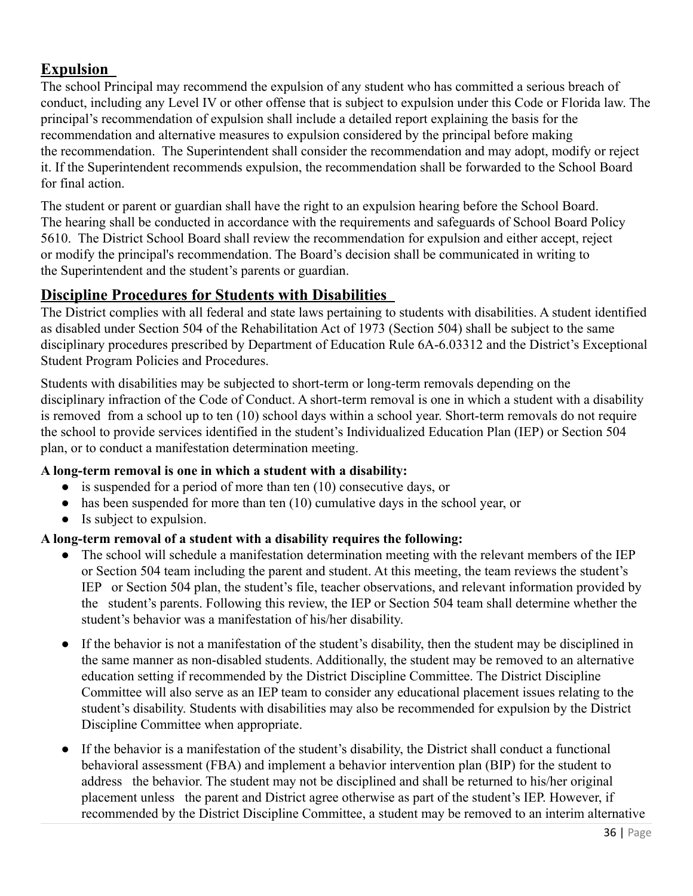## Expulsion

The school Principal may recommend the expulsion of any student who has committed a serious breach of conduct, including any Level IV or other offense that is subject to expulsion under this Code or Florida law. The principal's recommendation of expulsion shall include a detailed report explaining the basis for the recommendation and alternative measures to expulsion considered by the principal before making the recommendation. The Superintendent shall consider the recommendation and may adopt, modify or reject it. If the Superintendent recommends expulsion, the recommendation shall be forwarded to the School Board for final action.

The student or parent or guardian shall have the right to an expulsion hearing before the School Board. The hearing shall be conducted in accordance with the requirements and safeguards of School Board Policy 5610. The District School Board shall review the recommendation for expulsion and either accept, reject or modify the principal's recommendation. The Board's decision shall be communicated in writing to the Superintendent and the student's parents or guardian.

## Discipline Procedures for Students with Disabilities

The District complies with all federal and state laws pertaining to students with disabilities. A student identified as disabled under Section 504 of the Rehabilitation Act of 1973 (Section 504) shall be subject to the same disciplinary procedures prescribed by Department of Education Rule 6A-6.03312 and the District's Exceptional Student Program Policies and Procedures.

Students with disabilities may be subjected to short-term or long-term removals depending on the disciplinary infraction of the Code of Conduct. A short-term removal is one in which a student with a disability is removed from a school up to ten (10) school days within a school year. Short-term removals do not require the school to provide services identified in the student's Individualized Education Plan (IEP) or Section 504 plan, or to conduct a manifestation determination meeting.

**A long-term removal is one in which a student with a disability:**

- is suspended for a period of more than ten (10) consecutive days, or
- has been suspended for more than ten (10) cumulative days in the school year, or
- Is subject to expulsion.

**A long-term removal of a student with a disability requires the following:**

- The school will schedule a manifestation determination meeting with the relevant members of the IEP or Section 504 team including the parent and student. At this meeting, the team reviews the student's IEP or Section 504 plan, the student's file, teacher observations, and relevant information provided by the student's parents. Following this review, the IEP or Section 504 team shall determine whether the student's behavior was a manifestation of his/her disability.
- If the behavior is not a manifestation of the student's disability, then the student may be disciplined in the same manner as non-disabled students. Additionally, the student may be removed to an alternative education setting if recommended by the District Discipline Committee. The District Discipline Committee will also serve as an IEP team to consider any educational placement issues relating to the student's disability. Students with disabilities may also be recommended for expulsion by the District Discipline Committee when appropriate.
- If the behavior is a manifestation of the student's disability, the District shall conduct a functional behavioral assessment (FBA) and implement a behavior intervention plan (BIP) for the student to address the behavior. The student may not be disciplined and shall be returned to his/her original placement unless the parent and District agree otherwise as part of the student's IEP. However, if recommended by the District Discipline Committee, a student may be removed to an interim alternative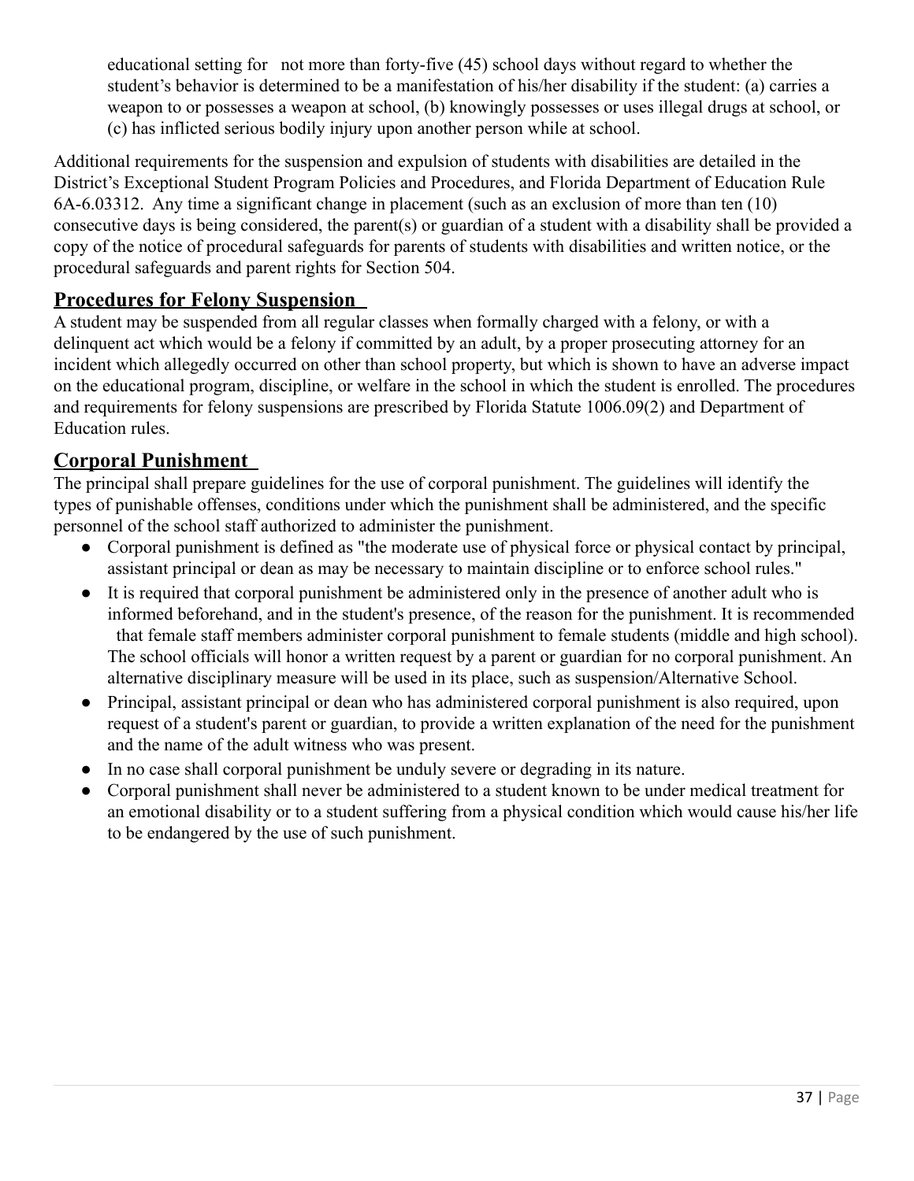educational setting for not more than forty-five (45) school days without regard to whether the student's behavior is determined to be a manifestation of his/her disability if the student: (a) carries a weapon to or possesses a weapon at school, (b) knowingly possesses or uses illegal drugs at school, or (c) has inflicted serious bodily injury upon another person while at school.

Additional requirements for the suspension and expulsion of students with disabilities are detailed in the District's Exceptional Student Program Policies and Procedures, and Florida Department of Education Rule 6A-6.03312. Any time a significant change in placement (such as an exclusion of more than ten (10) consecutive days is being considered, the parent(s) or guardian of a student with a disability shall be provided a copy of the notice of procedural safeguards for parents of students with disabilities and written notice, or the procedural safeguards and parent rights for Section 504.

## Procedures for Felony Suspension

A student may be suspended from all regular classes when formally charged with a felony, or with a delinquent act which would be a felony if committed by an adult, by a proper prosecuting attorney for an incident which allegedly occurred on other than school property, but which is shown to have an adverse impact on the educational program, discipline, or welfare in the school in which the student is enrolled. The procedures and requirements for felony suspensions are prescribed by Florida Statute 1006.09(2) and Department of Education rules.

## Corporal Punishment

The principal shall prepare guidelines for the use of corporal punishment. The guidelines will identify the types of punishable offenses, conditions under which the punishment shall be administered, and the specific personnel of the school staff authorized to administer the punishment.

- Corporal punishment is defined as "the moderate use of physical force or physical contact by principal, assistant principal or dean as may be necessary to maintain discipline or to enforce school rules."
- It is required that corporal punishment be administered only in the presence of another adult who is informed beforehand, and in the student's presence, of the reason for the punishment. It is recommended that female staff members administer corporal punishment to female students (middle and high school). The school officials will honor a written request by a parent or guardian for no corporal punishment. An alternative disciplinary measure will be used in its place, such as suspension/Alternative School.
- Principal, assistant principal or dean who has administered corporal punishment is also required, upon request of a student's parent or guardian, to provide a written explanation of the need for the punishment and the name of the adult witness who was present.
- In no case shall corporal punishment be unduly severe or degrading in its nature.
- Corporal punishment shall never be administered to a student known to be under medical treatment for an emotional disability or to a student suffering from a physical condition which would cause his/her life to be endangered by the use of such punishment.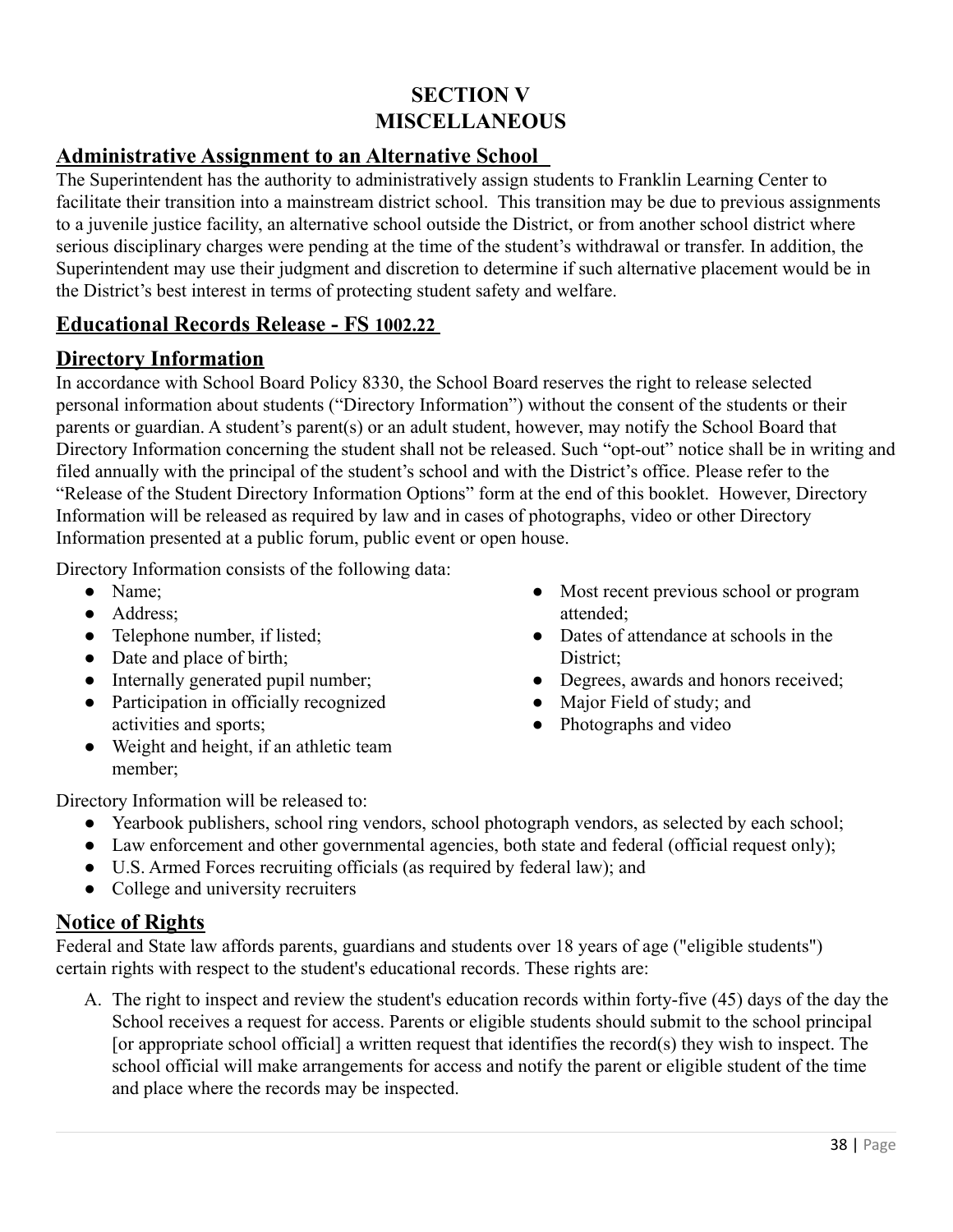# SECTION V
# MISCELLANEOUS

## Administrative Assignment to an Alternative School

The Superintendent has the authority to administratively assign students to Franklin Learning Center to facilitate their transition into a mainstream district school. This transition may be due to previous assignments to a juvenile justice facility, an alternative school outside the District, or from another school district where serious disciplinary charges were pending at the time of the student's withdrawal or transfer. In addition, the Superintendent may use their judgment and discretion to determine if such alternative placement would be in the District's best interest in terms of protecting student safety and welfare.

## Educational Records Release - FS 1002.22

## Directory Information

In accordance with School Board Policy 8330, the School Board reserves the right to release selected personal information about students ("Directory Information") without the consent of the students or their parents or guardian. A student's parent(s) or an adult student, however, may notify the School Board that Directory Information concerning the student shall not be released. Such "opt-out" notice shall be in writing and filed annually with the principal of the student's school and with the District's office. Please refer to the "Release of the Student Directory Information Options" form at the end of this booklet. However, Directory Information will be released as required by law and in cases of photographs, video or other Directory Information presented at a public forum, public event or open house.

Directory Information consists of the following data:

- Name;
- Address;
- Telephone number, if listed;
- Date and place of birth;
- Internally generated pupil number;
- Participation in officially recognized activities and sports;
- Weight and height, if an athletic team member;
- Most recent previous school or program attended;
- Dates of attendance at schools in the District;
- Degrees, awards and honors received;
- Major Field of study; and
- Photographs and video

Directory Information will be released to:

- Yearbook publishers, school ring vendors, school photograph vendors, as selected by each school;
- Law enforcement and other governmental agencies, both state and federal (official request only);
- U.S. Armed Forces recruiting officials (as required by federal law); and
- College and university recruiters

## Notice of Rights

Federal and State law affords parents, guardians and students over 18 years of age ("eligible students") certain rights with respect to the student's educational records. These rights are:

A. The right to inspect and review the student's education records within forty-five (45) days of the day the School receives a request for access. Parents or eligible students should submit to the school principal [or appropriate school official] a written request that identifies the record(s) they wish to inspect. The school official will make arrangements for access and notify the parent or eligible student of the time and place where the records may be inspected.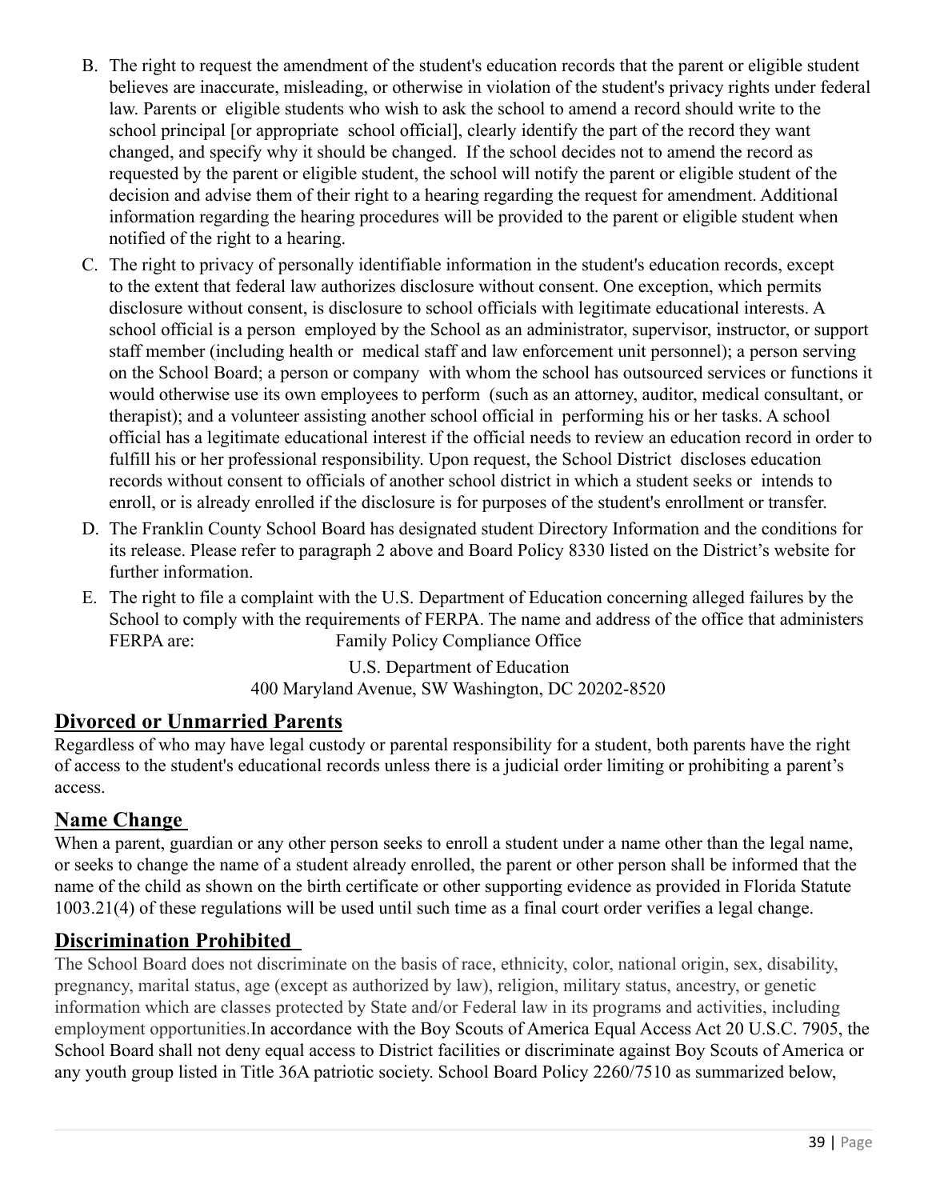B. The right to request the amendment of the student's education records that the parent or eligible student believes are inaccurate, misleading, or otherwise in violation of the student's privacy rights under federal law. Parents or eligible students who wish to ask the school to amend a record should write to the school principal [or appropriate school official], clearly identify the part of the record they want changed, and specify why it should be changed. If the school decides not to amend the record as requested by the parent or eligible student, the school will notify the parent or eligible student of the decision and advise them of their right to a hearing regarding the request for amendment. Additional information regarding the hearing procedures will be provided to the parent or eligible student when notified of the right to a hearing.

C. The right to privacy of personally identifiable information in the student's education records, except to the extent that federal law authorizes disclosure without consent. One exception, which permits disclosure without consent, is disclosure to school officials with legitimate educational interests. A school official is a person employed by the School as an administrator, supervisor, instructor, or support staff member (including health or medical staff and law enforcement unit personnel); a person serving on the School Board; a person or company with whom the school has outsourced services or functions it would otherwise use its own employees to perform (such as an attorney, auditor, medical consultant, or therapist); and a volunteer assisting another school official in performing his or her tasks. A school official has a legitimate educational interest if the official needs to review an education record in order to fulfill his or her professional responsibility. Upon request, the School District discloses education records without consent to officials of another school district in which a student seeks or intends to enroll, or is already enrolled if the disclosure is for purposes of the student's enrollment or transfer.

D. The Franklin County School Board has designated student Directory Information and the conditions for its release. Please refer to paragraph 2 above and Board Policy 8330 listed on the District's website for further information.

E. The right to file a complaint with the U.S. Department of Education concerning alleged failures by the School to comply with the requirements of FERPA. The name and address of the office that administers FERPA are: Family Policy Compliance Office

U.S. Department of Education
400 Maryland Avenue, SW Washington, DC 20202-8520

## Divorced or Unmarried Parents

Regardless of who may have legal custody or parental responsibility for a student, both parents have the right of access to the student's educational records unless there is a judicial order limiting or prohibiting a parent's access.

## Name Change

When a parent, guardian or any other person seeks to enroll a student under a name other than the legal name, or seeks to change the name of a student already enrolled, the parent or other person shall be informed that the name of the child as shown on the birth certificate or other supporting evidence as provided in Florida Statute 1003.21(4) of these regulations will be used until such time as a final court order verifies a legal change.

## Discrimination Prohibited

The School Board does not discriminate on the basis of race, ethnicity, color, national origin, sex, disability, pregnancy, marital status, age (except as authorized by law), religion, military status, ancestry, or genetic information which are classes protected by State and/or Federal law in its programs and activities, including employment opportunities.In accordance with the Boy Scouts of America Equal Access Act 20 U.S.C. 7905, the School Board shall not deny equal access to District facilities or discriminate against Boy Scouts of America or any youth group listed in Title 36A patriotic society. School Board Policy 2260/7510 as summarized below,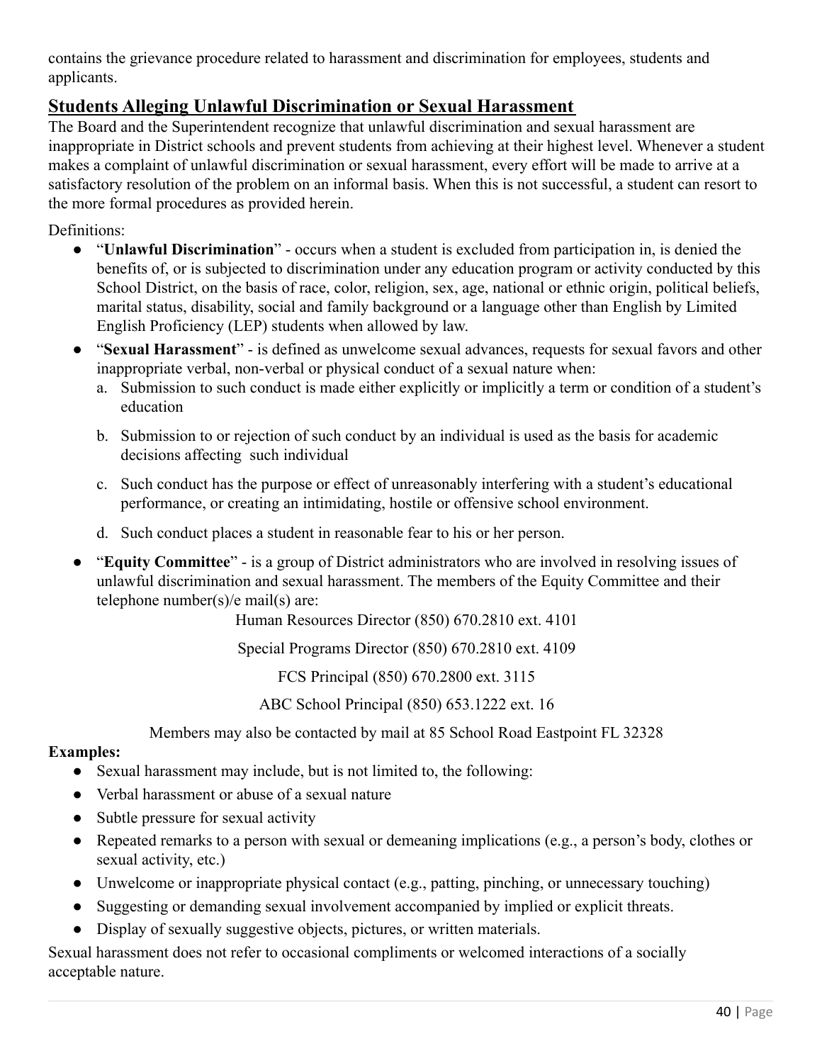contains the grievance procedure related to harassment and discrimination for employees, students and applicants.

## Students Alleging Unlawful Discrimination or Sexual Harassment

The Board and the Superintendent recognize that unlawful discrimination and sexual harassment are inappropriate in District schools and prevent students from achieving at their highest level. Whenever a student makes a complaint of unlawful discrimination or sexual harassment, every effort will be made to arrive at a satisfactory resolution of the problem on an informal basis. When this is not successful, a student can resort to the more formal procedures as provided herein.

Definitions:

- "**Unlawful Discrimination**" - occurs when a student is excluded from participation in, is denied the benefits of, or is subjected to discrimination under any education program or activity conducted by this School District, on the basis of race, color, religion, sex, age, national or ethnic origin, political beliefs, marital status, disability, social and family background or a language other than English by Limited English Proficiency (LEP) students when allowed by law.
- "**Sexual Harassment**" - is defined as unwelcome sexual advances, requests for sexual favors and other inappropriate verbal, non-verbal or physical conduct of a sexual nature when:
    a. Submission to such conduct is made either explicitly or implicitly a term or condition of a student's education
    b. Submission to or rejection of such conduct by an individual is used as the basis for academic decisions affecting such individual
    c. Such conduct has the purpose or effect of unreasonably interfering with a student's educational performance, or creating an intimidating, hostile or offensive school environment.
    d. Such conduct places a student in reasonable fear to his or her person.
- "**Equity Committee**" - is a group of District administrators who are involved in resolving issues of unlawful discrimination and sexual harassment. The members of the Equity Committee and their telephone number(s)/e mail(s) are:

Human Resources Director (850) 670.2810 ext. 4101

Special Programs Director (850) 670.2810 ext. 4109

FCS Principal (850) 670.2800 ext. 3115

ABC School Principal (850) 653.1222 ext. 16

Members may also be contacted by mail at 85 School Road Eastpoint FL 32328

**Examples:**

- Sexual harassment may include, but is not limited to, the following:
- Verbal harassment or abuse of a sexual nature
- Subtle pressure for sexual activity
- Repeated remarks to a person with sexual or demeaning implications (e.g., a person's body, clothes or sexual activity, etc.)
- Unwelcome or inappropriate physical contact (e.g., patting, pinching, or unnecessary touching)
- Suggesting or demanding sexual involvement accompanied by implied or explicit threats.
- Display of sexually suggestive objects, pictures, or written materials.

Sexual harassment does not refer to occasional compliments or welcomed interactions of a socially acceptable nature.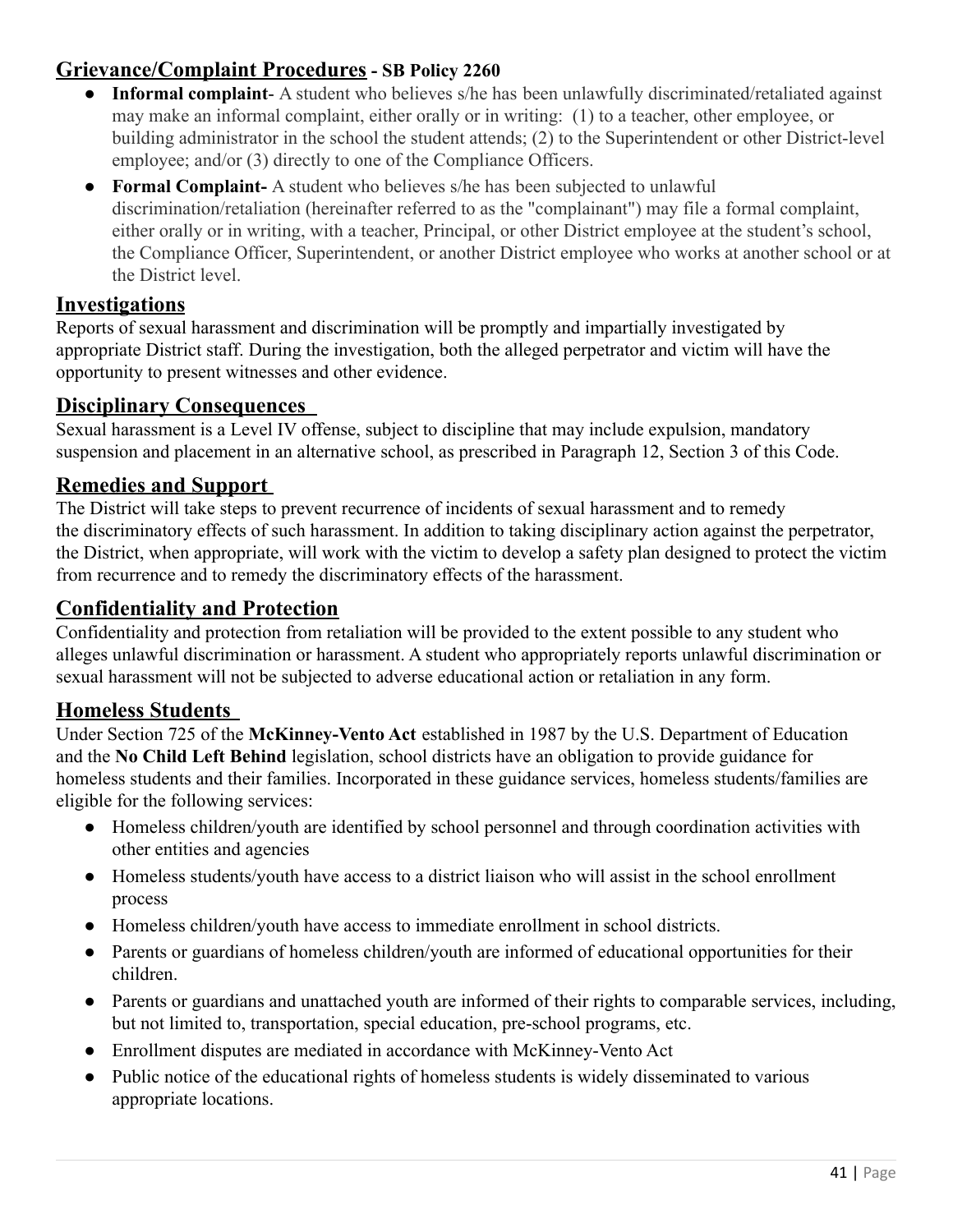## Grievance/Complaint Procedures - SB Policy 2260

- **Informal complaint**- A student who believes s/he has been unlawfully discriminated/retaliated against may make an informal complaint, either orally or in writing: (1) to a teacher, other employee, or building administrator in the school the student attends; (2) to the Superintendent or other District-level employee; and/or (3) directly to one of the Compliance Officers.
- **Formal Complaint-** A student who believes s/he has been subjected to unlawful discrimination/retaliation (hereinafter referred to as the "complainant") may file a formal complaint, either orally or in writing, with a teacher, Principal, or other District employee at the student's school, the Compliance Officer, Superintendent, or another District employee who works at another school or at the District level.

## Investigations

Reports of sexual harassment and discrimination will be promptly and impartially investigated by appropriate District staff. During the investigation, both the alleged perpetrator and victim will have the opportunity to present witnesses and other evidence.

## Disciplinary Consequences

Sexual harassment is a Level IV offense, subject to discipline that may include expulsion, mandatory suspension and placement in an alternative school, as prescribed in Paragraph 12, Section 3 of this Code.

## Remedies and Support

The District will take steps to prevent recurrence of incidents of sexual harassment and to remedy the discriminatory effects of such harassment. In addition to taking disciplinary action against the perpetrator, the District, when appropriate, will work with the victim to develop a safety plan designed to protect the victim from recurrence and to remedy the discriminatory effects of the harassment.

## Confidentiality and Protection

Confidentiality and protection from retaliation will be provided to the extent possible to any student who alleges unlawful discrimination or harassment. A student who appropriately reports unlawful discrimination or sexual harassment will not be subjected to adverse educational action or retaliation in any form.

## Homeless Students

Under Section 725 of the **McKinney-Vento Act** established in 1987 by the U.S. Department of Education and the **No Child Left Behind** legislation, school districts have an obligation to provide guidance for homeless students and their families. Incorporated in these guidance services, homeless students/families are eligible for the following services:

- Homeless children/youth are identified by school personnel and through coordination activities with other entities and agencies
- Homeless students/youth have access to a district liaison who will assist in the school enrollment process
- Homeless children/youth have access to immediate enrollment in school districts.
- Parents or guardians of homeless children/youth are informed of educational opportunities for their children.
- Parents or guardians and unattached youth are informed of their rights to comparable services, including, but not limited to, transportation, special education, pre-school programs, etc.
- Enrollment disputes are mediated in accordance with McKinney-Vento Act
- Public notice of the educational rights of homeless students is widely disseminated to various appropriate locations.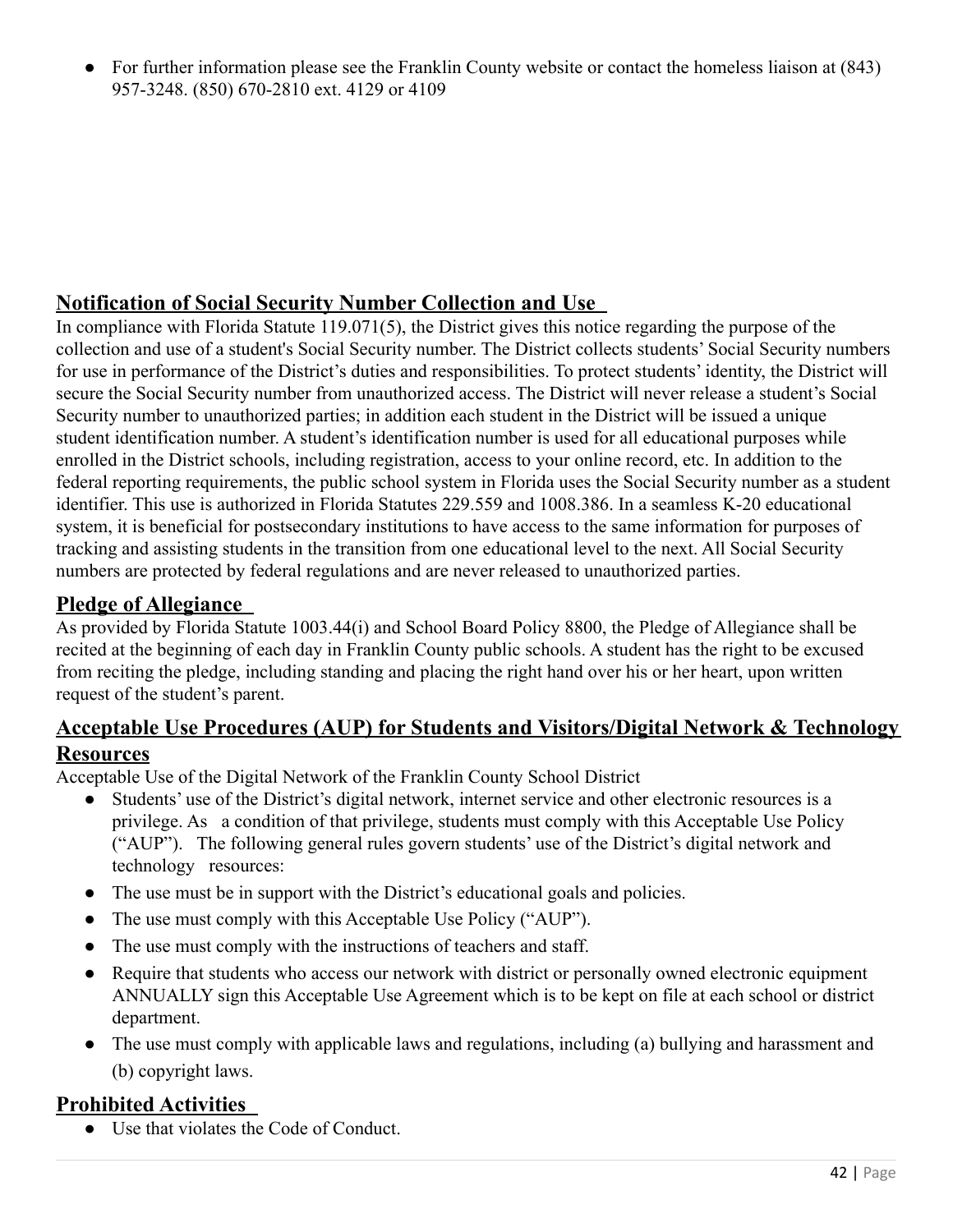- For further information please see the Franklin County website or contact the homeless liaison at (843) 957-3248. (850) 670-2810 ext. 4129 or 4109

## Notification of Social Security Number Collection and Use

In compliance with Florida Statute 119.071(5), the District gives this notice regarding the purpose of the collection and use of a student's Social Security number. The District collects students' Social Security numbers for use in performance of the District's duties and responsibilities. To protect students' identity, the District will secure the Social Security number from unauthorized access. The District will never release a student's Social Security number to unauthorized parties; in addition each student in the District will be issued a unique student identification number. A student's identification number is used for all educational purposes while enrolled in the District schools, including registration, access to your online record, etc. In addition to the federal reporting requirements, the public school system in Florida uses the Social Security number as a student identifier. This use is authorized in Florida Statutes 229.559 and 1008.386. In a seamless K-20 educational system, it is beneficial for postsecondary institutions to have access to the same information for purposes of tracking and assisting students in the transition from one educational level to the next. All Social Security numbers are protected by federal regulations and are never released to unauthorized parties.

## Pledge of Allegiance

As provided by Florida Statute 1003.44(i) and School Board Policy 8800, the Pledge of Allegiance shall be recited at the beginning of each day in Franklin County public schools. A student has the right to be excused from reciting the pledge, including standing and placing the right hand over his or her heart, upon written request of the student's parent.

## Acceptable Use Procedures (AUP) for Students and Visitors/Digital Network & Technology Resources

Acceptable Use of the Digital Network of the Franklin County School District

- Students' use of the District's digital network, internet service and other electronic resources is a privilege. As a condition of that privilege, students must comply with this Acceptable Use Policy ("AUP"). The following general rules govern students' use of the District's digital network and technology resources:
- The use must be in support with the District's educational goals and policies.
- The use must comply with this Acceptable Use Policy ("AUP").
- The use must comply with the instructions of teachers and staff.
- Require that students who access our network with district or personally owned electronic equipment ANNUALLY sign this Acceptable Use Agreement which is to be kept on file at each school or district department.
- The use must comply with applicable laws and regulations, including (a) bullying and harassment and (b) copyright laws.

## Prohibited Activities

- Use that violates the Code of Conduct.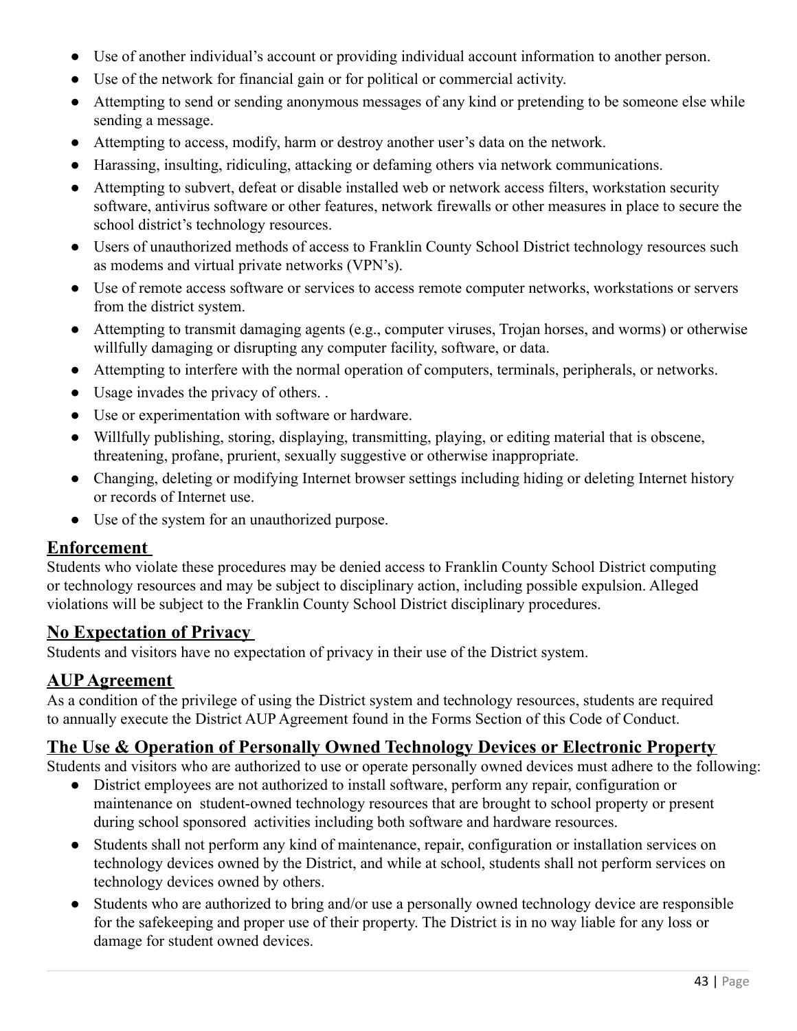- Use of another individual's account or providing individual account information to another person.
- Use of the network for financial gain or for political or commercial activity.
- Attempting to send or sending anonymous messages of any kind or pretending to be someone else while sending a message.
- Attempting to access, modify, harm or destroy another user's data on the network.
- Harassing, insulting, ridiculing, attacking or defaming others via network communications.
- Attempting to subvert, defeat or disable installed web or network access filters, workstation security software, antivirus software or other features, network firewalls or other measures in place to secure the school district's technology resources.
- Users of unauthorized methods of access to Franklin County School District technology resources such as modems and virtual private networks (VPN's).
- Use of remote access software or services to access remote computer networks, workstations or servers from the district system.
- Attempting to transmit damaging agents (e.g., computer viruses, Trojan horses, and worms) or otherwise willfully damaging or disrupting any computer facility, software, or data.
- Attempting to interfere with the normal operation of computers, terminals, peripherals, or networks.
- Usage invades the privacy of others. .
- Use or experimentation with software or hardware.
- Willfully publishing, storing, displaying, transmitting, playing, or editing material that is obscene, threatening, profane, prurient, sexually suggestive or otherwise inappropriate.
- Changing, deleting or modifying Internet browser settings including hiding or deleting Internet history or records of Internet use.
- Use of the system for an unauthorized purpose.

## Enforcement

Students who violate these procedures may be denied access to Franklin County School District computing or technology resources and may be subject to disciplinary action, including possible expulsion. Alleged violations will be subject to the Franklin County School District disciplinary procedures.

## No Expectation of Privacy

Students and visitors have no expectation of privacy in their use of the District system.

## AUP Agreement

As a condition of the privilege of using the District system and technology resources, students are required to annually execute the District AUP Agreement found in the Forms Section of this Code of Conduct.

## The Use & Operation of Personally Owned Technology Devices or Electronic Property

Students and visitors who are authorized to use or operate personally owned devices must adhere to the following:

- District employees are not authorized to install software, perform any repair, configuration or maintenance on student-owned technology resources that are brought to school property or present during school sponsored activities including both software and hardware resources.
- Students shall not perform any kind of maintenance, repair, configuration or installation services on technology devices owned by the District, and while at school, students shall not perform services on technology devices owned by others.
- Students who are authorized to bring and/or use a personally owned technology device are responsible for the safekeeping and proper use of their property. The District is in no way liable for any loss or damage for student owned devices.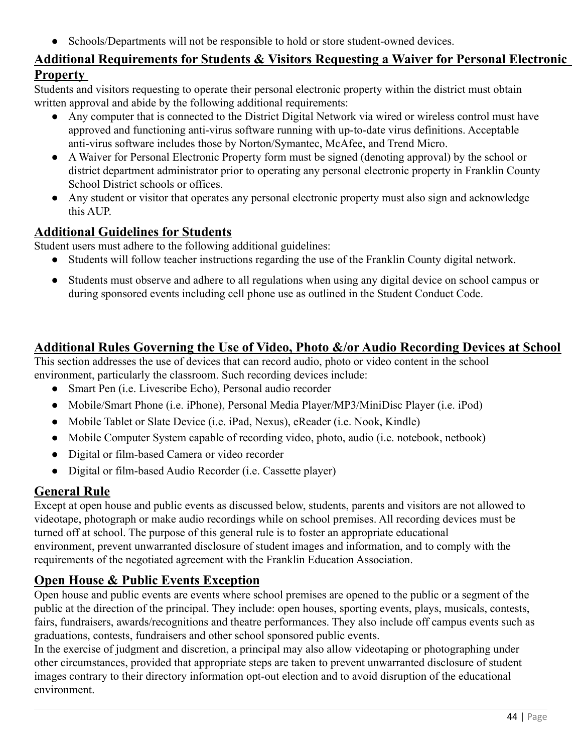- Schools/Departments will not be responsible to hold or store student-owned devices.

## Additional Requirements for Students & Visitors Requesting a Waiver for Personal Electronic Property

Students and visitors requesting to operate their personal electronic property within the district must obtain written approval and abide by the following additional requirements:

- Any computer that is connected to the District Digital Network via wired or wireless control must have approved and functioning anti-virus software running with up-to-date virus definitions. Acceptable anti-virus software includes those by Norton/Symantec, McAfee, and Trend Micro.
- A Waiver for Personal Electronic Property form must be signed (denoting approval) by the school or district department administrator prior to operating any personal electronic property in Franklin County School District schools or offices.
- Any student or visitor that operates any personal electronic property must also sign and acknowledge this AUP.

## Additional Guidelines for Students

Student users must adhere to the following additional guidelines:

- Students will follow teacher instructions regarding the use of the Franklin County digital network.
- Students must observe and adhere to all regulations when using any digital device on school campus or during sponsored events including cell phone use as outlined in the Student Conduct Code.

## Additional Rules Governing the Use of Video, Photo &/or Audio Recording Devices at School

This section addresses the use of devices that can record audio, photo or video content in the school environment, particularly the classroom. Such recording devices include:

- Smart Pen (i.e. Livescribe Echo), Personal audio recorder
- Mobile/Smart Phone (i.e. iPhone), Personal Media Player/MP3/MiniDisc Player (i.e. iPod)
- Mobile Tablet or Slate Device (i.e. iPad, Nexus), eReader (i.e. Nook, Kindle)
- Mobile Computer System capable of recording video, photo, audio (i.e. notebook, netbook)
- Digital or film-based Camera or video recorder
- Digital or film-based Audio Recorder (i.e. Cassette player)

## General Rule

Except at open house and public events as discussed below, students, parents and visitors are not allowed to videotape, photograph or make audio recordings while on school premises. All recording devices must be turned off at school. The purpose of this general rule is to foster an appropriate educational environment, prevent unwarranted disclosure of student images and information, and to comply with the requirements of the negotiated agreement with the Franklin Education Association.

## Open House & Public Events Exception

Open house and public events are events where school premises are opened to the public or a segment of the public at the direction of the principal. They include: open houses, sporting events, plays, musicals, contests, fairs, fundraisers, awards/recognitions and theatre performances. They also include off campus events such as graduations, contests, fundraisers and other school sponsored public events.

In the exercise of judgment and discretion, a principal may also allow videotaping or photographing under other circumstances, provided that appropriate steps are taken to prevent unwarranted disclosure of student images contrary to their directory information opt-out election and to avoid disruption of the educational environment.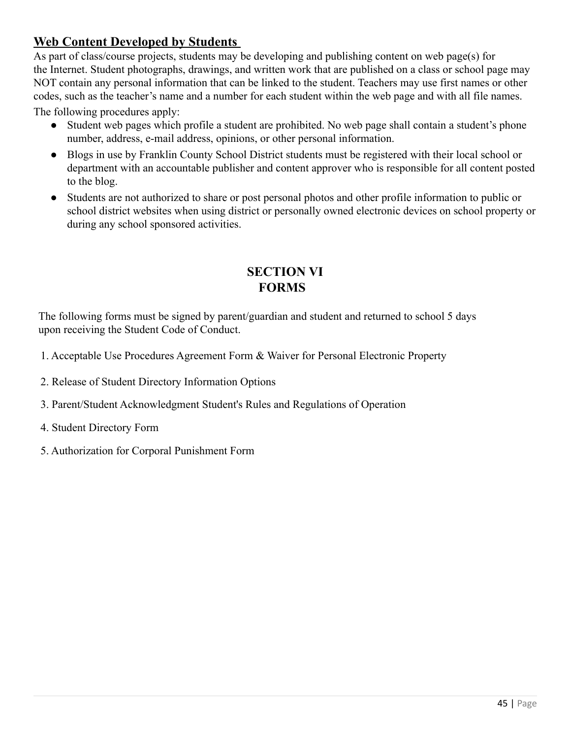## Web Content Developed by Students

As part of class/course projects, students may be developing and publishing content on web page(s) for the Internet. Student photographs, drawings, and written work that are published on a class or school page may NOT contain any personal information that can be linked to the student. Teachers may use first names or other codes, such as the teacher's name and a number for each student within the web page and with all file names.

The following procedures apply:

- Student web pages which profile a student are prohibited. No web page shall contain a student's phone number, address, e-mail address, opinions, or other personal information.
- Blogs in use by Franklin County School District students must be registered with their local school or department with an accountable publisher and content approver who is responsible for all content posted to the blog.
- Students are not authorized to share or post personal photos and other profile information to public or school district websites when using district or personally owned electronic devices on school property or during any school sponsored activities.

# SECTION VI
# FORMS

The following forms must be signed by parent/guardian and student and returned to school 5 days upon receiving the Student Code of Conduct.

1. Acceptable Use Procedures Agreement Form & Waiver for Personal Electronic Property
2. Release of Student Directory Information Options
3. Parent/Student Acknowledgment Student's Rules and Regulations of Operation
4. Student Directory Form
5. Authorization for Corporal Punishment Form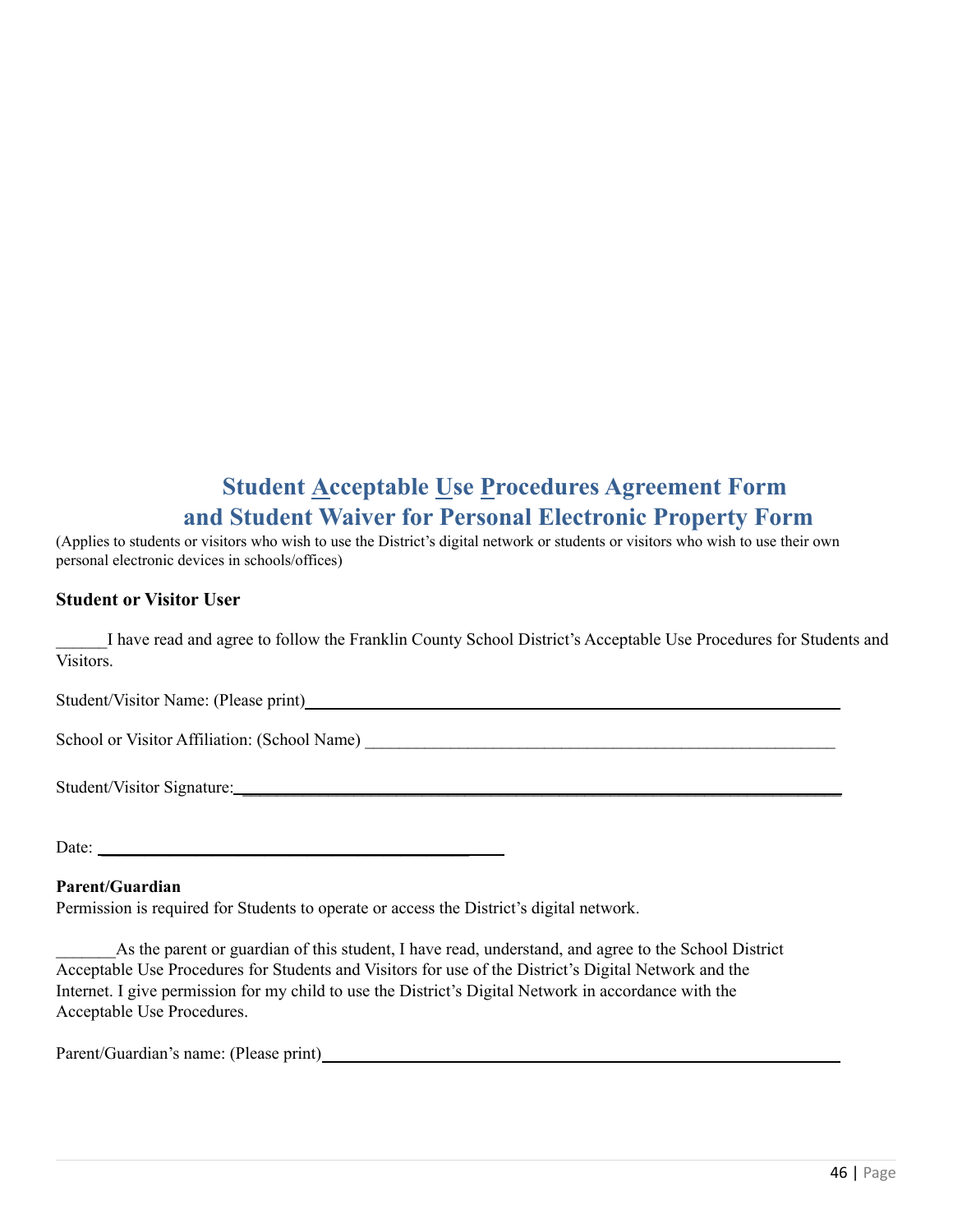## Student Acceptable Use Procedures Agreement Form
## and Student Waiver for Personal Electronic Property Form

(Applies to students or visitors who wish to use the District's digital network or students or visitors who wish to use their own personal electronic devices in schools/offices)

**Student or Visitor User**

______I have read and agree to follow the Franklin County School District's Acceptable Use Procedures for Students and Visitors.

Student/Visitor Name: (Please print)________________________________________________

School or Visitor Affiliation: (School Name) ____________________________________________

Student/Visitor Signature:_________________________________________________________

Date: ______________________________________

**Parent/Guardian**
Permission is required for Students to operate or access the District's digital network.

_______As the parent or guardian of this student, I have read, understand, and agree to the School District Acceptable Use Procedures for Students and Visitors for use of the District's Digital Network and the Internet. I give permission for my child to use the District's Digital Network in accordance with the Acceptable Use Procedures.

Parent/Guardian's name: (Please print)_____________________________________________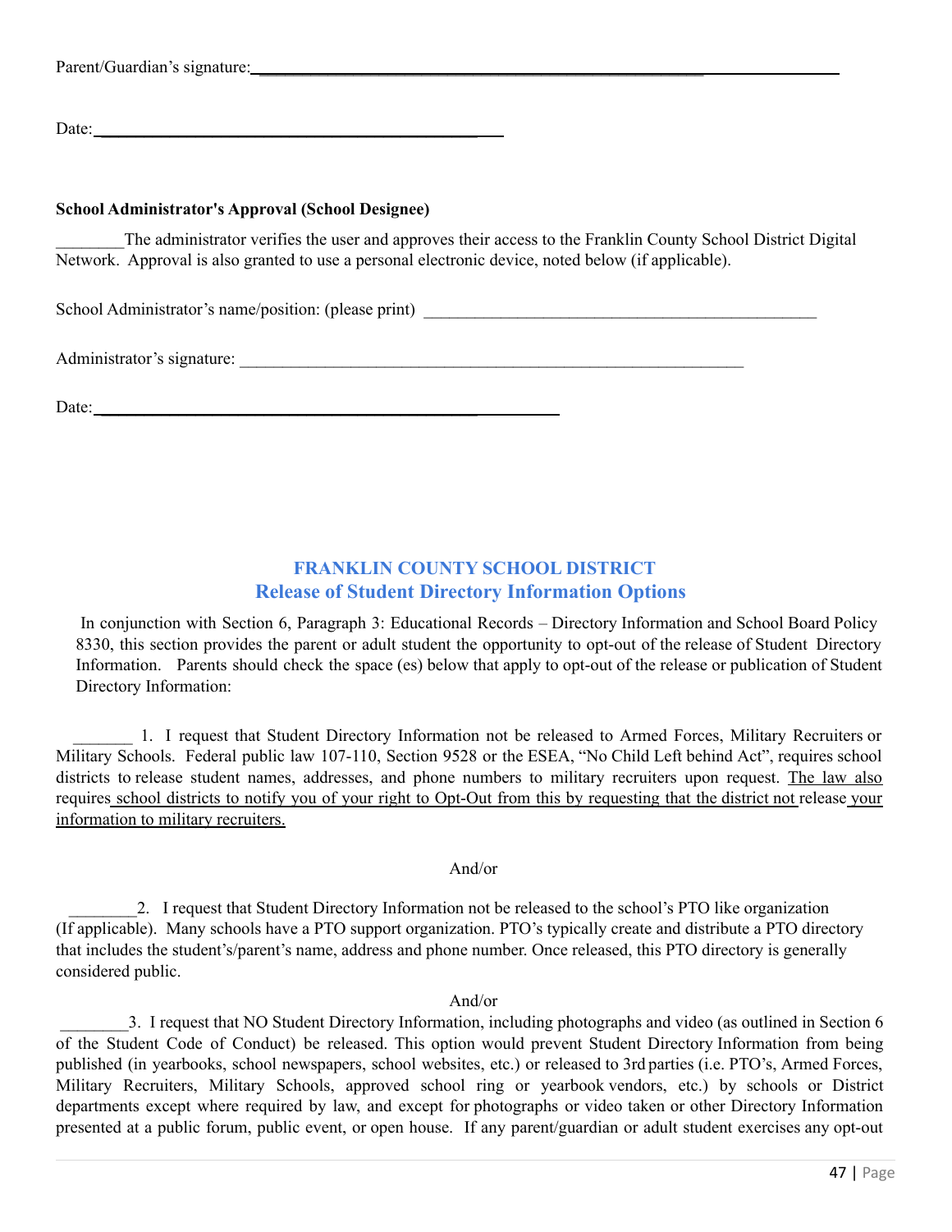Parent/Guardian's signature:______________________________________________________

Date:_______________________________________________

**School Administrator's Approval (School Designee)**

________The administrator verifies the user and approves their access to the Franklin County School District Digital Network. Approval is also granted to use a personal electronic device, noted below (if applicable).

School Administrator's name/position: (please print) _______________________________________________

Administrator's signature: _____________________________________________________________

Date:________________________________________________________

## FRANKLIN COUNTY SCHOOL DISTRICT
## Release of Student Directory Information Options

In conjunction with Section 6, Paragraph 3: Educational Records – Directory Information and School Board Policy 8330, this section provides the parent or adult student the opportunity to opt-out of the release of Student Directory Information. Parents should check the space (es) below that apply to opt-out of the release or publication of Student Directory Information:

_______ 1. I request that Student Directory Information not be released to Armed Forces, Military Recruiters or Military Schools. Federal public law 107-110, Section 9528 or the ESEA, "No Child Left behind Act", requires school districts to release student names, addresses, and phone numbers to military recruiters upon request. The law also requires school districts to notify you of your right to Opt-Out from this by requesting that the district not release your information to military recruiters.

And/or

________2. I request that Student Directory Information not be released to the school's PTO like organization (If applicable). Many schools have a PTO support organization. PTO's typically create and distribute a PTO directory that includes the student's/parent's name, address and phone number. Once released, this PTO directory is generally considered public.

And/or

________3. I request that NO Student Directory Information, including photographs and video (as outlined in Section 6 of the Student Code of Conduct) be released. This option would prevent Student Directory Information from being published (in yearbooks, school newspapers, school websites, etc.) or released to 3rd parties (i.e. PTO's, Armed Forces, Military Recruiters, Military Schools, approved school ring or yearbook vendors, etc.) by schools or District departments except where required by law, and except for photographs or video taken or other Directory Information presented at a public forum, public event, or open house. If any parent/guardian or adult student exercises any opt-out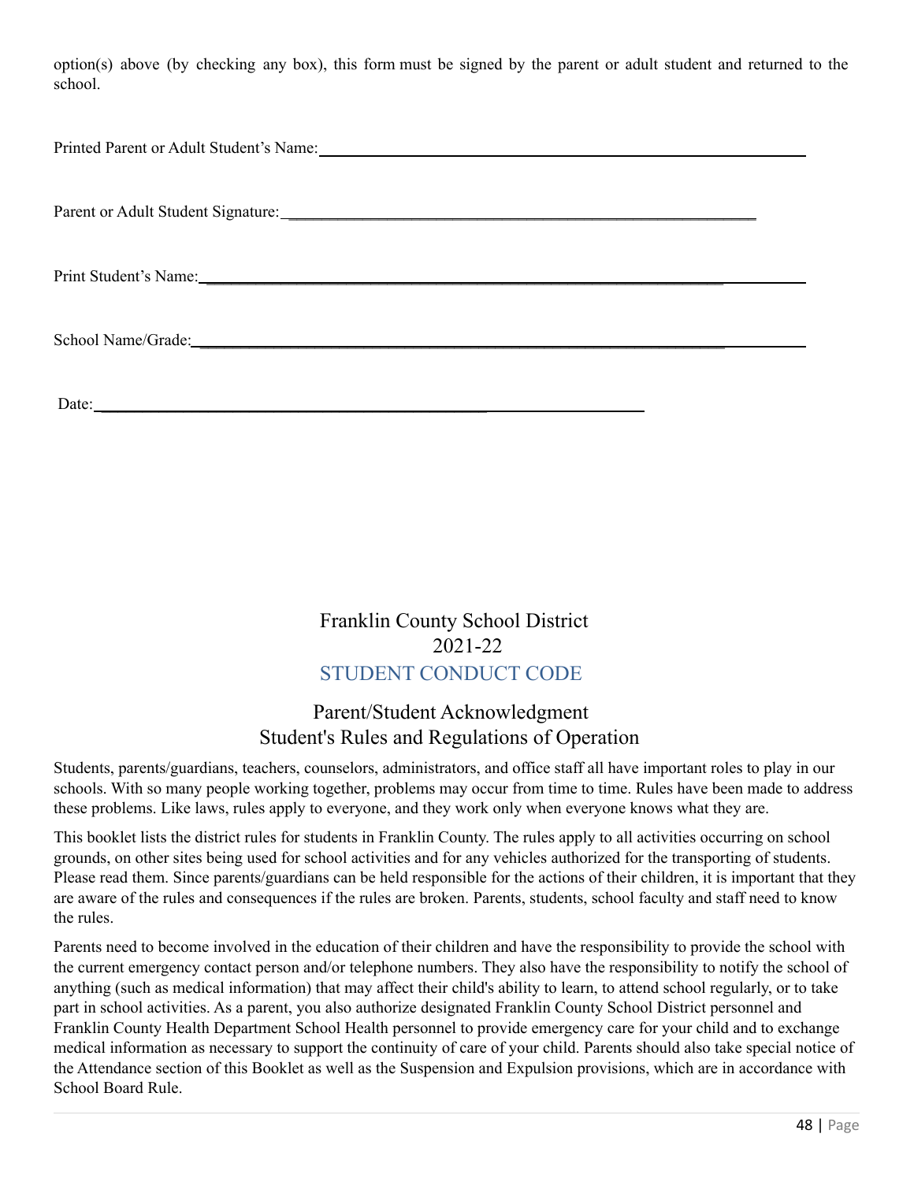option(s) above (by checking any box), this form must be signed by the parent or adult student and returned to the school.

Printed Parent or Adult Student's Name:______________________________________________

Parent or Adult Student Signature:______________________________________________

Print Student's Name:______________________________________________

School Name/Grade:______________________________________________

Date:______________________________________________

## Franklin County School District
## 2021-22
## STUDENT CONDUCT CODE

### Parent/Student Acknowledgment
### Student's Rules and Regulations of Operation

Students, parents/guardians, teachers, counselors, administrators, and office staff all have important roles to play in our schools. With so many people working together, problems may occur from time to time. Rules have been made to address these problems. Like laws, rules apply to everyone, and they work only when everyone knows what they are.

This booklet lists the district rules for students in Franklin County. The rules apply to all activities occurring on school grounds, on other sites being used for school activities and for any vehicles authorized for the transporting of students. Please read them. Since parents/guardians can be held responsible for the actions of their children, it is important that they are aware of the rules and consequences if the rules are broken. Parents, students, school faculty and staff need to know the rules.

Parents need to become involved in the education of their children and have the responsibility to provide the school with the current emergency contact person and/or telephone numbers. They also have the responsibility to notify the school of anything (such as medical information) that may affect their child's ability to learn, to attend school regularly, or to take part in school activities. As a parent, you also authorize designated Franklin County School District personnel and Franklin County Health Department School Health personnel to provide emergency care for your child and to exchange medical information as necessary to support the continuity of care of your child. Parents should also take special notice of the Attendance section of this Booklet as well as the Suspension and Expulsion provisions, which are in accordance with School Board Rule.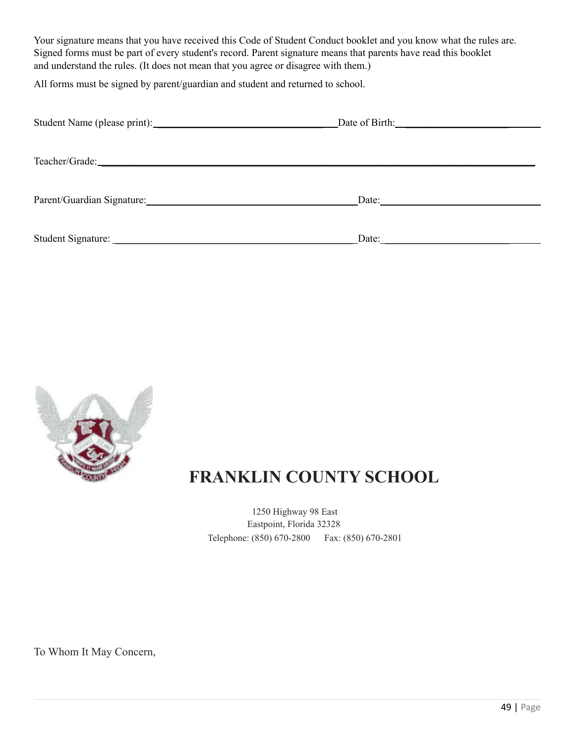Your signature means that you have received this Code of Student Conduct booklet and you know what the rules are. Signed forms must be part of every student's record. Parent signature means that parents have read this booklet and understand the rules. (It does not mean that you agree or disagree with them.)

All forms must be signed by parent/guardian and student and returned to school.

Student Name (please print):_________________________________ Date of Birth:_________________________

Teacher/Grade:_________________________________________________________________________________

Parent/Guardian Signature:_________________________________ Date:_________________________

Student Signature: _________________________________ Date:_________________________

# FRANKLIN COUNTY SCHOOL

1250 Highway 98 East
Eastpoint, Florida 32328
Telephone: (850) 670-2800 Fax: (850) 670-2801

To Whom It May Concern,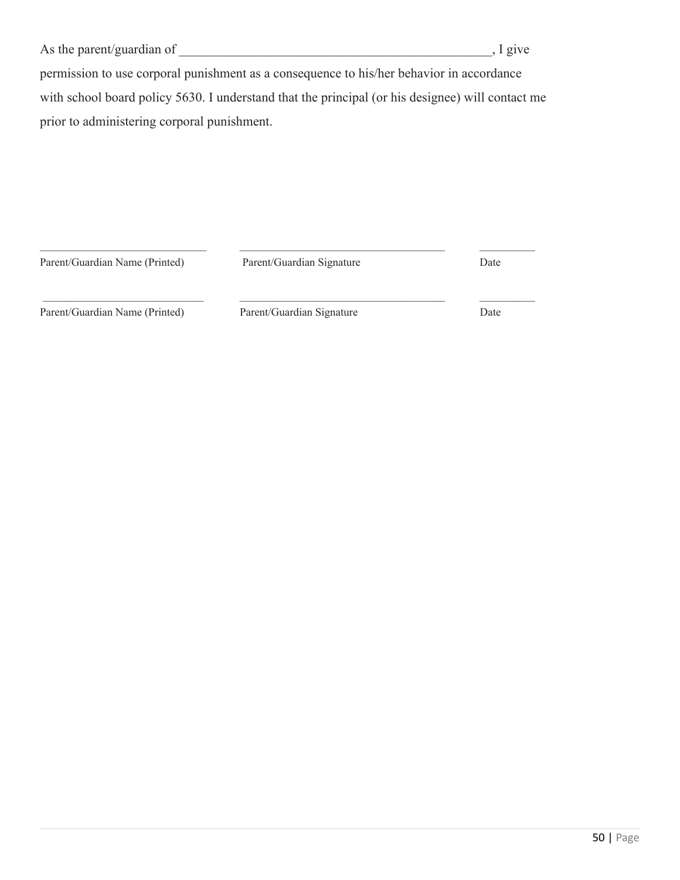As the parent/guardian of ________________________________________________, I give permission to use corporal punishment as a consequence to his/her behavior in accordance with school board policy 5630. I understand that the principal (or his designee) will contact me prior to administering corporal punishment.

| | | |
|---|---|---|
| _____________________________ | ____________________________________ | __________ |
| Parent/Guardian Name (Printed) | Parent/Guardian Signature | Date |
| _____________________________ | ____________________________________ | __________ |
| Parent/Guardian Name (Printed) | Parent/Guardian Signature | Date |